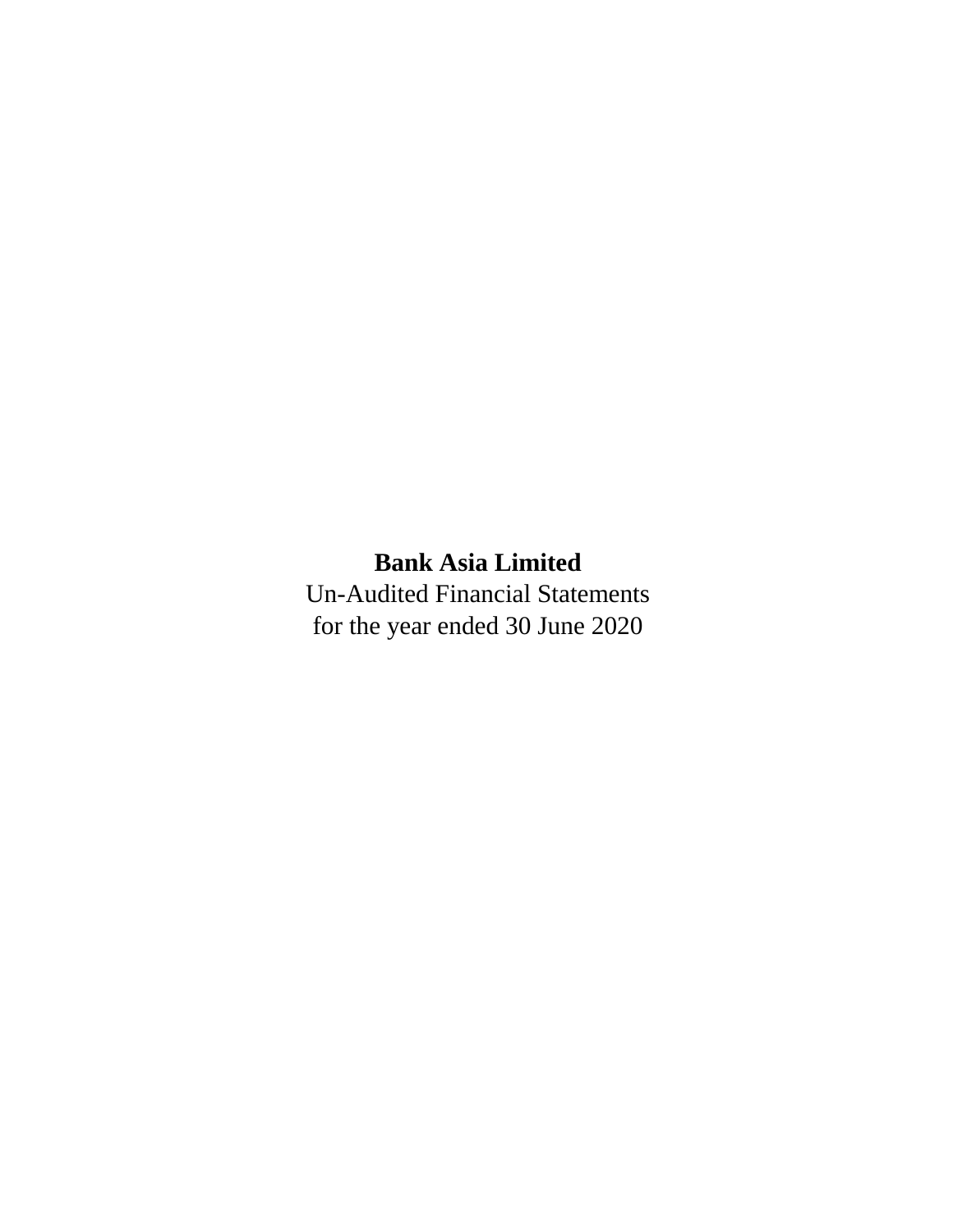**Bank Asia Limited**

Un-Audited Financial Statements

for the year ended 30 June 2020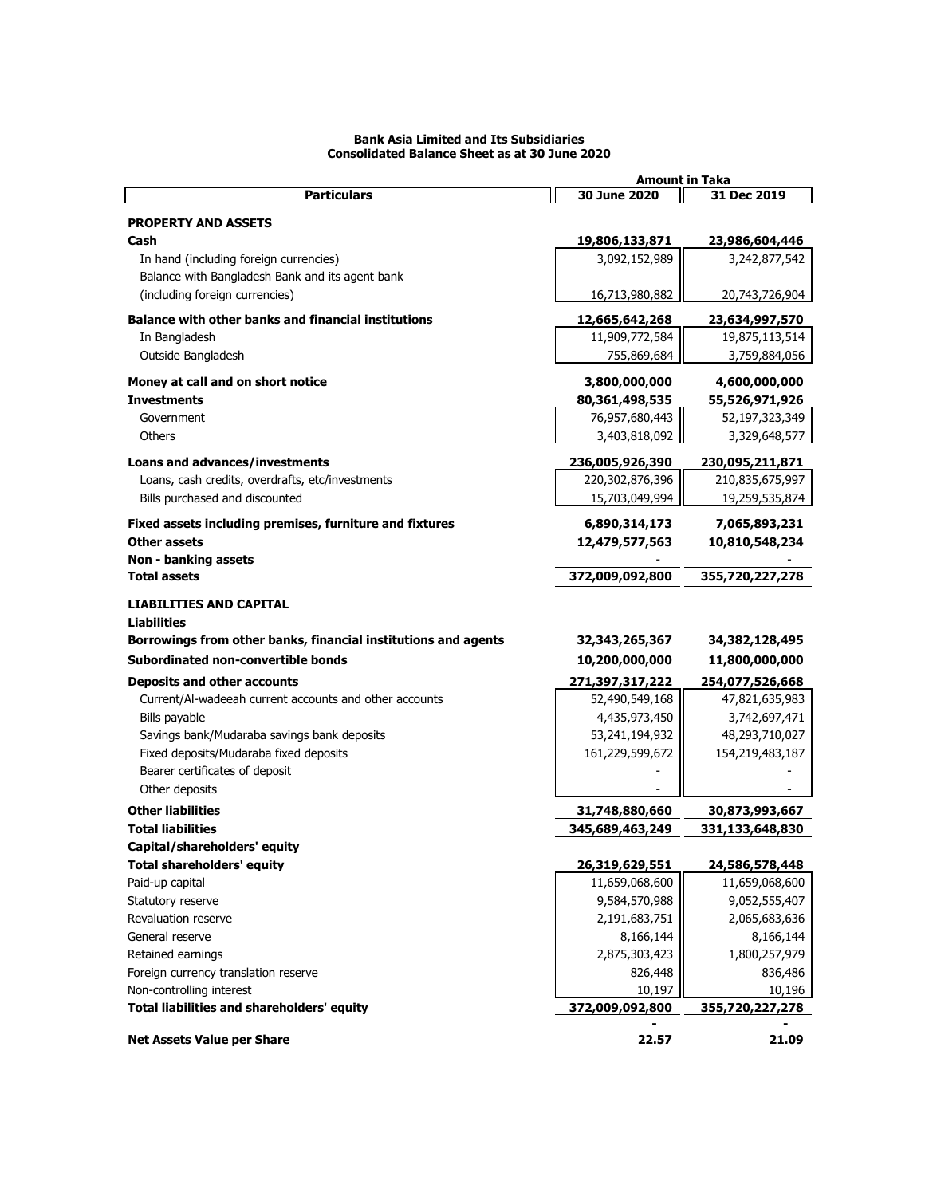# Bank Asia Limited and Its Subsidiaries
## Consolidated Balance Sheet as at 30 June 2020

| Particulars | Amount in Taka | |
|---|---|---|
| | 30 June 2020 | 31 Dec 2019 |
| **PROPERTY AND ASSETS** | | |
| **Cash** | **19,806,133,871** | **23,986,604,446** |
| In hand (including foreign currencies) | 3,092,152,989 | 3,242,877,542 |
| Balance with Bangladesh Bank and its agent bank (including foreign currencies) | 16,713,980,882 | 20,743,726,904 |
| **Balance with other banks and financial institutions** | **12,665,642,268** | **23,634,997,570** |
| In Bangladesh | 11,909,772,584 | 19,875,113,514 |
| Outside Bangladesh | 755,869,684 | 3,759,884,056 |
| **Money at call and on short notice** | **3,800,000,000** | **4,600,000,000** |
| **Investments** | **80,361,498,535** | **55,526,971,926** |
| Government | 76,957,680,443 | 52,197,323,349 |
| Others | 3,403,818,092 | 3,329,648,577 |
| **Loans and advances/investments** | **236,005,926,390** | **230,095,211,871** |
| Loans, cash credits, overdrafts, etc/investments | 220,302,876,396 | 210,835,675,997 |
| Bills purchased and discounted | 15,703,049,994 | 19,259,535,874 |
| **Fixed assets including premises, furniture and fixtures** | **6,890,314,173** | **7,065,893,231** |
| **Other assets** | **12,479,577,563** | **10,810,548,234** |
| **Non - banking assets** | - | - |
| **Total assets** | **372,009,092,800** | **355,720,227,278** |
| **LIABILITIES AND CAPITAL** | | |
| **Liabilities** | | |
| **Borrowings from other banks, financial institutions and agents** | **32,343,265,367** | **34,382,128,495** |
| **Subordinated non-convertible bonds** | **10,200,000,000** | **11,800,000,000** |
| **Deposits and other accounts** | **271,397,317,222** | **254,077,526,668** |
| Current/Al-wadeeah current accounts and other accounts | 52,490,549,168 | 47,821,635,983 |
| Bills payable | 4,435,973,450 | 3,742,697,471 |
| Savings bank/Mudaraba savings bank deposits | 53,241,194,932 | 48,293,710,027 |
| Fixed deposits/Mudaraba fixed deposits | 161,229,599,672 | 154,219,483,187 |
| Bearer certificates of deposit | - | - |
| Other deposits | - | - |
| **Other liabilities** | **31,748,880,660** | **30,873,993,667** |
| **Total liabilities** | **345,689,463,249** | **331,133,648,830** |
| **Capital/shareholders' equity** | | |
| **Total shareholders' equity** | **26,319,629,551** | **24,586,578,448** |
| Paid-up capital | 11,659,068,600 | 11,659,068,600 |
| Statutory reserve | 9,584,570,988 | 9,052,555,407 |
| Revaluation reserve | 2,191,683,751 | 2,065,683,636 |
| General reserve | 8,166,144 | 8,166,144 |
| Retained earnings | 2,875,303,423 | 1,800,257,979 |
| Foreign currency translation reserve | 826,448 | 836,486 |
| Non-controlling interest | 10,197 | 10,196 |
| **Total liabilities and shareholders' equity** | **372,009,092,800** | **355,720,227,278** |
| | - | - |
| **Net Assets Value per Share** | **22.57** | **21.09** |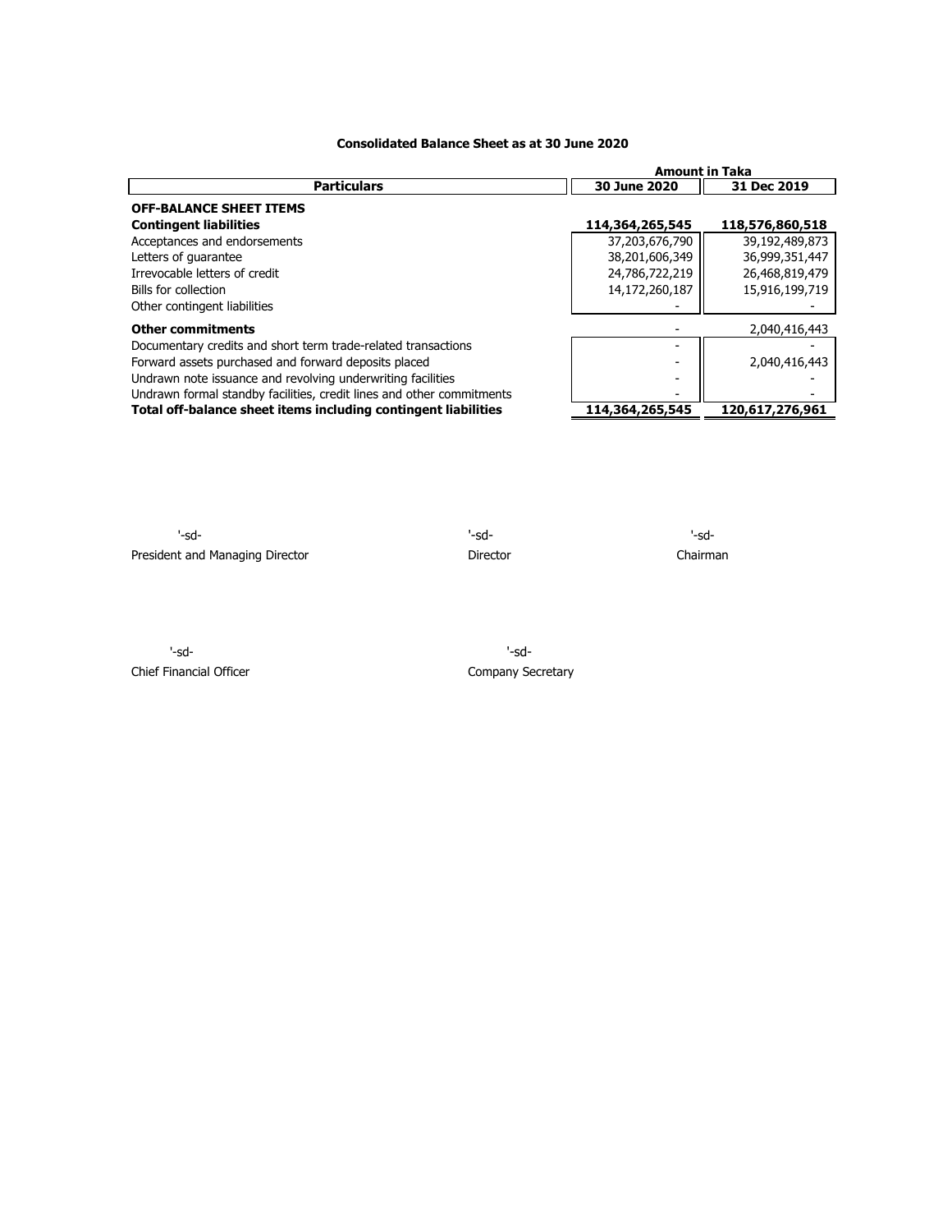# Consolidated Balance Sheet as at 30 June 2020

| Particulars | Amount in Taka | |
|---|---|---|
| | **30 June 2020** | **31 Dec 2019** |
| **OFF-BALANCE SHEET ITEMS** | | |
| **Contingent liabilities** | **114,364,265,545** | **118,576,860,518** |
| Acceptances and endorsements | 37,203,676,790 | 39,192,489,873 |
| Letters of guarantee | 38,201,606,349 | 36,999,351,447 |
| Irrevocable letters of credit | 24,786,722,219 | 26,468,819,479 |
| Bills for collection | 14,172,260,187 | 15,916,199,719 |
| Other contingent liabilities | - | - |
| **Other commitments** | - | 2,040,416,443 |
| Documentary credits and short term trade-related transactions | - | - |
| Forward assets purchased and forward deposits placed | - | 2,040,416,443 |
| Undrawn note issuance and revolving underwriting facilities | - | - |
| Undrawn formal standby facilities, credit lines and other commitments | - | - |
| **Total off-balance sheet items including contingent liabilities** | **114,364,265,545** | **120,617,276,961** |

'-sd-
President and Managing Director

'-sd-
Director

'-sd-
Chairman

'-sd-
Chief Financial Officer

'-sd-
Company Secretary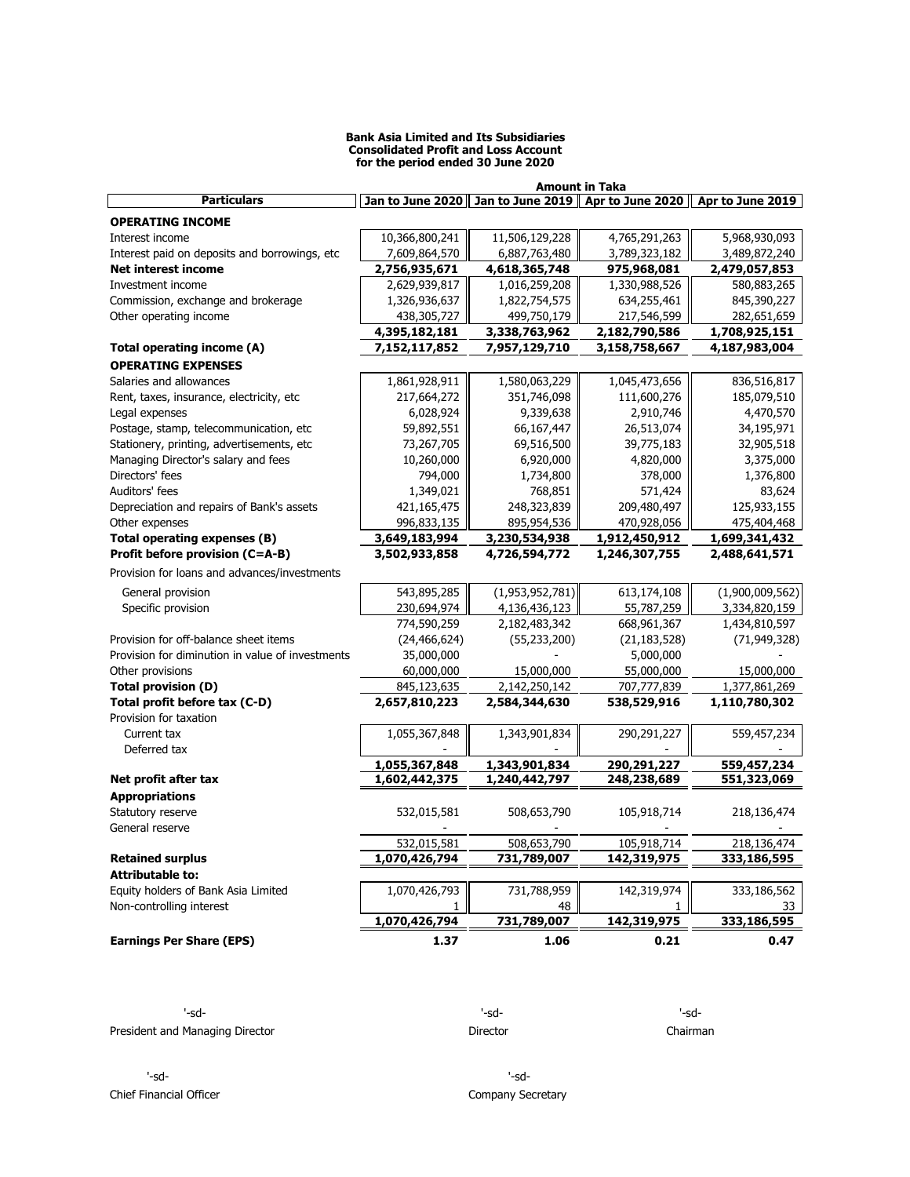**Bank Asia Limited and Its Subsidiaries**
**Consolidated Profit and Loss Account**
**for the period ended 30 June 2020**

| Particulars | Jan to June 2020 | Jan to June 2019 | Apr to June 2020 | Apr to June 2019 |
|---|---|---|---|---|
| | **Amount in Taka** | | | |
| **OPERATING INCOME** | | | | |
| Interest income | 10,366,800,241 | 11,506,129,228 | 4,765,291,263 | 5,968,930,093 |
| Interest paid on deposits and borrowings, etc | 7,609,864,570 | 6,887,763,480 | 3,789,323,182 | 3,489,872,240 |
| **Net interest income** | **2,756,935,671** | **4,618,365,748** | **975,968,081** | **2,479,057,853** |
| Investment income | 2,629,939,817 | 1,016,259,208 | 1,330,988,526 | 580,883,265 |
| Commission, exchange and brokerage | 1,326,936,637 | 1,822,754,575 | 634,255,461 | 845,390,227 |
| Other operating income | 438,305,727 | 499,750,179 | 217,546,599 | 282,651,659 |
| | **4,395,182,181** | **3,338,763,962** | **2,182,790,586** | **1,708,925,151** |
| **Total operating income (A)** | **7,152,117,852** | **7,957,129,710** | **3,158,758,667** | **4,187,983,004** |
| **OPERATING EXPENSES** | | | | |
| Salaries and allowances | 1,861,928,911 | 1,580,063,229 | 1,045,473,656 | 836,516,817 |
| Rent, taxes, insurance, electricity, etc | 217,664,272 | 351,746,098 | 111,600,276 | 185,079,510 |
| Legal expenses | 6,028,924 | 9,339,638 | 2,910,746 | 4,470,570 |
| Postage, stamp, telecommunication, etc | 59,892,551 | 66,167,447 | 26,513,074 | 34,195,971 |
| Stationery, printing, advertisements, etc | 73,267,705 | 69,516,500 | 39,775,183 | 32,905,518 |
| Managing Director's salary and fees | 10,260,000 | 6,920,000 | 4,820,000 | 3,375,000 |
| Directors' fees | 794,000 | 1,734,800 | 378,000 | 1,376,800 |
| Auditors' fees | 1,349,021 | 768,851 | 571,424 | 83,624 |
| Depreciation and repairs of Bank's assets | 421,165,475 | 248,323,839 | 209,480,497 | 125,933,155 |
| Other expenses | 996,833,135 | 895,954,536 | 470,928,056 | 475,404,468 |
| **Total operating expenses (B)** | **3,649,183,994** | **3,230,534,938** | **1,912,450,912** | **1,699,341,432** |
| **Profit before provision (C=A-B)** | **3,502,933,858** | **4,726,594,772** | **1,246,307,755** | **2,488,641,571** |
| Provision for loans and advances/investments | | | | |
| General provision | 543,895,285 | (1,953,952,781) | 613,174,108 | (1,900,009,562) |
| Specific provision | 230,694,974 | 4,136,436,123 | 55,787,259 | 3,334,820,159 |
| | 774,590,259 | 2,182,483,342 | 668,961,367 | 1,434,810,597 |
| Provision for off-balance sheet items | (24,466,624) | (55,233,200) | (21,183,528) | (71,949,328) |
| Provision for diminution in value of investments | 35,000,000 | - | 5,000,000 | - |
| Other provisions | 60,000,000 | 15,000,000 | 55,000,000 | 15,000,000 |
| **Total provision (D)** | **845,123,635** | **2,142,250,142** | **707,777,839** | **1,377,861,269** |
| **Total profit before tax (C-D)** | **2,657,810,223** | **2,584,344,630** | **538,529,916** | **1,110,780,302** |
| Provision for taxation | | | | |
| Current tax | 1,055,367,848 | 1,343,901,834 | 290,291,227 | 559,457,234 |
| Deferred tax | - | - | - | - |
| | **1,055,367,848** | **1,343,901,834** | **290,291,227** | **559,457,234** |
| **Net profit after tax** | **1,602,442,375** | **1,240,442,797** | **248,238,689** | **551,323,069** |
| **Appropriations** | | | | |
| Statutory reserve | 532,015,581 | 508,653,790 | 105,918,714 | 218,136,474 |
| General reserve | - | - | - | - |
| | 532,015,581 | 508,653,790 | 105,918,714 | 218,136,474 |
| **Retained surplus** | **1,070,426,794** | **731,789,007** | **142,319,975** | **333,186,595** |
| **Attributable to:** | | | | |
| Equity holders of Bank Asia Limited | 1,070,426,793 | 731,788,959 | 142,319,974 | 333,186,562 |
| Non-controlling interest | 1 | 48 | 1 | 33 |
| | **1,070,426,794** | **731,789,007** | **142,319,975** | **333,186,595** |
| **Earnings Per Share (EPS)** | **1.37** | **1.06** | **0.21** | **0.47** |

'-sd-
President and Managing Director

'-sd-
Director

'-sd-
Chairman

'-sd-
Chief Financial Officer

'-sd-
Company Secretary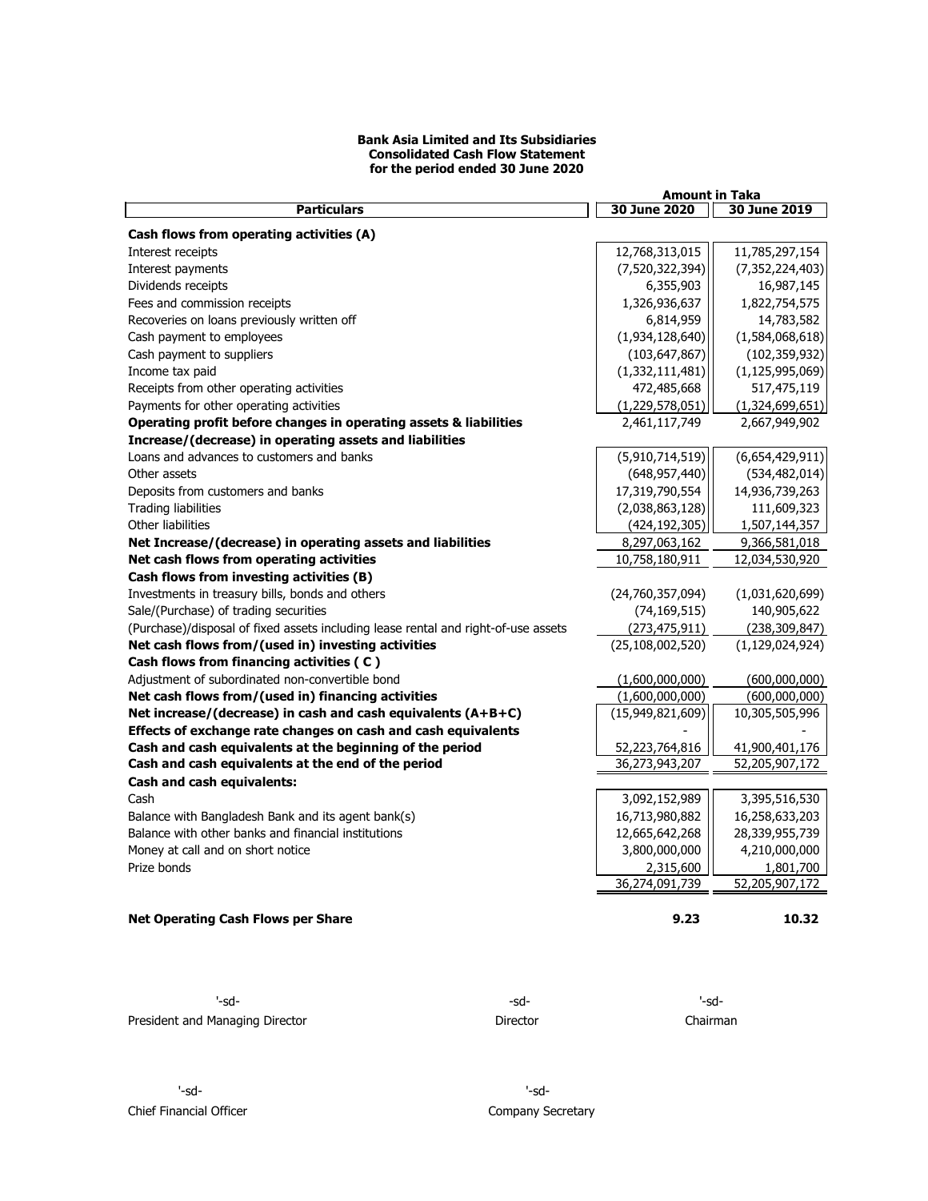**Bank Asia Limited and Its Subsidiaries**
**Consolidated Cash Flow Statement**
**for the period ended 30 June 2020**

| Particulars | Amount in Taka | |
|---|---|---|
| | **30 June 2020** | **30 June 2019** |
| **Cash flows from operating activities (A)** | | |
| Interest receipts | 12,768,313,015 | 11,785,297,154 |
| Interest payments | (7,520,322,394) | (7,352,224,403) |
| Dividends receipts | 6,355,903 | 16,987,145 |
| Fees and commission receipts | 1,326,936,637 | 1,822,754,575 |
| Recoveries on loans previously written off | 6,814,959 | 14,783,582 |
| Cash payment to employees | (1,934,128,640) | (1,584,068,618) |
| Cash payment to suppliers | (103,647,867) | (102,359,932) |
| Income tax paid | (1,332,111,481) | (1,125,995,069) |
| Receipts from other operating activities | 472,485,668 | 517,475,119 |
| Payments for other operating activities | (1,229,578,051) | (1,324,699,651) |
| **Operating profit before changes in operating assets & liabilities** | 2,461,117,749 | 2,667,949,902 |
| **Increase/(decrease) in operating assets and liabilities** | | |
| Loans and advances to customers and banks | (5,910,714,519) | (6,654,429,911) |
| Other assets | (648,957,440) | (534,482,014) |
| Deposits from customers and banks | 17,319,790,554 | 14,936,739,263 |
| Trading liabilities | (2,038,863,128) | 111,609,323 |
| Other liabilities | (424,192,305) | 1,507,144,357 |
| **Net Increase/(decrease) in operating assets and liabilities** | 8,297,063,162 | 9,366,581,018 |
| **Net cash flows from operating activities** | 10,758,180,911 | 12,034,530,920 |
| **Cash flows from investing activities (B)** | | |
| Investments in treasury bills, bonds and others | (24,760,357,094) | (1,031,620,699) |
| Sale/(Purchase) of trading securities | (74,169,515) | 140,905,622 |
| (Purchase)/disposal of fixed assets including lease rental and right-of-use assets | (273,475,911) | (238,309,847) |
| **Net cash flows from/(used in) investing activities** | (25,108,002,520) | (1,129,024,924) |
| **Cash flows from financing activities ( C )** | | |
| Adjustment of subordinated non-convertible bond | (1,600,000,000) | (600,000,000) |
| **Net cash flows from/(used in) financing activities** | (1,600,000,000) | (600,000,000) |
| **Net increase/(decrease) in cash and cash equivalents (A+B+C)** | (15,949,821,609) | 10,305,505,996 |
| **Effects of exchange rate changes on cash and cash equivalents** | - | - |
| **Cash and cash equivalents at the beginning of the period** | 52,223,764,816 | 41,900,401,176 |
| **Cash and cash equivalents at the end of the period** | 36,273,943,207 | 52,205,907,172 |
| **Cash and cash equivalents:** | | |
| Cash | 3,092,152,989 | 3,395,516,530 |
| Balance with Bangladesh Bank and its agent bank(s) | 16,713,980,882 | 16,258,633,203 |
| Balance with other banks and financial institutions | 12,665,642,268 | 28,339,955,739 |
| Money at call and on short notice | 3,800,000,000 | 4,210,000,000 |
| Prize bonds | 2,315,600 | 1,801,700 |
| | 36,274,091,739 | 52,205,907,172 |
| **Net Operating Cash Flows per Share** | **9.23** | **10.32** |

'-sd-
President and Managing Director

-sd-
Director

'-sd-
Chairman

'-sd-
Chief Financial Officer

'-sd-
Company Secretary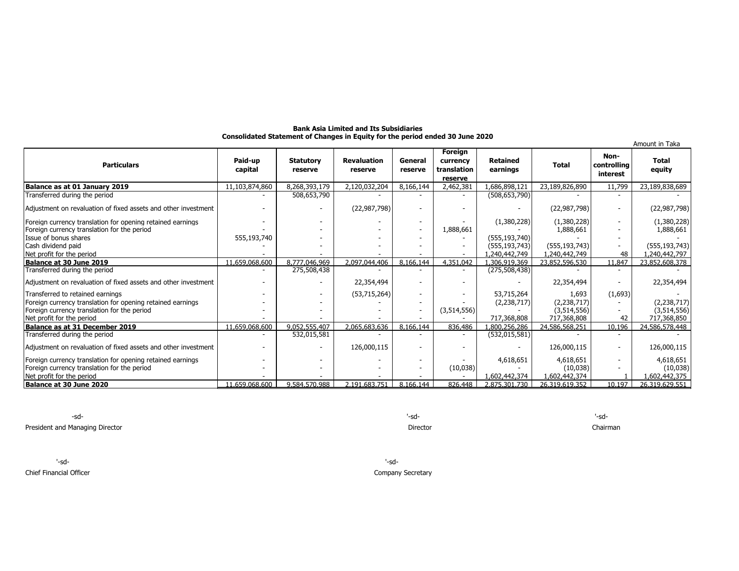**Bank Asia Limited and Its Subsidiaries**
**Consolidated Statement of Changes in Equity for the period ended 30 June 2020**

Amount in Taka

| Particulars | Paid-up capital | Statutory reserve | Revaluation reserve | General reserve | Foreign currency translation reserve | Retained earnings | Total | Non-controlling interest | Total equity |
|---|---|---|---|---|---|---|---|---|---|
| **Balance as at 01 January 2019** | 11,103,874,860 | 8,268,393,179 | 2,120,032,204 | 8,166,144 | 2,462,381 | 1,686,898,121 | 23,189,826,890 | 11,799 | 23,189,838,689 |
| Transferred during the period | - | 508,653,790 | - | - | - | (508,653,790) | - | - | - |
| Adjustment on revaluation of fixed assets and other investment | - | - | (22,987,798) | - | - | - | (22,987,798) | - | (22,987,798) |
| Foreign currency translation for opening retained earnings | - | - | - | - | - | (1,380,228) | (1,380,228) | - | (1,380,228) |
| Foreign currency translation for the period | - | - | - | - | 1,888,661 | - | 1,888,661 | - | 1,888,661 |
| Issue of bonus shares | 555,193,740 | - | - | - | - | (555,193,740) | - | - | - |
| Cash dividend paid | - | - | - | - | - | (555,193,743) | (555,193,743) | - | (555,193,743) |
| Net profit for the period | - | - | - | - | - | 1,240,442,749 | 1,240,442,749 | 48 | 1,240,442,797 |
| **Balance at 30 June 2019** | 11,659,068,600 | 8,777,046,969 | 2,097,044,406 | 8,166,144 | 4,351,042 | 1,306,919,369 | 23,852,596,530 | 11,847 | 23,852,608,378 |
| Transferred during the period | - | 275,508,438 | - | - | - | (275,508,438) | - | - | - |
| Adjustment on revaluation of fixed assets and other investment | - | - | 22,354,494 | - | - | - | 22,354,494 | - | 22,354,494 |
| Transferred to retained earnings | - | - | (53,715,264) | - | - | 53,715,264 | 1,693 | (1,693) | - |
| Foreign currency translation for opening retained earnings | - | - | - | - | - | (2,238,717) | (2,238,717) | - | (2,238,717) |
| Foreign currency translation for the period | - | - | - | - | (3,514,556) | - | (3,514,556) | - | (3,514,556) |
| Net profit for the period | - | - | - | - | - | 717,368,808 | 717,368,808 | 42 | 717,368,850 |
| **Balance as at 31 December 2019** | 11,659,068,600 | 9,052,555,407 | 2,065,683,636 | 8,166,144 | 836,486 | 1,800,256,286 | 24,586,568,251 | 10,196 | 24,586,578,448 |
| Transferred during the period | - | 532,015,581 | - | - | - | (532,015,581) | - | - | - |
| Adjustment on revaluation of fixed assets and other investment | - | - | 126,000,115 | - | - | - | 126,000,115 | - | 126,000,115 |
| Foreign currency translation for opening retained earnings | - | - | - | - | - | 4,618,651 | 4,618,651 | - | 4,618,651 |
| Foreign currency translation for the period | - | - | - | - | (10,038) | - | (10,038) | - | (10,038) |
| Net profit for the period | - | - | - | - | - | 1,602,442,374 | 1,602,442,374 | 1 | 1,602,442,375 |
| **Balance at 30 June 2020** | 11,659,068,600 | 9,584,570,988 | 2,191,683,751 | 8,166,144 | 826,448 | 2,875,301,730 | 26,319,619,352 | 10,197 | 26,319,629,551 |

-sd-
President and Managing Director

'-sd-
Director

'-sd-
Chairman

'-sd-
Chief Financial Officer

'-sd-
Company Secretary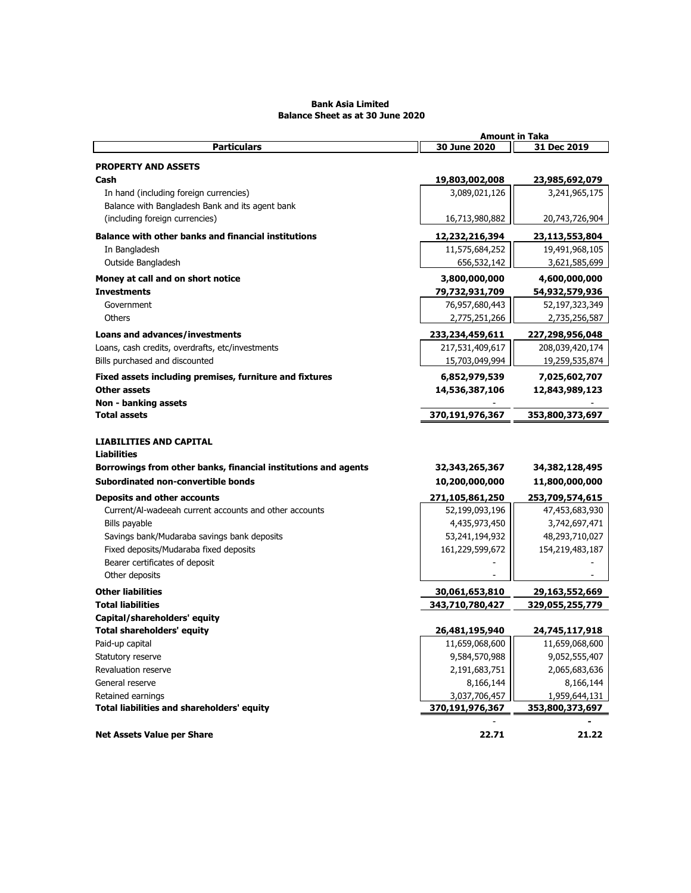**Bank Asia Limited**
**Balance Sheet as at 30 June 2020**

| Particulars | Amount in Taka | |
|---|---|---|
| | 30 June 2020 | 31 Dec 2019 |
| **PROPERTY AND ASSETS** | | |
| **Cash** | **19,803,002,008** | **23,985,692,079** |
| In hand (including foreign currencies) | 3,089,021,126 | 3,241,965,175 |
| Balance with Bangladesh Bank and its agent bank (including foreign currencies) | 16,713,980,882 | 20,743,726,904 |
| **Balance with other banks and financial institutions** | **12,232,216,394** | **23,113,553,804** |
| In Bangladesh | 11,575,684,252 | 19,491,968,105 |
| Outside Bangladesh | 656,532,142 | 3,621,585,699 |
| **Money at call and on short notice** | **3,800,000,000** | **4,600,000,000** |
| **Investments** | **79,732,931,709** | **54,932,579,936** |
| Government | 76,957,680,443 | 52,197,323,349 |
| Others | 2,775,251,266 | 2,735,256,587 |
| **Loans and advances/investments** | **233,234,459,611** | **227,298,956,048** |
| Loans, cash credits, overdrafts, etc/investments | 217,531,409,617 | 208,039,420,174 |
| Bills purchased and discounted | 15,703,049,994 | 19,259,535,874 |
| **Fixed assets including premises, furniture and fixtures** | **6,852,979,539** | **7,025,602,707** |
| **Other assets** | **14,536,387,106** | **12,843,989,123** |
| **Non - banking assets** | - | - |
| **Total assets** | **370,191,976,367** | **353,800,373,697** |
| | | |
| **LIABILITIES AND CAPITAL** | | |
| **Liabilities** | | |
| **Borrowings from other banks, financial institutions and agents** | **32,343,265,367** | **34,382,128,495** |
| **Subordinated non-convertible bonds** | **10,200,000,000** | **11,800,000,000** |
| **Deposits and other accounts** | **271,105,861,250** | **253,709,574,615** |
| Current/Al-wadeeah current accounts and other accounts | 52,199,093,196 | 47,453,683,930 |
| Bills payable | 4,435,973,450 | 3,742,697,471 |
| Savings bank/Mudaraba savings bank deposits | 53,241,194,932 | 48,293,710,027 |
| Fixed deposits/Mudaraba fixed deposits | 161,229,599,672 | 154,219,483,187 |
| Bearer certificates of deposit | - | - |
| Other deposits | - | - |
| **Other liabilities** | **30,061,653,810** | **29,163,552,669** |
| **Total liabilities** | **343,710,780,427** | **329,055,255,779** |
| **Capital/shareholders' equity** | | |
| **Total shareholders' equity** | **26,481,195,940** | **24,745,117,918** |
| Paid-up capital | 11,659,068,600 | 11,659,068,600 |
| Statutory reserve | 9,584,570,988 | 9,052,555,407 |
| Revaluation reserve | 2,191,683,751 | 2,065,683,636 |
| General reserve | 8,166,144 | 8,166,144 |
| Retained earnings | 3,037,706,457 | 1,959,644,131 |
| **Total liabilities and shareholders' equity** | **370,191,976,367** | **353,800,373,697** |
| | - | - |
| **Net Assets Value per Share** | **22.71** | **21.22** |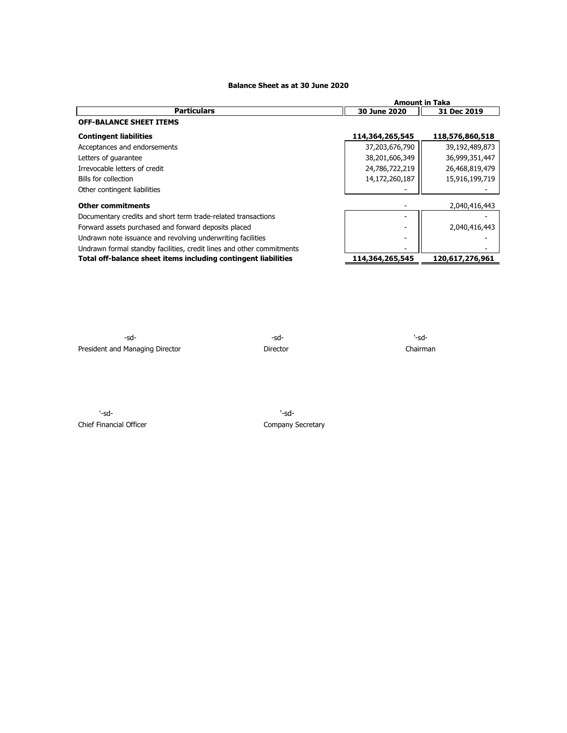# Balance Sheet as at 30 June 2020

| Particulars | Amount in Taka | |
|---|---|---|
| | **30 June 2020** | **31 Dec 2019** |
| **OFF-BALANCE SHEET ITEMS** | | |
| **Contingent liabilities** | **114,364,265,545** | **118,576,860,518** |
| Acceptances and endorsements | 37,203,676,790 | 39,192,489,873 |
| Letters of guarantee | 38,201,606,349 | 36,999,351,447 |
| Irrevocable letters of credit | 24,786,722,219 | 26,468,819,479 |
| Bills for collection | 14,172,260,187 | 15,916,199,719 |
| Other contingent liabilities | - | - |
| **Other commitments** | - | 2,040,416,443 |
| Documentary credits and short term trade-related transactions | - | - |
| Forward assets purchased and forward deposits placed | - | 2,040,416,443 |
| Undrawn note issuance and revolving underwriting facilities | - | - |
| Undrawn formal standby facilities, credit lines and other commitments | - | - |
| **Total off-balance sheet items including contingent liabilities** | **114,364,265,545** | **120,617,276,961** |

-sd-
President and Managing Director

-sd-
Director

'-sd-
Chairman

'-sd-
Chief Financial Officer

'-sd-
Company Secretary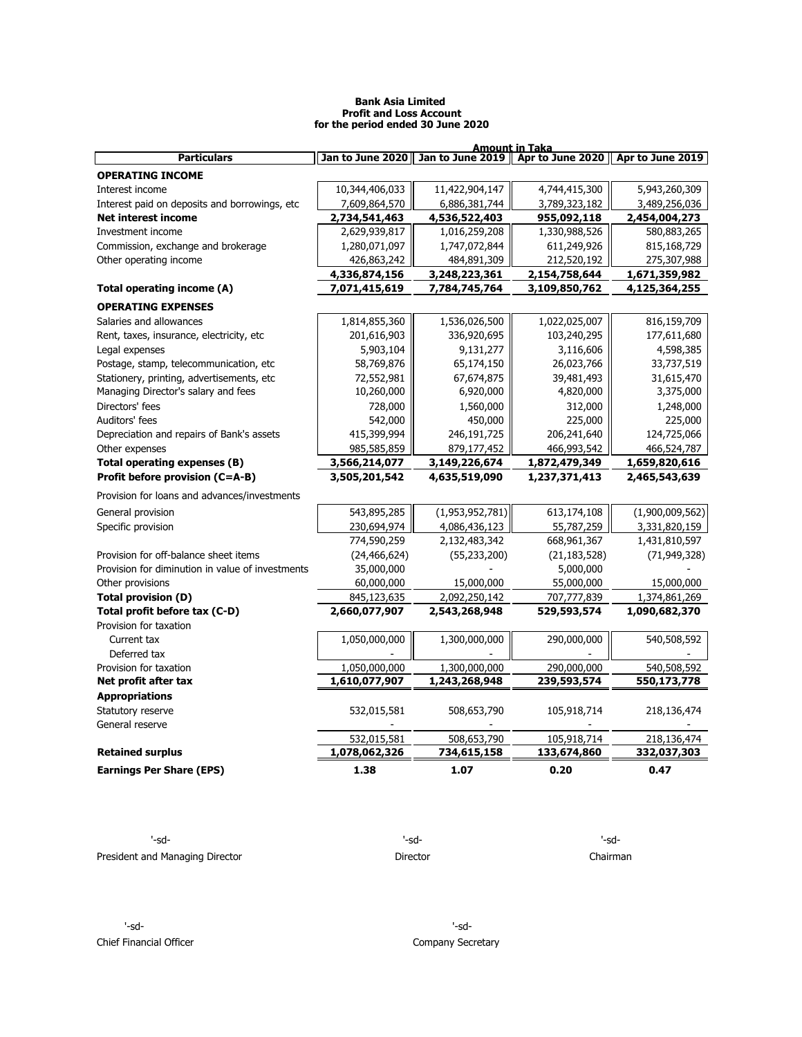**Bank Asia Limited**
**Profit and Loss Account**
**for the period ended 30 June 2020**

| Particulars | Jan to June 2020 | Jan to June 2019 | Apr to June 2020 | Apr to June 2019 |
|---|---|---|---|---|
| | Amount in Taka | | | |
| **OPERATING INCOME** | | | | |
| Interest income | 10,344,406,033 | 11,422,904,147 | 4,744,415,300 | 5,943,260,309 |
| Interest paid on deposits and borrowings, etc | 7,609,864,570 | 6,886,381,744 | 3,789,323,182 | 3,489,256,036 |
| **Net interest income** | **2,734,541,463** | **4,536,522,403** | **955,092,118** | **2,454,004,273** |
| Investment income | 2,629,939,817 | 1,016,259,208 | 1,330,988,526 | 580,883,265 |
| Commission, exchange and brokerage | 1,280,071,097 | 1,747,072,844 | 611,249,926 | 815,168,729 |
| Other operating income | 426,863,242 | 484,891,309 | 212,520,192 | 275,307,988 |
| | **4,336,874,156** | **3,248,223,361** | **2,154,758,644** | **1,671,359,982** |
| **Total operating income (A)** | **7,071,415,619** | **7,784,745,764** | **3,109,850,762** | **4,125,364,255** |
| **OPERATING EXPENSES** | | | | |
| Salaries and allowances | 1,814,855,360 | 1,536,026,500 | 1,022,025,007 | 816,159,709 |
| Rent, taxes, insurance, electricity, etc | 201,616,903 | 336,920,695 | 103,240,295 | 177,611,680 |
| Legal expenses | 5,903,104 | 9,131,277 | 3,116,606 | 4,598,385 |
| Postage, stamp, telecommunication, etc | 58,769,876 | 65,174,150 | 26,023,766 | 33,737,519 |
| Stationery, printing, advertisements, etc | 72,552,981 | 67,674,875 | 39,481,493 | 31,615,470 |
| Managing Director's salary and fees | 10,260,000 | 6,920,000 | 4,820,000 | 3,375,000 |
| Directors' fees | 728,000 | 1,560,000 | 312,000 | 1,248,000 |
| Auditors' fees | 542,000 | 450,000 | 225,000 | 225,000 |
| Depreciation and repairs of Bank's assets | 415,399,994 | 246,191,725 | 206,241,640 | 124,725,066 |
| Other expenses | 985,585,859 | 879,177,452 | 466,993,542 | 466,524,787 |
| **Total operating expenses (B)** | **3,566,214,077** | **3,149,226,674** | **1,872,479,349** | **1,659,820,616** |
| **Profit before provision (C=A-B)** | **3,505,201,542** | **4,635,519,090** | **1,237,371,413** | **2,465,543,639** |
| Provision for loans and advances/investments | | | | |
| General provision | 543,895,285 | (1,953,952,781) | 613,174,108 | (1,900,009,562) |
| Specific provision | 230,694,974 | 4,086,436,123 | 55,787,259 | 3,331,820,159 |
| | 774,590,259 | 2,132,483,342 | 668,961,367 | 1,431,810,597 |
| Provision for off-balance sheet items | (24,466,624) | (55,233,200) | (21,183,528) | (71,949,328) |
| Provision for diminution in value of investments | 35,000,000 | - | 5,000,000 | - |
| Other provisions | 60,000,000 | 15,000,000 | 55,000,000 | 15,000,000 |
| **Total provision (D)** | 845,123,635 | 2,092,250,142 | 707,777,839 | 1,374,861,269 |
| **Total profit before tax (C-D)** | **2,660,077,907** | **2,543,268,948** | **529,593,574** | **1,090,682,370** |
| Provision for taxation | | | | |
| Current tax | 1,050,000,000 | 1,300,000,000 | 290,000,000 | 540,508,592 |
| Deferred tax | - | - | - | - |
| Provision for taxation | 1,050,000,000 | 1,300,000,000 | 290,000,000 | 540,508,592 |
| **Net profit after tax** | **1,610,077,907** | **1,243,268,948** | **239,593,574** | **550,173,778** |
| **Appropriations** | | | | |
| Statutory reserve | 532,015,581 | 508,653,790 | 105,918,714 | 218,136,474 |
| General reserve | - | - | - | - |
| | 532,015,581 | 508,653,790 | 105,918,714 | 218,136,474 |
| **Retained surplus** | **1,078,062,326** | **734,615,158** | **133,674,860** | **332,037,303** |
| **Earnings Per Share (EPS)** | **1.38** | **1.07** | **0.20** | **0.47** |

'-sd-
President and Managing Director

'-sd-
Director

'-sd-
Chairman

'-sd-
Chief Financial Officer

'-sd-
Company Secretary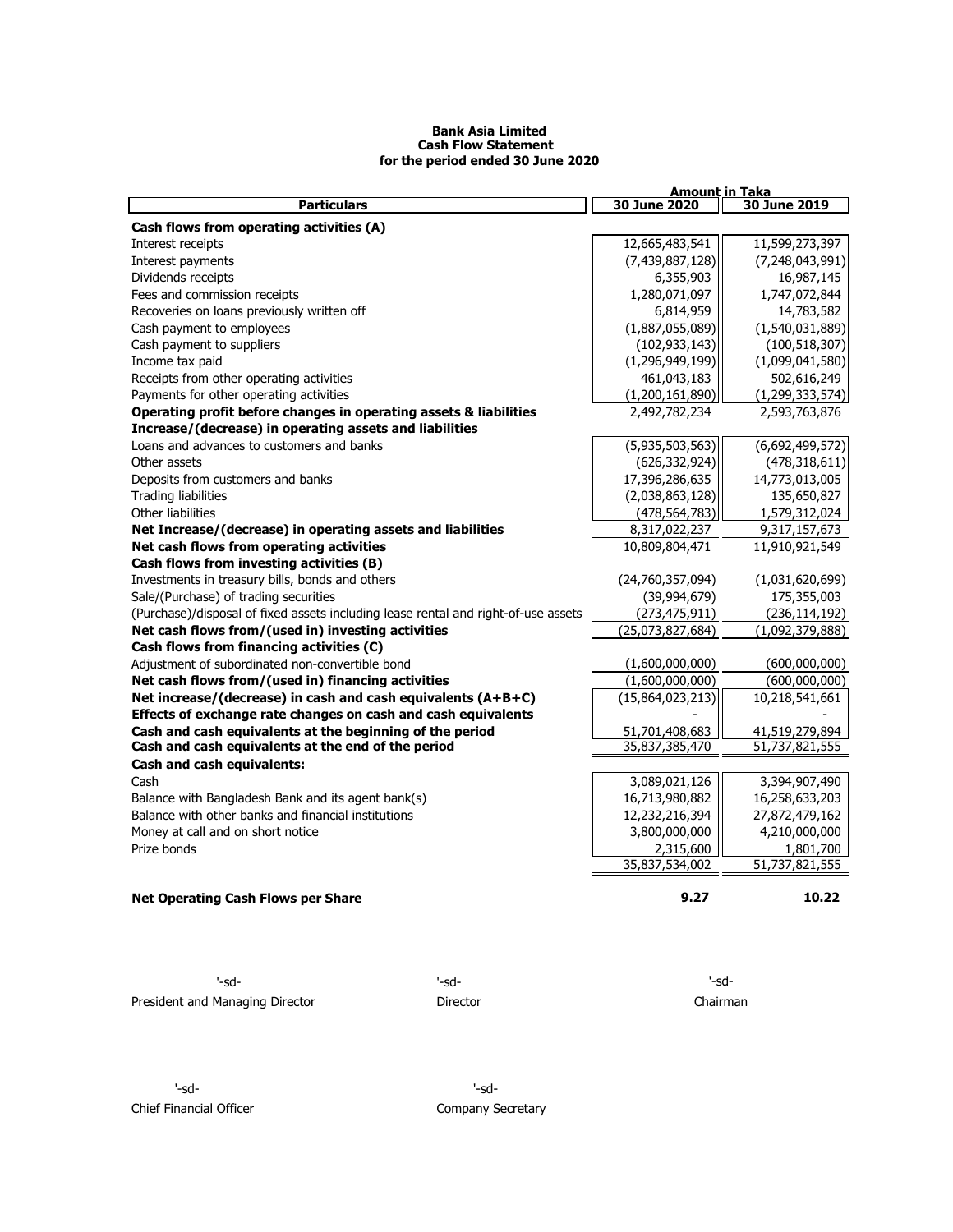**Bank Asia Limited**
**Cash Flow Statement**
**for the period ended 30 June 2020**

| Particulars | Amount in Taka | |
|---|---|---|
| | 30 June 2020 | 30 June 2019 |
| **Cash flows from operating activities (A)** | | |
| Interest receipts | 12,665,483,541 | 11,599,273,397 |
| Interest payments | (7,439,887,128) | (7,248,043,991) |
| Dividends receipts | 6,355,903 | 16,987,145 |
| Fees and commission receipts | 1,280,071,097 | 1,747,072,844 |
| Recoveries on loans previously written off | 6,814,959 | 14,783,582 |
| Cash payment to employees | (1,887,055,089) | (1,540,031,889) |
| Cash payment to suppliers | (102,933,143) | (100,518,307) |
| Income tax paid | (1,296,949,199) | (1,099,041,580) |
| Receipts from other operating activities | 461,043,183 | 502,616,249 |
| Payments for other operating activities | (1,200,161,890) | (1,299,333,574) |
| **Operating profit before changes in operating assets & liabilities** | 2,492,782,234 | 2,593,763,876 |
| **Increase/(decrease) in operating assets and liabilities** | | |
| Loans and advances to customers and banks | (5,935,503,563) | (6,692,499,572) |
| Other assets | (626,332,924) | (478,318,611) |
| Deposits from customers and banks | 17,396,286,635 | 14,773,013,005 |
| Trading liabilities | (2,038,863,128) | 135,650,827 |
| Other liabilities | (478,564,783) | 1,579,312,024 |
| **Net Increase/(decrease) in operating assets and liabilities** | 8,317,022,237 | 9,317,157,673 |
| **Net cash flows from operating activities** | 10,809,804,471 | 11,910,921,549 |
| **Cash flows from investing activities (B)** | | |
| Investments in treasury bills, bonds and others | (24,760,357,094) | (1,031,620,699) |
| Sale/(Purchase) of trading securities | (39,994,679) | 175,355,003 |
| (Purchase)/disposal of fixed assets including lease rental and right-of-use assets | (273,475,911) | (236,114,192) |
| **Net cash flows from/(used in) investing activities** | (25,073,827,684) | (1,092,379,888) |
| **Cash flows from financing activities (C)** | | |
| Adjustment of subordinated non-convertible bond | (1,600,000,000) | (600,000,000) |
| **Net cash flows from/(used in) financing activities** | (1,600,000,000) | (600,000,000) |
| **Net increase/(decrease) in cash and cash equivalents (A+B+C)** | (15,864,023,213) | 10,218,541,661 |
| **Effects of exchange rate changes on cash and cash equivalents** | - | - |
| **Cash and cash equivalents at the beginning of the period** | 51,701,408,683 | 41,519,279,894 |
| **Cash and cash equivalents at the end of the period** | 35,837,385,470 | 51,737,821,555 |
| **Cash and cash equivalents:** | | |
| Cash | 3,089,021,126 | 3,394,907,490 |
| Balance with Bangladesh Bank and its agent bank(s) | 16,713,980,882 | 16,258,633,203 |
| Balance with other banks and financial institutions | 12,232,216,394 | 27,872,479,162 |
| Money at call and on short notice | 3,800,000,000 | 4,210,000,000 |
| Prize bonds | 2,315,600 | 1,801,700 |
| | 35,837,534,002 | 51,737,821,555 |
| **Net Operating Cash Flows per Share** | **9.27** | **10.22** |

'-sd-
President and Managing Director

'-sd-
Director

'-sd-
Chairman

'-sd-
Chief Financial Officer

'-sd-
Company Secretary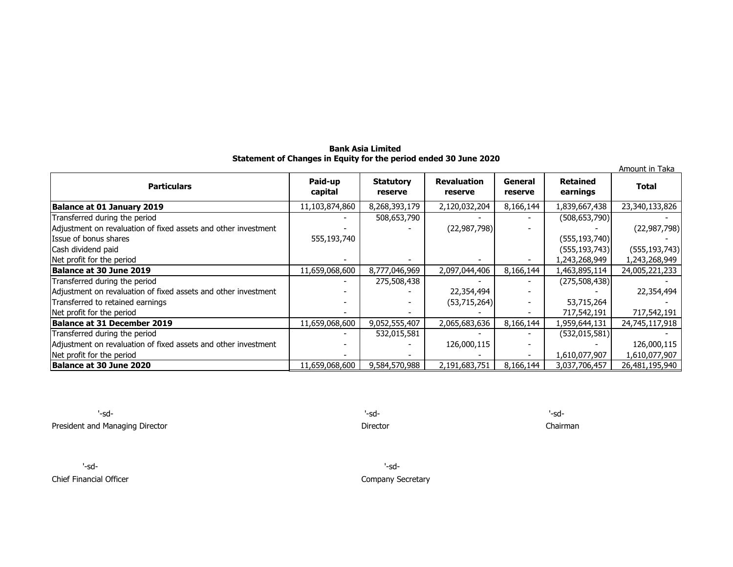**Bank Asia Limited**
**Statement of Changes in Equity for the period ended 30 June 2020**

Amount in Taka

| Particulars | Paid-up capital | Statutory reserve | Revaluation reserve | General reserve | Retained earnings | Total |
|---|---|---|---|---|---|---|
| **Balance at 01 January 2019** | 11,103,874,860 | 8,268,393,179 | 2,120,032,204 | 8,166,144 | 1,839,667,438 | 23,340,133,826 |
| Transferred during the period | - | 508,653,790 | - | - | (508,653,790) | - |
| Adjustment on revaluation of fixed assets and other investment | - | - | (22,987,798) | - | - | (22,987,798) |
| Issue of bonus shares | 555,193,740 | | | | (555,193,740) | - |
| Cash dividend paid | | | | | (555,193,743) | (555,193,743) |
| Net profit for the period | - | - | - | - | 1,243,268,949 | 1,243,268,949 |
| **Balance at 30 June 2019** | 11,659,068,600 | 8,777,046,969 | 2,097,044,406 | 8,166,144 | 1,463,895,114 | 24,005,221,233 |
| Transferred during the period | - | 275,508,438 | - | - | (275,508,438) | - |
| Adjustment on revaluation of fixed assets and other investment | - | - | 22,354,494 | - | - | 22,354,494 |
| Transferred to retained earnings | - | - | (53,715,264) | - | 53,715,264 | - |
| Net profit for the period | - | - | - | - | 717,542,191 | 717,542,191 |
| **Balance at 31 December 2019** | 11,659,068,600 | 9,052,555,407 | 2,065,683,636 | 8,166,144 | 1,959,644,131 | 24,745,117,918 |
| Transferred during the period | - | 532,015,581 | - | - | (532,015,581) | - |
| Adjustment on revaluation of fixed assets and other investment | - | - | 126,000,115 | - | - | 126,000,115 |
| Net profit for the period | - | - | - | - | 1,610,077,907 | 1,610,077,907 |
| **Balance at 30 June 2020** | 11,659,068,600 | 9,584,570,988 | 2,191,683,751 | 8,166,144 | 3,037,706,457 | 26,481,195,940 |

'-sd-
President and Managing Director

'-sd-
Director

'-sd-
Chairman

'-sd-
Chief Financial Officer

'-sd-
Company Secretary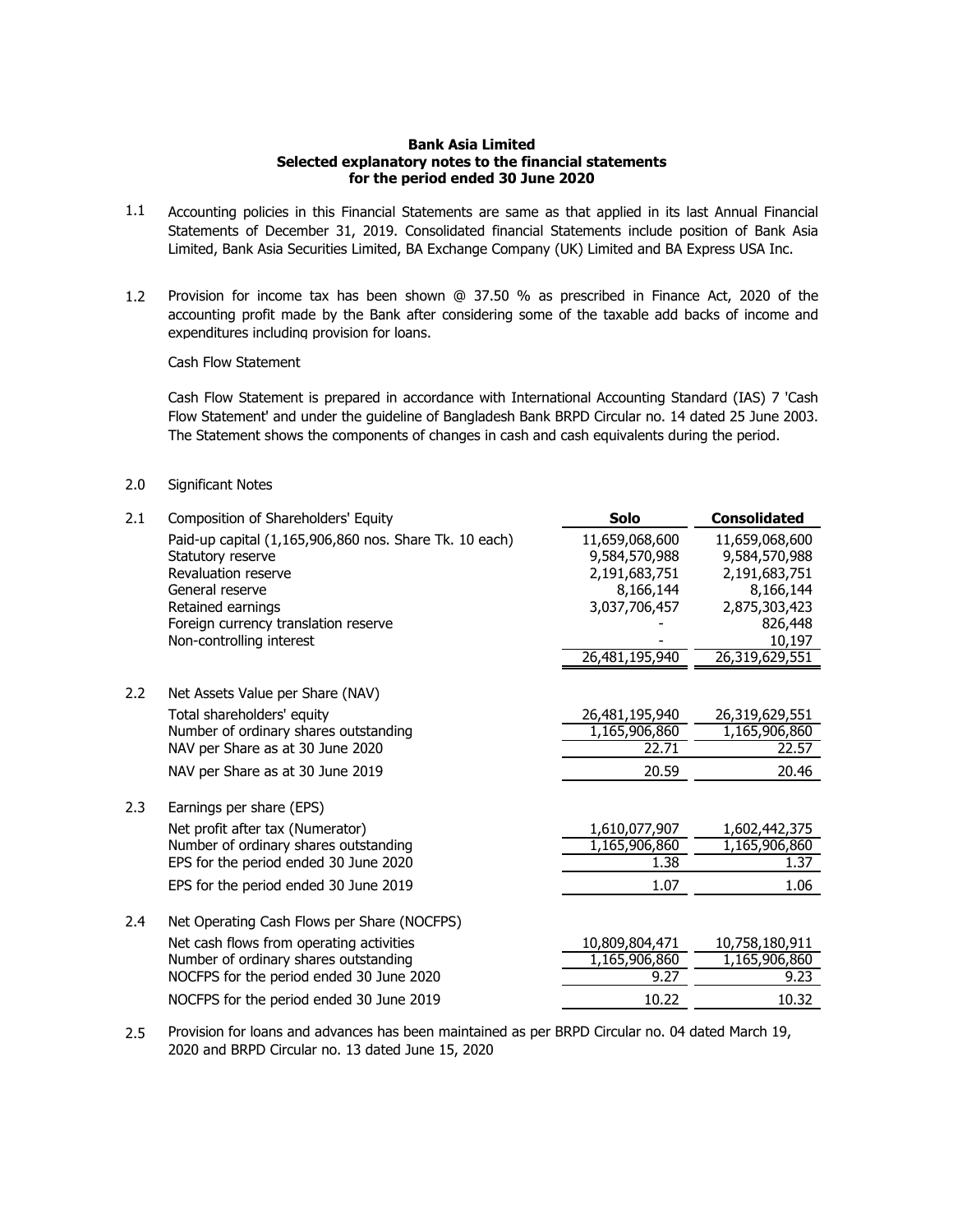**Bank Asia Limited**
**Selected explanatory notes to the financial statements**
**for the period ended 30 June 2020**

1.1 Accounting policies in this Financial Statements are same as that applied in its last Annual Financial Statements of December 31, 2019. Consolidated financial Statements include position of Bank Asia Limited, Bank Asia Securities Limited, BA Exchange Company (UK) Limited and BA Express USA Inc.

1.2 Provision for income tax has been shown @ 37.50 % as prescribed in Finance Act, 2020 of the accounting profit made by the Bank after considering some of the taxable add backs of income and expenditures including provision for loans.

Cash Flow Statement

Cash Flow Statement is prepared in accordance with International Accounting Standard (IAS) 7 'Cash Flow Statement' and under the guideline of Bangladesh Bank BRPD Circular no. 14 dated 25 June 2003. The Statement shows the components of changes in cash and cash equivalents during the period.

2.0 Significant Notes

| | | **Solo** | **Consolidated** |
|---|---|---|---|
| 2.1 | Composition of Shareholders' Equity | | |
| | Paid-up capital (1,165,906,860 nos. Share Tk. 10 each) | 11,659,068,600 | 11,659,068,600 |
| | Statutory reserve | 9,584,570,988 | 9,584,570,988 |
| | Revaluation reserve | 2,191,683,751 | 2,191,683,751 |
| | General reserve | 8,166,144 | 8,166,144 |
| | Retained earnings | 3,037,706,457 | 2,875,303,423 |
| | Foreign currency translation reserve | - | 826,448 |
| | Non-controlling interest | - | 10,197 |
| | | 26,481,195,940 | 26,319,629,551 |
| 2.2 | Net Assets Value per Share (NAV) | | |
| | Total shareholders' equity | 26,481,195,940 | 26,319,629,551 |
| | Number of ordinary shares outstanding | 1,165,906,860 | 1,165,906,860 |
| | NAV per Share as at 30 June 2020 | 22.71 | 22.57 |
| | NAV per Share as at 30 June 2019 | 20.59 | 20.46 |
| 2.3 | Earnings per share (EPS) | | |
| | Net profit after tax (Numerator) | 1,610,077,907 | 1,602,442,375 |
| | Number of ordinary shares outstanding | 1,165,906,860 | 1,165,906,860 |
| | EPS for the period ended 30 June 2020 | 1.38 | 1.37 |
| | EPS for the period ended 30 June 2019 | 1.07 | 1.06 |
| 2.4 | Net Operating Cash Flows per Share (NOCFPS) | | |
| | Net cash flows from operating activities | 10,809,804,471 | 10,758,180,911 |
| | Number of ordinary shares outstanding | 1,165,906,860 | 1,165,906,860 |
| | NOCFPS for the period ended 30 June 2020 | 9.27 | 9.23 |
| | NOCFPS for the period ended 30 June 2019 | 10.22 | 10.32 |

2.5 Provision for loans and advances has been maintained as per BRPD Circular no. 04 dated March 19, 2020 and BRPD Circular no. 13 dated June 15, 2020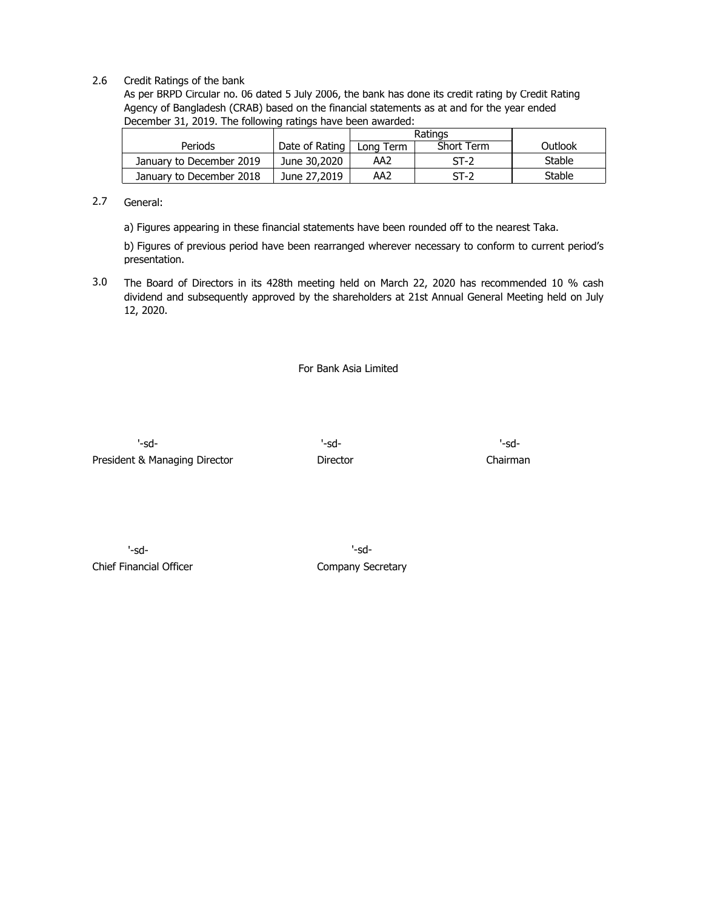2.6 Credit Ratings of the bank

As per BRPD Circular no. 06 dated 5 July 2006, the bank has done its credit rating by Credit Rating Agency of Bangladesh (CRAB) based on the financial statements as at and for the year ended December 31, 2019. The following ratings have been awarded:

| Periods | Date of Rating | Ratings | | Outlook |
|---|---|---|---|---|
| | | Long Term | Short Term | |
| January to December 2019 | June 30,2020 | AA2 | ST-2 | Stable |
| January to December 2018 | June 27,2019 | AA2 | ST-2 | Stable |

2.7 General:

a) Figures appearing in these financial statements have been rounded off to the nearest Taka.

b) Figures of previous period have been rearranged wherever necessary to conform to current period's presentation.

3.0 The Board of Directors in its 428th meeting held on March 22, 2020 has recommended 10 % cash dividend and subsequently approved by the shareholders at 21st Annual General Meeting held on July 12, 2020.

For Bank Asia Limited

| '-sd- | '-sd- | '-sd- |
|---|---|---|
| President & Managing Director | Director | Chairman |

| '-sd- | '-sd- |
|---|---|
| Chief Financial Officer | Company Secretary |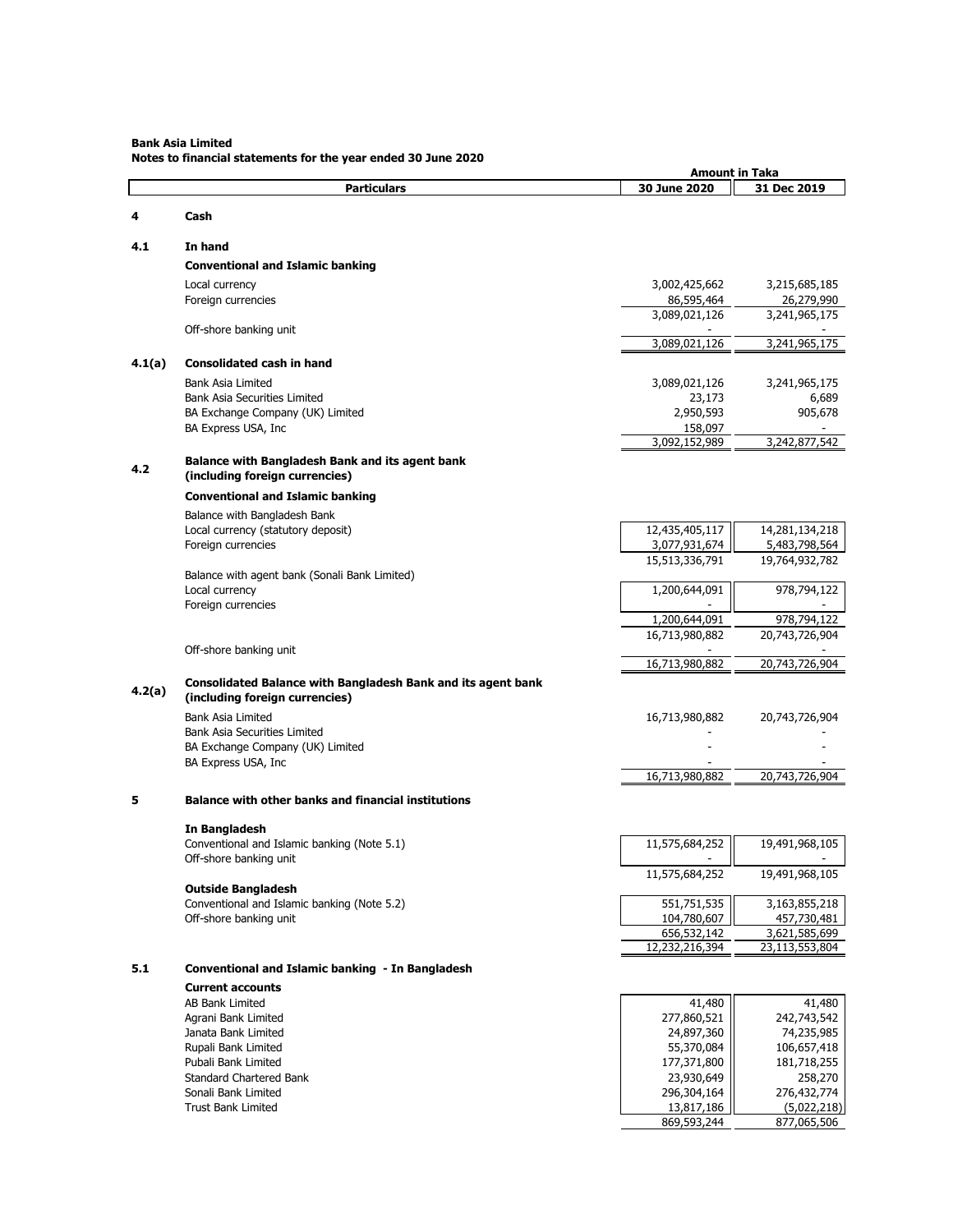**Bank Asia Limited**
**Notes to financial statements for the year ended 30 June 2020**

| | Particulars | 30 June 2020 | 31 Dec 2019 |
|---|---|---|---|
| | | **Amount in Taka** | |
| **4** | **Cash** | | |
| **4.1** | **In hand** | | |
| | **Conventional and Islamic banking** | | |
| | Local currency | 3,002,425,662 | 3,215,685,185 |
| | Foreign currencies | 86,595,464 | 26,279,990 |
| | | 3,089,021,126 | 3,241,965,175 |
| | Off-shore banking unit | - | - |
| | | 3,089,021,126 | 3,241,965,175 |
| **4.1(a)** | **Consolidated cash in hand** | | |
| | Bank Asia Limited | 3,089,021,126 | 3,241,965,175 |
| | Bank Asia Securities Limited | 23,173 | 6,689 |
| | BA Exchange Company (UK) Limited | 2,950,593 | 905,678 |
| | BA Express USA, Inc | 158,097 | - |
| | | 3,092,152,989 | 3,242,877,542 |
| **4.2** | **Balance with Bangladesh Bank and its agent bank (including foreign currencies)** | | |
| | **Conventional and Islamic banking** | | |
| | Balance with Bangladesh Bank | | |
| | Local currency (statutory deposit) | 12,435,405,117 | 14,281,134,218 |
| | Foreign currencies | 3,077,931,674 | 5,483,798,564 |
| | | 15,513,336,791 | 19,764,932,782 |
| | Balance with agent bank (Sonali Bank Limited) | | |
| | Local currency | 1,200,644,091 | 978,794,122 |
| | Foreign currencies | - | - |
| | | 1,200,644,091 | 978,794,122 |
| | | 16,713,980,882 | 20,743,726,904 |
| | Off-shore banking unit | - | - |
| | | 16,713,980,882 | 20,743,726,904 |
| **4.2(a)** | **Consolidated Balance with Bangladesh Bank and its agent bank (including foreign currencies)** | | |
| | Bank Asia Limited | 16,713,980,882 | 20,743,726,904 |
| | Bank Asia Securities Limited | - | - |
| | BA Exchange Company (UK) Limited | - | - |
| | BA Express USA, Inc | - | - |
| | | 16,713,980,882 | 20,743,726,904 |
| **5** | **Balance with other banks and financial institutions** | | |
| | **In Bangladesh** | | |
| | Conventional and Islamic banking (Note 5.1) | 11,575,684,252 | 19,491,968,105 |
| | Off-shore banking unit | - | - |
| | | 11,575,684,252 | 19,491,968,105 |
| | **Outside Bangladesh** | | |
| | Conventional and Islamic banking (Note 5.2) | 551,751,535 | 3,163,855,218 |
| | Off-shore banking unit | 104,780,607 | 457,730,481 |
| | | 656,532,142 | 3,621,585,699 |
| | | 12,232,216,394 | 23,113,553,804 |
| **5.1** | **Conventional and Islamic banking - In Bangladesh** | | |
| | **Current accounts** | | |
| | AB Bank Limited | 41,480 | 41,480 |
| | Agrani Bank Limited | 277,860,521 | 242,743,542 |
| | Janata Bank Limited | 24,897,360 | 74,235,985 |
| | Rupali Bank Limited | 55,370,084 | 106,657,418 |
| | Pubali Bank Limited | 177,371,800 | 181,718,255 |
| | Standard Chartered Bank | 23,930,649 | 258,270 |
| | Sonali Bank Limited | 296,304,164 | 276,432,774 |
| | Trust Bank Limited | 13,817,186 | (5,022,218) |
| | | 869,593,244 | 877,065,506 |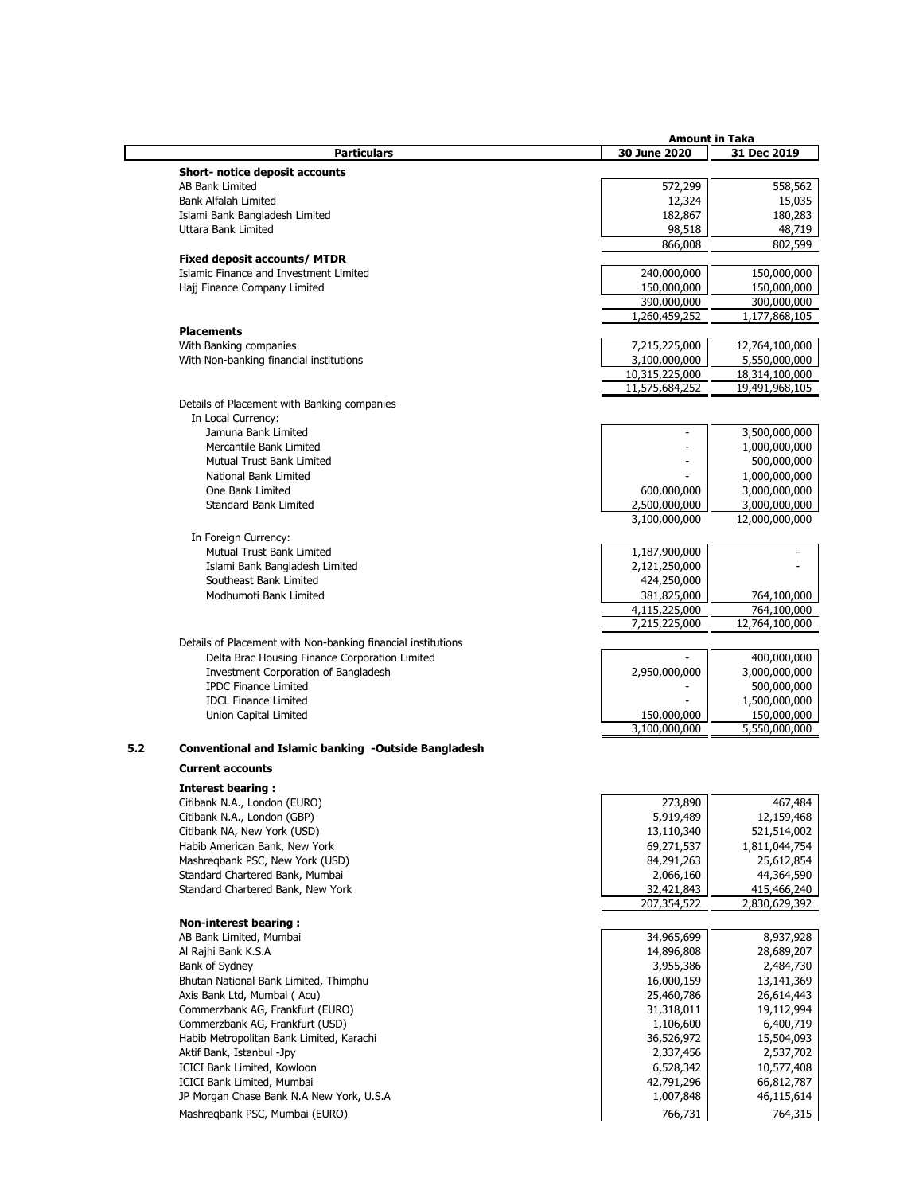| Particulars | 30 June 2020 | 31 Dec 2019 |
|---|---|---|
| | **Amount in Taka** | |
| **Short- notice deposit accounts** | | |
| AB Bank Limited | 572,299 | 558,562 |
| Bank Alfalah Limited | 12,324 | 15,035 |
| Islami Bank Bangladesh Limited | 182,867 | 180,283 |
| Uttara Bank Limited | 98,518 | 48,719 |
| | 866,008 | 802,599 |
| **Fixed deposit accounts/ MTDR** | | |
| Islamic Finance and Investment Limited | 240,000,000 | 150,000,000 |
| Hajj Finance Company Limited | 150,000,000 | 150,000,000 |
| | 390,000,000 | 300,000,000 |
| | 1,260,459,252 | 1,177,868,105 |
| **Placements** | | |
| With Banking companies | 7,215,225,000 | 12,764,100,000 |
| With Non-banking financial institutions | 3,100,000,000 | 5,550,000,000 |
| | 10,315,225,000 | 18,314,100,000 |
| | 11,575,684,252 | 19,491,968,105 |
| Details of Placement with Banking companies | | |
| In Local Currency: | | |
| Jamuna Bank Limited | - | 3,500,000,000 |
| Mercantile Bank Limited | - | 1,000,000,000 |
| Mutual Trust Bank Limited | - | 500,000,000 |
| National Bank Limited | - | 1,000,000,000 |
| One Bank Limited | 600,000,000 | 3,000,000,000 |
| Standard Bank Limited | 2,500,000,000 | 3,000,000,000 |
| | 3,100,000,000 | 12,000,000,000 |
| In Foreign Currency: | | |
| Mutual Trust Bank Limited | 1,187,900,000 | - |
| Islami Bank Bangladesh Limited | 2,121,250,000 | - |
| Southeast Bank Limited | 424,250,000 | |
| Modhumoti Bank Limited | 381,825,000 | 764,100,000 |
| | 4,115,225,000 | 764,100,000 |
| | 7,215,225,000 | 12,764,100,000 |
| Details of Placement with Non-banking financial institutions | | |
| Delta Brac Housing Finance Corporation Limited | - | 400,000,000 |
| Investment Corporation of Bangladesh | 2,950,000,000 | 3,000,000,000 |
| IPDC Finance Limited | - | 500,000,000 |
| IDCL Finance Limited | - | 1,500,000,000 |
| Union Capital Limited | 150,000,000 | 150,000,000 |
| | 3,100,000,000 | 5,550,000,000 |

### 5.2 Conventional and Islamic banking -Outside Bangladesh

**Current accounts**

| Particulars | 30 June 2020 | 31 Dec 2019 |
|---|---|---|
| **Interest bearing :** | | |
| Citibank N.A., London (EURO) | 273,890 | 467,484 |
| Citibank N.A., London (GBP) | 5,919,489 | 12,159,468 |
| Citibank NA, New York (USD) | 13,110,340 | 521,514,002 |
| Habib American Bank, New York | 69,271,537 | 1,811,044,754 |
| Mashreqbank PSC, New York (USD) | 84,291,263 | 25,612,854 |
| Standard Chartered Bank, Mumbai | 2,066,160 | 44,364,590 |
| Standard Chartered Bank, New York | 32,421,843 | 415,466,240 |
| | 207,354,522 | 2,830,629,392 |
| **Non-interest bearing :** | | |
| AB Bank Limited, Mumbai | 34,965,699 | 8,937,928 |
| Al Rajhi Bank K.S.A | 14,896,808 | 28,689,207 |
| Bank of Sydney | 3,955,386 | 2,484,730 |
| Bhutan National Bank Limited, Thimphu | 16,000,159 | 13,141,369 |
| Axis Bank Ltd, Mumbai ( Acu) | 25,460,786 | 26,614,443 |
| Commerzbank AG, Frankfurt (EURO) | 31,318,011 | 19,112,994 |
| Commerzbank AG, Frankfurt (USD) | 1,106,600 | 6,400,719 |
| Habib Metropolitan Bank Limited, Karachi | 36,526,972 | 15,504,093 |
| Aktif Bank, Istanbul -Jpy | 2,337,456 | 2,537,702 |
| ICICI Bank Limited, Kowloon | 6,528,342 | 10,577,408 |
| ICICI Bank Limited, Mumbai | 42,791,296 | 66,812,787 |
| JP Morgan Chase Bank N.A New York, U.S.A | 1,007,848 | 46,115,614 |
| Mashreqbank PSC, Mumbai (EURO) | 766,731 | 764,315 |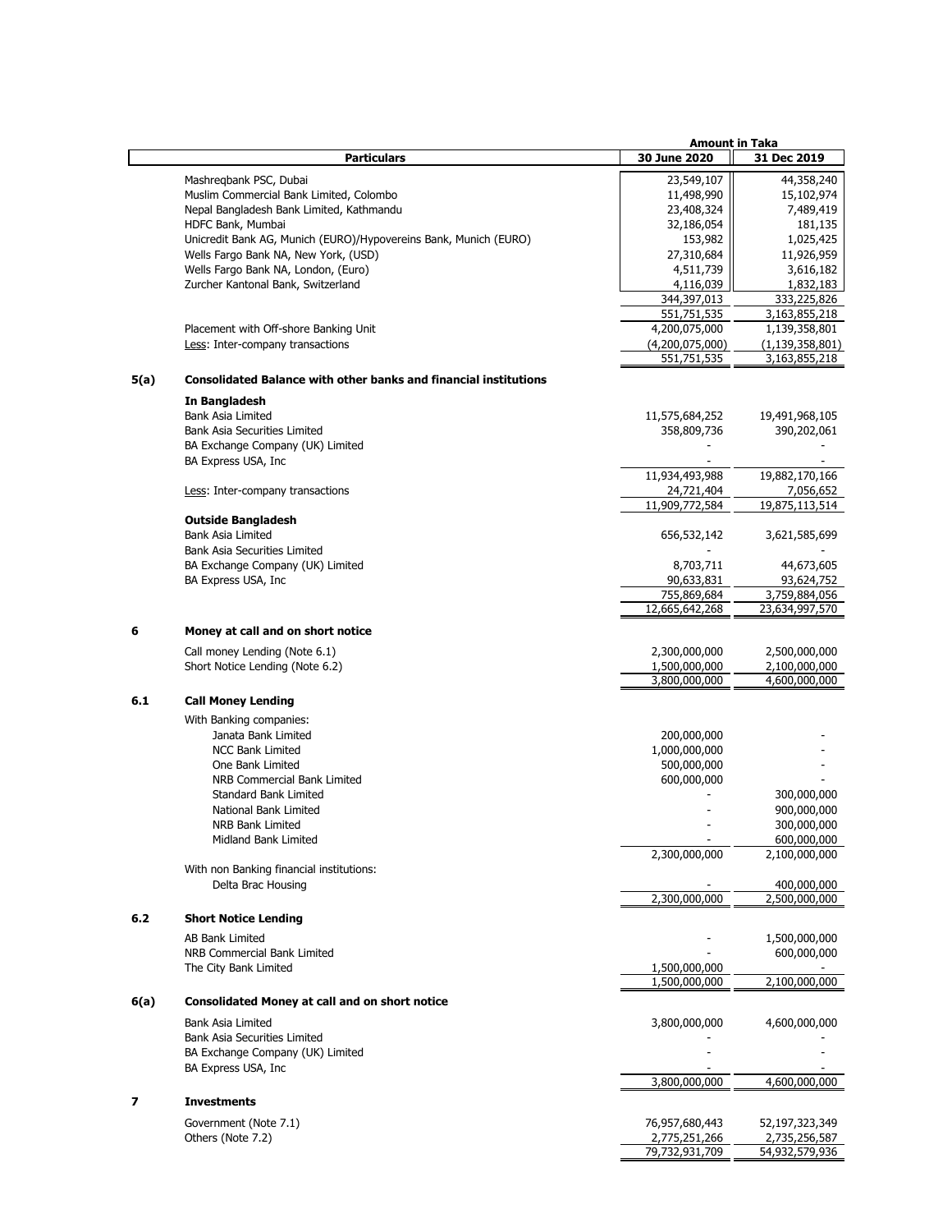| | Particulars | Amount in Taka 30 June 2020 | 31 Dec 2019 |
|---|---|---|---|
| | Mashreqbank PSC, Dubai | 23,549,107 | 44,358,240 |
| | Muslim Commercial Bank Limited, Colombo | 11,498,990 | 15,102,974 |
| | Nepal Bangladesh Bank Limited, Kathmandu | 23,408,324 | 7,489,419 |
| | HDFC Bank, Mumbai | 32,186,054 | 181,135 |
| | Unicredit Bank AG, Munich (EURO)/Hypovereins Bank, Munich (EURO) | 153,982 | 1,025,425 |
| | Wells Fargo Bank NA, New York, (USD) | 27,310,684 | 11,926,959 |
| | Wells Fargo Bank NA, London, (Euro) | 4,511,739 | 3,616,182 |
| | Zurcher Kantonal Bank, Switzerland | 4,116,039 | 1,832,183 |
| | | 344,397,013 | 333,225,826 |
| | | 551,751,535 | 3,163,855,218 |
| | Placement with Off-shore Banking Unit | 4,200,075,000 | 1,139,358,801 |
| | Less: Inter-company transactions | (4,200,075,000) | (1,139,358,801) |
| | | 551,751,535 | 3,163,855,218 |
| **5(a)** | **Consolidated Balance with other banks and financial institutions** | | |
| | **In Bangladesh** | | |
| | Bank Asia Limited | 11,575,684,252 | 19,491,968,105 |
| | Bank Asia Securities Limited | 358,809,736 | 390,202,061 |
| | BA Exchange Company (UK) Limited | - | - |
| | BA Express USA, Inc | - | - |
| | | 11,934,493,988 | 19,882,170,166 |
| | Less: Inter-company transactions | 24,721,404 | 7,056,652 |
| | | 11,909,772,584 | 19,875,113,514 |
| | **Outside Bangladesh** | | |
| | Bank Asia Limited | 656,532,142 | 3,621,585,699 |
| | Bank Asia Securities Limited | - | - |
| | BA Exchange Company (UK) Limited | 8,703,711 | 44,673,605 |
| | BA Express USA, Inc | 90,633,831 | 93,624,752 |
| | | 755,869,684 | 3,759,884,056 |
| | | 12,665,642,268 | 23,634,997,570 |
| **6** | **Money at call and on short notice** | | |
| | Call money Lending (Note 6.1) | 2,300,000,000 | 2,500,000,000 |
| | Short Notice Lending (Note 6.2) | 1,500,000,000 | 2,100,000,000 |
| | | 3,800,000,000 | 4,600,000,000 |
| **6.1** | **Call Money Lending** | | |
| | With Banking companies: | | |
| | Janata Bank Limited | 200,000,000 | - |
| | NCC Bank Limited | 1,000,000,000 | - |
| | One Bank Limited | 500,000,000 | - |
| | NRB Commercial Bank Limited | 600,000,000 | - |
| | Standard Bank Limited | - | 300,000,000 |
| | National Bank Limited | - | 900,000,000 |
| | NRB Bank Limited | - | 300,000,000 |
| | Midland Bank Limited | - | 600,000,000 |
| | | 2,300,000,000 | 2,100,000,000 |
| | With non Banking financial institutions: | | |
| | Delta Brac Housing | - | 400,000,000 |
| | | 2,300,000,000 | 2,500,000,000 |
| **6.2** | **Short Notice Lending** | | |
| | AB Bank Limited | - | 1,500,000,000 |
| | NRB Commercial Bank Limited | - | 600,000,000 |
| | The City Bank Limited | 1,500,000,000 | - |
| | | 1,500,000,000 | 2,100,000,000 |
| **6(a)** | **Consolidated Money at call and on short notice** | | |
| | Bank Asia Limited | 3,800,000,000 | 4,600,000,000 |
| | Bank Asia Securities Limited | - | - |
| | BA Exchange Company (UK) Limited | - | - |
| | BA Express USA, Inc | - | - |
| | | 3,800,000,000 | 4,600,000,000 |
| **7** | **Investments** | | |
| | Government (Note 7.1) | 76,957,680,443 | 52,197,323,349 |
| | Others (Note 7.2) | 2,775,251,266 | 2,735,256,587 |
| | | 79,732,931,709 | 54,932,579,936 |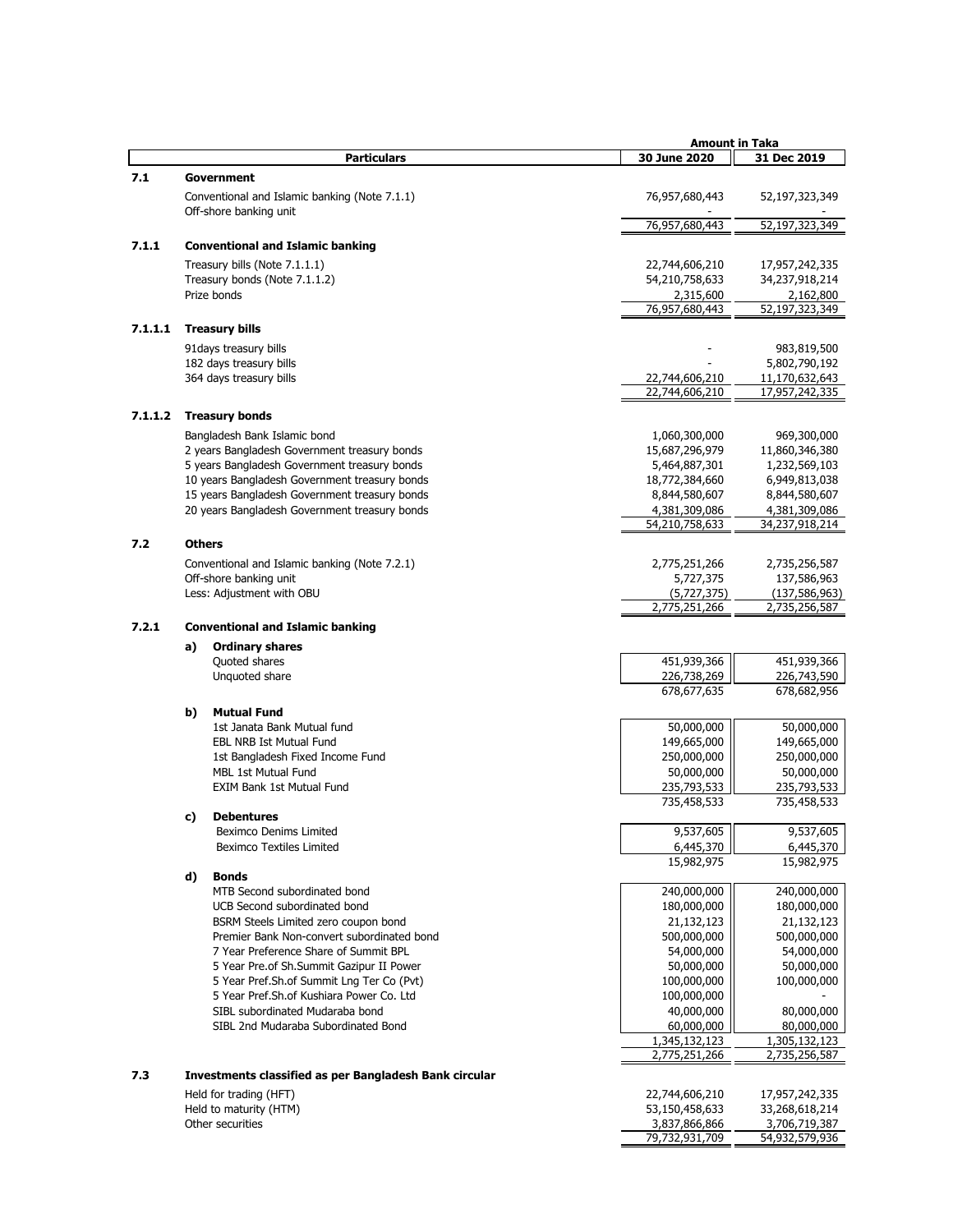| | Particulars | 30 June 2020 | 31 Dec 2019 |
|---|---|---|---|
| | | **Amount in Taka** | |
| **7.1** | **Government** | | |
| | Conventional and Islamic banking (Note 7.1.1) | 76,957,680,443 | 52,197,323,349 |
| | Off-share banking unit | - | - |
| | | 76,957,680,443 | 52,197,323,349 |
| **7.1.1** | **Conventional and Islamic banking** | | |
| | Treasury bills (Note 7.1.1.1) | 22,744,606,210 | 17,957,242,335 |
| | Treasury bonds (Note 7.1.1.2) | 54,210,758,633 | 34,237,918,214 |
| | Prize bonds | 2,315,600 | 2,162,800 |
| | | 76,957,680,443 | 52,197,323,349 |
| **7.1.1.1** | **Treasury bills** | | |
| | 91days treasury bills | - | 983,819,500 |
| | 182 days treasury bills | - | 5,802,790,192 |
| | 364 days treasury bills | 22,744,606,210 | 11,170,632,643 |
| | | 22,744,606,210 | 17,957,242,335 |
| **7.1.1.2** | **Treasury bonds** | | |
| | Bangladesh Bank Islamic bond | 1,060,300,000 | 969,300,000 |
| | 2 years Bangladesh Government treasury bonds | 15,687,296,979 | 11,860,346,380 |
| | 5 years Bangladesh Government treasury bonds | 5,464,887,301 | 1,232,569,103 |
| | 10 years Bangladesh Government treasury bonds | 18,772,384,660 | 6,949,813,038 |
| | 15 years Bangladesh Government treasury bonds | 8,844,580,607 | 8,844,580,607 |
| | 20 years Bangladesh Government treasury bonds | 4,381,309,086 | 4,381,309,086 |
| | | 54,210,758,633 | 34,237,918,214 |
| **7.2** | **Others** | | |
| | Conventional and Islamic banking (Note 7.2.1) | 2,775,251,266 | 2,735,256,587 |
| | Off-shore banking unit | 5,727,375 | 137,586,963 |
| | Less: Adjustment with OBU | (5,727,375) | (137,586,963) |
| | | 2,775,251,266 | 2,735,256,587 |
| **7.2.1** | **Conventional and Islamic banking** | | |
| | **a) Ordinary shares** | | |
| | Quoted shares | 451,939,366 | 451,939,366 |
| | Unquoted share | 226,738,269 | 226,743,590 |
| | | 678,677,635 | 678,682,956 |
| | **b) Mutual Fund** | | |
| | 1st Janata Bank Mutual fund | 50,000,000 | 50,000,000 |
| | EBL NRB Ist Mutual Fund | 149,665,000 | 149,665,000 |
| | 1st Bangladesh Fixed Income Fund | 250,000,000 | 250,000,000 |
| | MBL 1st Mutual Fund | 50,000,000 | 50,000,000 |
| | EXIM Bank 1st Mutual Fund | 235,793,533 | 235,793,533 |
| | | 735,458,533 | 735,458,533 |
| | **c) Debentures** | | |
| | Beximco Denims Limited | 9,537,605 | 9,537,605 |
| | Beximco Textiles Limited | 6,445,370 | 6,445,370 |
| | | 15,982,975 | 15,982,975 |
| | **d) Bonds** | | |
| | MTB Second subordinated bond | 240,000,000 | 240,000,000 |
| | UCB Second subordinated bond | 180,000,000 | 180,000,000 |
| | BSRM Steels Limited zero coupon bond | 21,132,123 | 21,132,123 |
| | Premier Bank Non-convert subordinated bond | 500,000,000 | 500,000,000 |
| | 7 Year Preference Share of Summit BPL | 54,000,000 | 54,000,000 |
| | 5 Year Pre.of Sh.Summit Gazipur II Power | 50,000,000 | 50,000,000 |
| | 5 Year Pref.Sh.of Summit Lng Ter Co (Pvt) | 100,000,000 | 100,000,000 |
| | 5 Year Pref.Sh.of Kushiara Power Co. Ltd | 100,000,000 | - |
| | SIBL subordinated Mudaraba bond | 40,000,000 | 80,000,000 |
| | SIBL 2nd Mudaraba Subordinated Bond | 60,000,000 | 80,000,000 |
| | | 1,345,132,123 | 1,305,132,123 |
| | | 2,775,251,266 | 2,735,256,587 |
| **7.3** | **Investments classified as per Bangladesh Bank circular** | | |
| | Held for trading (HFT) | 22,744,606,210 | 17,957,242,335 |
| | Held to maturity (HTM) | 53,150,458,633 | 33,268,618,214 |
| | Other securities | 3,837,866,866 | 3,706,719,387 |
| | | 79,732,931,709 | 54,932,579,936 |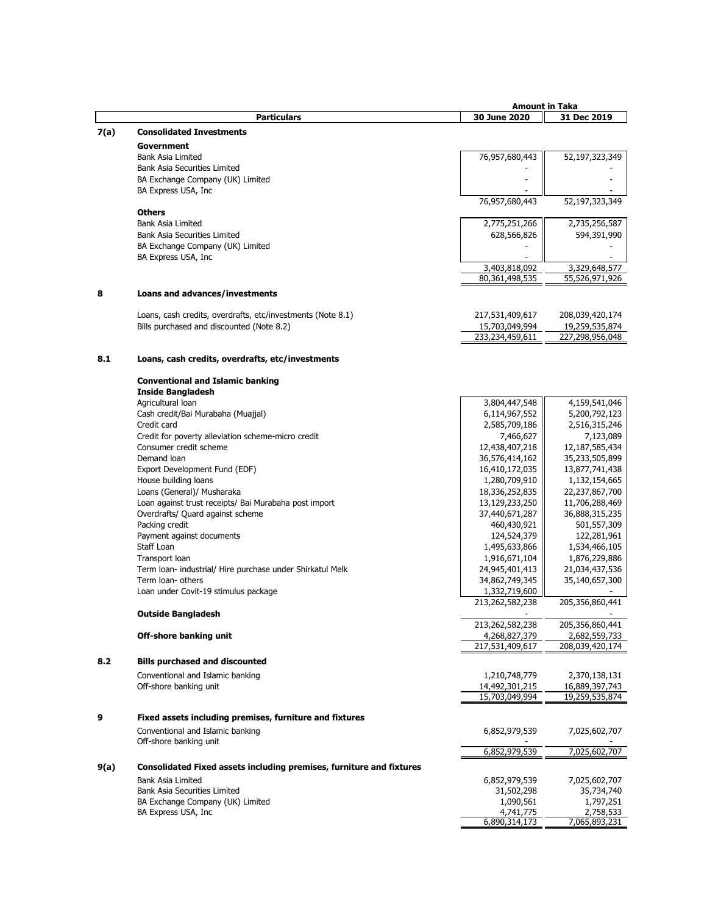| | Particulars | Amount in Taka 30 June 2020 | 31 Dec 2019 |
|---|---|---|---|
| **7(a)** | **Consolidated Investments** | | |
| | **Government** | | |
| | Bank Asia Limited | 76,957,680,443 | 52,197,323,349 |
| | Bank Asia Securities Limited | - | - |
| | BA Exchange Company (UK) Limited | - | - |
| | BA Express USA, Inc | - | - |
| | | 76,957,680,443 | 52,197,323,349 |
| | **Others** | | |
| | Bank Asia Limited | 2,775,251,266 | 2,735,256,587 |
| | Bank Asia Securities Limited | 628,566,826 | 594,391,990 |
| | BA Exchange Company (UK) Limited | - | - |
| | BA Express USA, Inc | - | - |
| | | 3,403,818,092 | 3,329,648,577 |
| | | 80,361,498,535 | 55,526,971,926 |
| **8** | **Loans and advances/investments** | | |
| | Loans, cash credits, overdrafts, etc/investments (Note 8.1) | 217,531,409,617 | 208,039,420,174 |
| | Bills purchased and discounted (Note 8.2) | 15,703,049,994 | 19,259,535,874 |
| | | 233,234,459,611 | 227,298,956,048 |
| **8.1** | **Loans, cash credits, overdrafts, etc/investments** | | |
| | **Conventional and Islamic banking** | | |
| | **Inside Bangladesh** | | |
| | Agricultural loan | 3,804,447,548 | 4,159,541,046 |
| | Cash credit/Bai Murabaha (Muajjal) | 6,114,967,552 | 5,200,792,123 |
| | Credit card | 2,585,709,186 | 2,516,315,246 |
| | Credit for poverty alleviation scheme-micro credit | 7,466,627 | 7,123,089 |
| | Consumer credit scheme | 12,438,407,218 | 12,187,585,434 |
| | Demand loan | 36,576,414,162 | 35,233,505,899 |
| | Export Development Fund (EDF) | 16,410,172,035 | 13,877,741,438 |
| | House building loans | 1,280,709,910 | 1,132,154,665 |
| | Loans (General)/ Musharaka | 18,336,252,835 | 22,237,867,700 |
| | Loan against trust receipts/ Bai Murabaha post import | 13,129,233,250 | 11,706,288,469 |
| | Overdrafts/ Quard against scheme | 37,440,671,287 | 36,888,315,235 |
| | Packing credit | 460,430,921 | 501,557,309 |
| | Payment against documents | 124,524,379 | 122,281,961 |
| | Staff Loan | 1,495,633,866 | 1,534,466,105 |
| | Transport loan | 1,916,671,104 | 1,876,229,886 |
| | Term loan- industrial/ Hire purchase under Shirkatul Melk | 24,945,401,413 | 21,034,437,536 |
| | Term loan- others | 34,862,749,345 | 35,140,657,300 |
| | Loan under Covit-19 stimulus package | 1,332,719,600 | - |
| | | 213,262,582,238 | 205,356,860,441 |
| | **Outside Bangladesh** | - | - |
| | | 213,262,582,238 | 205,356,860,441 |
| | **Off-shore banking unit** | 4,268,827,379 | 2,682,559,733 |
| | | 217,531,409,617 | 208,039,420,174 |
| **8.2** | **Bills purchased and discounted** | | |
| | Conventional and Islamic banking | 1,210,748,779 | 2,370,138,131 |
| | Off-shore banking unit | 14,492,301,215 | 16,889,397,743 |
| | | 15,703,049,994 | 19,259,535,874 |
| **9** | **Fixed assets including premises, furniture and fixtures** | | |
| | Conventional and Islamic banking | 6,852,979,539 | 7,025,602,707 |
| | Off-shore banking unit | - | - |
| | | 6,852,979,539 | 7,025,602,707 |
| **9(a)** | **Consolidated Fixed assets including premises, furniture and fixtures** | | |
| | Bank Asia Limited | 6,852,979,539 | 7,025,602,707 |
| | Bank Asia Securities Limited | 31,502,298 | 35,734,740 |
| | BA Exchange Company (UK) Limited | 1,090,561 | 1,797,251 |
| | BA Express USA, Inc | 4,741,775 | 2,758,533 |
| | | 6,890,314,173 | 7,065,893,231 |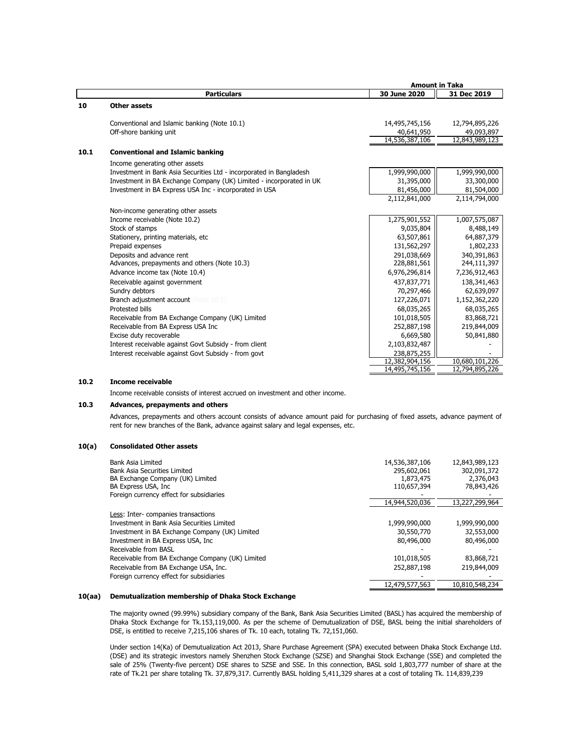| | Particulars | 30 June 2020 | 31 Dec 2019 |
|---|---|---|---|
| | | **Amount in Taka** | |
| **10** | **Other assets** | | |
| | Conventional and Islamic banking (Note 10.1) | 14,495,745,156 | 12,794,895,226 |
| | Off-shore banking unit | 40,641,950 | 49,093,897 |
| | | 14,536,387,106 | 12,843,989,123 |
| **10.1** | **Conventional and Islamic banking** | | |
| | Income generating other assets | | |
| | Investment in Bank Asia Securities Ltd - incorporated in Bangladesh | 1,999,990,000 | 1,999,990,000 |
| | Investment in BA Exchange Company (UK) Limited - incorporated in UK | 31,395,000 | 33,300,000 |
| | Investment in BA Express USA Inc - incorporated in USA | 81,456,000 | 81,504,000 |
| | | 2,112,841,000 | 2,114,794,000 |
| | Non-income generating other assets | | |
| | Income receivable (Note 10.2) | 1,275,901,552 | 1,007,575,087 |
| | Stock of stamps | 9,035,804 | 8,488,149 |
| | Stationery, printing materials, etc | 63,507,861 | 64,887,379 |
| | Prepaid expenses | 131,562,297 | 1,802,233 |
| | Deposits and advance rent | 291,038,669 | 340,391,863 |
| | Advances, prepayments and others (Note 10.3) | 228,881,561 | 244,111,397 |
| | Advance income tax (Note 10.4) | 6,976,296,814 | 7,236,912,463 |
| | Receivable against government | 437,837,771 | 138,341,463 |
| | Sundry debtors | 70,297,466 | 62,639,097 |
| | Branch adjustment account (Note 10.5) | 127,226,071 | 1,152,362,220 |
| | Protested bills | 68,035,265 | 68,035,265 |
| | Receivable from BA Exchange Company (UK) Limited | 101,018,505 | 83,868,721 |
| | Receivable from BA Express USA Inc | 252,887,198 | 219,844,009 |
| | Excise duty recoverable | 6,669,580 | 50,841,880 |
| | Interest receivable against Govt Subsidy - from client | 2,103,832,487 | - |
| | Interest receivable against Govt Subsidy - from govt | 238,875,255 | - |
| | | 12,382,904,156 | 10,680,101,226 |
| | | 14,495,745,156 | 12,794,895,226 |

**10.2 Income receivable**

Income receivable consists of interest accrued on investment and other income.

**10.3 Advances, prepayments and others**

Advances, prepayments and others account consists of advance amount paid for purchasing of fixed assets, advance payment of rent for new branches of the Bank, advance against salary and legal expenses, etc.

**10(a) Consolidated Other assets**

| Particulars | 30 June 2020 | 31 Dec 2019 |
|---|---|---|
| Bank Asia Limited | 14,536,387,106 | 12,843,989,123 |
| Bank Asia Securities Limited | 295,602,061 | 302,091,372 |
| BA Exchange Company (UK) Limited | 1,873,475 | 2,376,043 |
| BA Express USA, Inc | 110,657,394 | 78,843,426 |
| Foreign currency effect for subsidiaries | - | - |
| | 14,944,520,036 | 13,227,299,964 |
| Less: Inter- companies transactions | | |
| Investment in Bank Asia Securities Limited | 1,999,990,000 | 1,999,990,000 |
| Investment in BA Exchange Company (UK) Limited | 30,550,770 | 32,553,000 |
| Investment in BA Express USA, Inc | 80,496,000 | 80,496,000 |
| Receivable from BASL | - | - |
| Receivable from BA Exchange Company (UK) Limited | 101,018,505 | 83,868,721 |
| Receivable from BA Exchange USA, Inc. | 252,887,198 | 219,844,009 |
| Foreign currency effect for subsidiaries | - | - |
| | 12,479,577,563 | 10,810,548,234 |

**10(aa) Demutualization membership of Dhaka Stock Exchange**

The majority owned (99.99%) subsidiary company of the Bank, Bank Asia Securities Limited (BASL) has acquired the membership of Dhaka Stock Exchange for Tk.153,119,000. As per the scheme of Demutualization of DSE, BASL being the initial shareholders of DSE, is entitled to receive 7,215,106 shares of Tk. 10 each, totaling Tk. 72,151,060.

Under section 14(Ka) of Demutualization Act 2013, Share Purchase Agreement (SPA) executed between Dhaka Stock Exchange Ltd. (DSE) and its strategic investors namely Shenzhen Stock Exchange (SZSE) and Shanghai Stock Exchange (SSE) and completed the sale of 25% (Twenty-five percent) DSE shares to SZSE and SSE. In this connection, BASL sold 1,803,777 number of share at the rate of Tk.21 per share totaling Tk. 37,879,317. Currently BASL holding 5,411,329 shares at a cost of totaling Tk. 114,839,239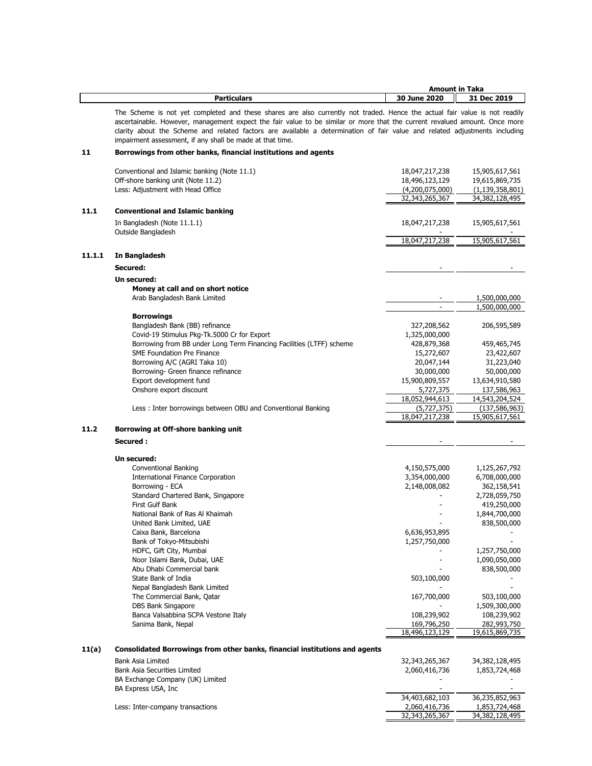| | Particulars | Amount in Taka | |
|---|---|---|---|
| | | 30 June 2020 | 31 Dec 2019 |

The Scheme is not yet completed and these shares are also currently not traded. Hence the actual fair value is not readily ascertainable. However, management expect the fair value to be similar or more that the current revalued amount. Once more clarity about the Scheme and related factors are available a determination of fair value and related adjustments including impairment assessment, if any shall be made at that time.

| | Particulars | 30 June 2020 | 31 Dec 2019 |
|---|---|---|---|
| **11** | **Borrowings from other banks, financial institutions and agents** | | |
| | Conventional and Islamic banking (Note 11.1) | 18,047,217,238 | 15,905,617,561 |
| | Off-shore banking unit (Note 11.2) | 18,496,123,129 | 19,615,869,735 |
| | Less: Adjustment with Head Office | (4,200,075,000) | (1,139,358,801) |
| | | 32,343,265,367 | 34,382,128,495 |
| **11.1** | **Conventional and Islamic banking** | | |
| | In Bangladesh (Note 11.1.1) | 18,047,217,238 | 15,905,617,561 |
| | Outside Bangladesh | - | - |
| | | 18,047,217,238 | 15,905,617,561 |
| **11.1.1** | **In Bangladesh** | | |
| | **Secured:** | - | - |
| | **Un secured:** | | |
| | **Money at call and on short notice** | | |
| | Arab Bangladesh Bank Limited | - | 1,500,000,000 |
| | | - | 1,500,000,000 |
| | **Borrowings** | | |
| | Bangladesh Bank (BB) refinance | 327,208,562 | 206,595,589 |
| | Covid-19 Stimulus Pkg-Tk.5000 Cr for Export | 1,325,000,000 | |
| | Borrowing from BB under Long Term Financing Facilities (LTFF) scheme | 428,879,368 | 459,465,745 |
| | SME Foundation Pre Finance | 15,272,607 | 23,422,607 |
| | Borrowing A/C (AGRI Taka 10) | 20,047,144 | 31,223,040 |
| | Borrowing- Green finance refinance | 30,000,000 | 50,000,000 |
| | Export development fund | 15,900,809,557 | 13,634,910,580 |
| | Onshore export discount | 5,727,375 | 137,586,963 |
| | | 18,052,944,613 | 14,543,204,524 |
| | Less : Inter borrowings between OBU and Conventional Banking | (5,727,375) | (137,586,963) |
| | | 18,047,217,238 | 15,905,617,561 |
| **11.2** | **Borrowing at Off-shore banking unit** | | |
| | **Secured :** | - | - |
| | **Un secured:** | | |
| | Conventional Banking | 4,150,575,000 | 1,125,267,792 |
| | International Finance Corporation | 3,354,000,000 | 6,708,000,000 |
| | Borrowing - ECA | 2,148,008,082 | 362,158,541 |
| | Standard Chartered Bank, Singapore | - | 2,728,059,750 |
| | First Gulf Bank | - | 419,250,000 |
| | National Bank of Ras Al Khaimah | - | 1,844,700,000 |
| | United Bank Limited, UAE | - | 838,500,000 |
| | Caixa Bank, Barcelona | 6,636,953,895 | - |
| | Bank of Tokyo-Mitsubishi | 1,257,750,000 | - |
| | HDFC, Gift City, Mumbai | - | 1,257,750,000 |
| | Noor Islami Bank, Dubai, UAE | - | 1,090,050,000 |
| | Abu Dhabi Commercial bank | - | 838,500,000 |
| | State Bank of India | 503,100,000 | - |
| | Nepal Bangladesh Bank Limited | - | - |
| | The Commercial Bank, Qatar | 167,700,000 | 503,100,000 |
| | DBS Bank Singapore | - | 1,509,300,000 |
| | Banca Valsabbina SCPA Vestone Italy | 108,239,902 | 108,239,902 |
| | Sanima Bank, Nepal | 169,796,250 | 282,993,750 |
| | | 18,496,123,129 | 19,615,869,735 |
| **11(a)** | **Consolidated Borrowings from other banks, financial institutions and agents** | | |
| | Bank Asia Limited | 32,343,265,367 | 34,382,128,495 |
| | Bank Asia Securities Limited | 2,060,416,736 | 1,853,724,468 |
| | BA Exchange Company (UK) Limited | - | - |
| | BA Express USA, Inc | - | - |
| | | 34,403,682,103 | 36,235,852,963 |
| | Less: Inter-company transactions | 2,060,416,736 | 1,853,724,468 |
| | | 32,343,265,367 | 34,382,128,495 |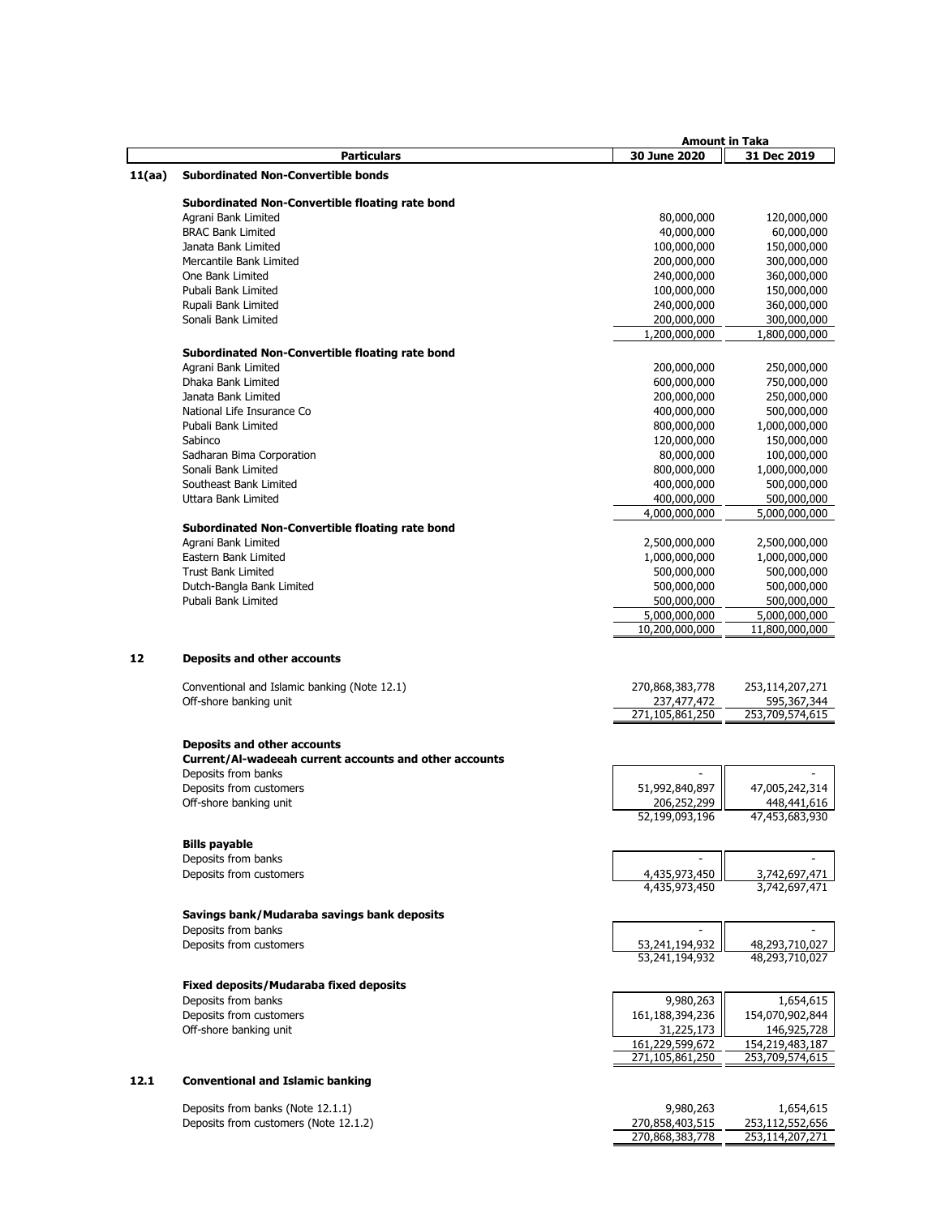| | Particulars | Amount in Taka 30 June 2020 | 31 Dec 2019 |
|---|---|---|---|
| **11(aa)** | **Subordinated Non-Convertible bonds** | | |
| | **Subordinated Non-Convertible floating rate bond** | | |
| | Agrani Bank Limited | 80,000,000 | 120,000,000 |
| | BRAC Bank Limited | 40,000,000 | 60,000,000 |
| | Janata Bank Limited | 100,000,000 | 150,000,000 |
| | Mercantile Bank Limited | 200,000,000 | 300,000,000 |
| | One Bank Limited | 240,000,000 | 360,000,000 |
| | Pubali Bank Limited | 100,000,000 | 150,000,000 |
| | Rupali Bank Limited | 240,000,000 | 360,000,000 |
| | Sonali Bank Limited | 200,000,000 | 300,000,000 |
| | | 1,200,000,000 | 1,800,000,000 |
| | **Subordinated Non-Convertible floating rate bond** | | |
| | Agrani Bank Limited | 200,000,000 | 250,000,000 |
| | Dhaka Bank Limited | 600,000,000 | 750,000,000 |
| | Janata Bank Limited | 200,000,000 | 250,000,000 |
| | National Life Insurance Co | 400,000,000 | 500,000,000 |
| | Pubali Bank Limited | 800,000,000 | 1,000,000,000 |
| | Sabinco | 120,000,000 | 150,000,000 |
| | Sadharan Bima Corporation | 80,000,000 | 100,000,000 |
| | Sonali Bank Limited | 800,000,000 | 1,000,000,000 |
| | Southeast Bank Limited | 400,000,000 | 500,000,000 |
| | Uttara Bank Limited | 400,000,000 | 500,000,000 |
| | | 4,000,000,000 | 5,000,000,000 |
| | **Subordinated Non-Convertible floating rate bond** | | |
| | Agrani Bank Limited | 2,500,000,000 | 2,500,000,000 |
| | Eastern Bank Limited | 1,000,000,000 | 1,000,000,000 |
| | Trust Bank Limited | 500,000,000 | 500,000,000 |
| | Dutch-Bangla Bank Limited | 500,000,000 | 500,000,000 |
| | Pubali Bank Limited | 500,000,000 | 500,000,000 |
| | | 5,000,000,000 | 5,000,000,000 |
| | | 10,200,000,000 | 11,800,000,000 |
| **12** | **Deposits and other accounts** | | |
| | Conventional and Islamic banking (Note 12.1) | 270,868,383,778 | 253,114,207,271 |
| | Off-shore banking unit | 237,477,472 | 595,367,344 |
| | | 271,105,861,250 | 253,709,574,615 |
| | **Deposits and other accounts** | | |
| | **Current/Al-wadeeah current accounts and other accounts** | | |
| | Deposits from banks | - | - |
| | Deposits from customers | 51,992,840,897 | 47,005,242,314 |
| | Off-shore banking unit | 206,252,299 | 448,441,616 |
| | | 52,199,093,196 | 47,453,683,930 |
| | **Bills payable** | | |
| | Deposits from banks | - | - |
| | Deposits from customers | 4,435,973,450 | 3,742,697,471 |
| | | 4,435,973,450 | 3,742,697,471 |
| | **Savings bank/Mudaraba savings bank deposits** | | |
| | Deposits from banks | - | - |
| | Deposits from customers | 53,241,194,932 | 48,293,710,027 |
| | | 53,241,194,932 | 48,293,710,027 |
| | **Fixed deposits/Mudaraba fixed deposits** | | |
| | Deposits from banks | 9,980,263 | 1,654,615 |
| | Deposits from customers | 161,188,394,236 | 154,070,902,844 |
| | Off-shore banking unit | 31,225,173 | 146,925,728 |
| | | 161,229,599,672 | 154,219,483,187 |
| | | 271,105,861,250 | 253,709,574,615 |
| **12.1** | **Conventional and Islamic banking** | | |
| | Deposits from banks (Note 12.1.1) | 9,980,263 | 1,654,615 |
| | Deposits from customers (Note 12.1.2) | 270,858,403,515 | 253,112,552,656 |
| | | 270,868,383,778 | 253,114,207,271 |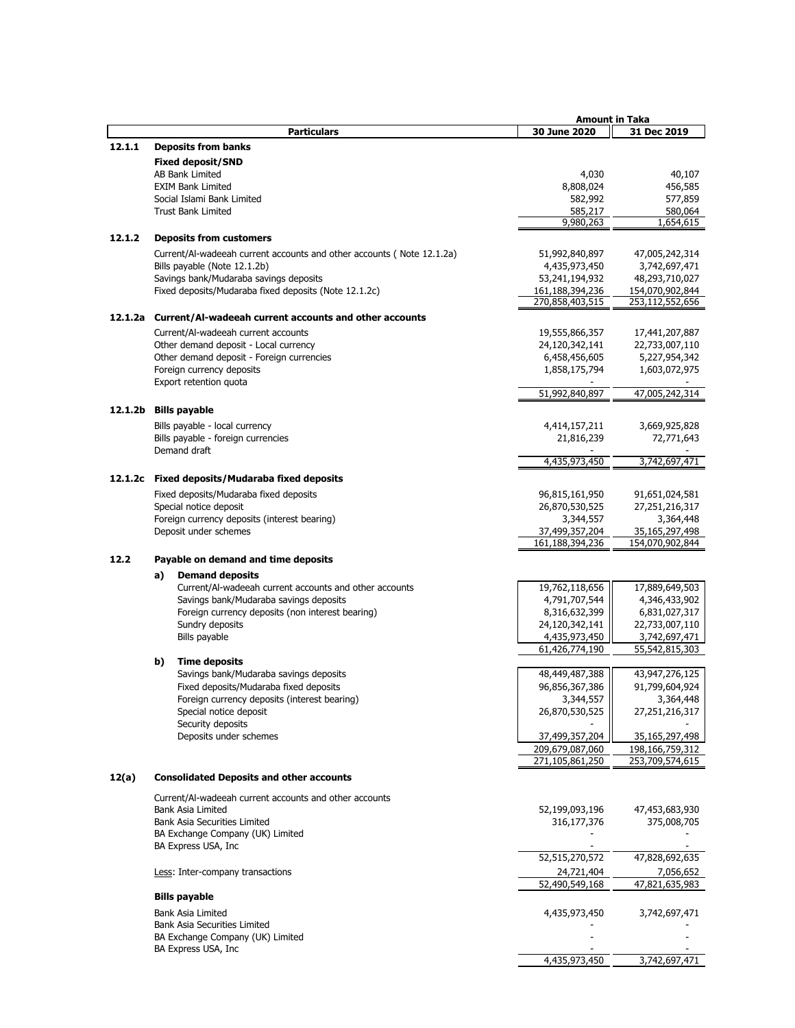| | Particulars | Amount in Taka 30 June 2020 | 31 Dec 2019 |
|---|---|---|---|
| **12.1.1** | **Deposits from banks** | | |
| | **Fixed deposit/SND** | | |
| | AB Bank Limited | 4,030 | 40,107 |
| | EXIM Bank Limited | 8,808,024 | 456,585 |
| | Social Islami Bank Limited | 582,992 | 577,859 |
| | Trust Bank Limited | 585,217 | 580,064 |
| | | 9,980,263 | 1,654,615 |
| **12.1.2** | **Deposits from customers** | | |
| | Current/Al-wadeeah current accounts and other accounts ( Note 12.1.2a) | 51,992,840,897 | 47,005,242,314 |
| | Bills payable (Note 12.1.2b) | 4,435,973,450 | 3,742,697,471 |
| | Savings bank/Mudaraba savings deposits | 53,241,194,932 | 48,293,710,027 |
| | Fixed deposits/Mudaraba fixed deposits (Note 12.1.2c) | 161,188,394,236 | 154,070,902,844 |
| | | 270,858,403,515 | 253,112,552,656 |
| **12.1.2a** | **Current/Al-wadeeah current accounts and other accounts** | | |
| | Current/Al-wadeeah current accounts | 19,555,866,357 | 17,441,207,887 |
| | Other demand deposit - Local currency | 24,120,342,141 | 22,733,007,110 |
| | Other demand deposit - Foreign currencies | 6,458,456,605 | 5,227,954,342 |
| | Foreign currency deposits | 1,858,175,794 | 1,603,072,975 |
| | Export retention quota | - | - |
| | | 51,992,840,897 | 47,005,242,314 |
| **12.1.2b** | **Bills payable** | | |
| | Bills payable - local currency | 4,414,157,211 | 3,669,925,828 |
| | Bills payable - foreign currencies | 21,816,239 | 72,771,643 |
| | Demand draft | - | - |
| | | 4,435,973,450 | 3,742,697,471 |
| **12.1.2c** | **Fixed deposits/Mudaraba fixed deposits** | | |
| | Fixed deposits/Mudaraba fixed deposits | 96,815,161,950 | 91,651,024,581 |
| | Special notice deposit | 26,870,530,525 | 27,251,216,317 |
| | Foreign currency deposits (interest bearing) | 3,344,557 | 3,364,448 |
| | Deposit under schemes | 37,499,357,204 | 35,165,297,498 |
| | | 161,188,394,236 | 154,070,902,844 |
| **12.2** | **Payable on demand and time deposits** | | |
| | **a) Demand deposits** | | |
| | Current/Al-wadeeah current accounts and other accounts | 19,762,118,656 | 17,889,649,503 |
| | Savings bank/Mudaraba savings deposits | 4,791,707,544 | 4,346,433,902 |
| | Foreign currency deposits (non interest bearing) | 8,316,632,399 | 6,831,027,317 |
| | Sundry deposits | 24,120,342,141 | 22,733,007,110 |
| | Bills payable | 4,435,973,450 | 3,742,697,471 |
| | | 61,426,774,190 | 55,542,815,303 |
| | **b) Time deposits** | | |
| | Savings bank/Mudaraba savings deposits | 48,449,487,388 | 43,947,276,125 |
| | Fixed deposits/Mudaraba fixed deposits | 96,856,367,386 | 91,799,604,924 |
| | Foreign currency deposits (interest bearing) | 3,344,557 | 3,364,448 |
| | Special notice deposit | 26,870,530,525 | 27,251,216,317 |
| | Security deposits | - | - |
| | Deposits under schemes | 37,499,357,204 | 35,165,297,498 |
| | | 209,679,087,060 | 198,166,759,312 |
| | | 271,105,861,250 | 253,709,574,615 |
| **12(a)** | **Consolidated Deposits and other accounts** | | |
| | Current/Al-wadeeah current accounts and other accounts | | |
| | Bank Asia Limited | 52,199,093,196 | 47,453,683,930 |
| | Bank Asia Securities Limited | 316,177,376 | 375,008,705 |
| | BA Exchange Company (UK) Limited | - | - |
| | BA Express USA, Inc | - | - |
| | | 52,515,270,572 | 47,828,692,635 |
| | Less: Inter-company transactions | 24,721,404 | 7,056,652 |
| | | 52,490,549,168 | 47,821,635,983 |
| | **Bills payable** | | |
| | Bank Asia Limited | 4,435,973,450 | 3,742,697,471 |
| | Bank Asia Securities Limited | - | - |
| | BA Exchange Company (UK) Limited | - | - |
| | BA Express USA, Inc | - | - |
| | | 4,435,973,450 | 3,742,697,471 |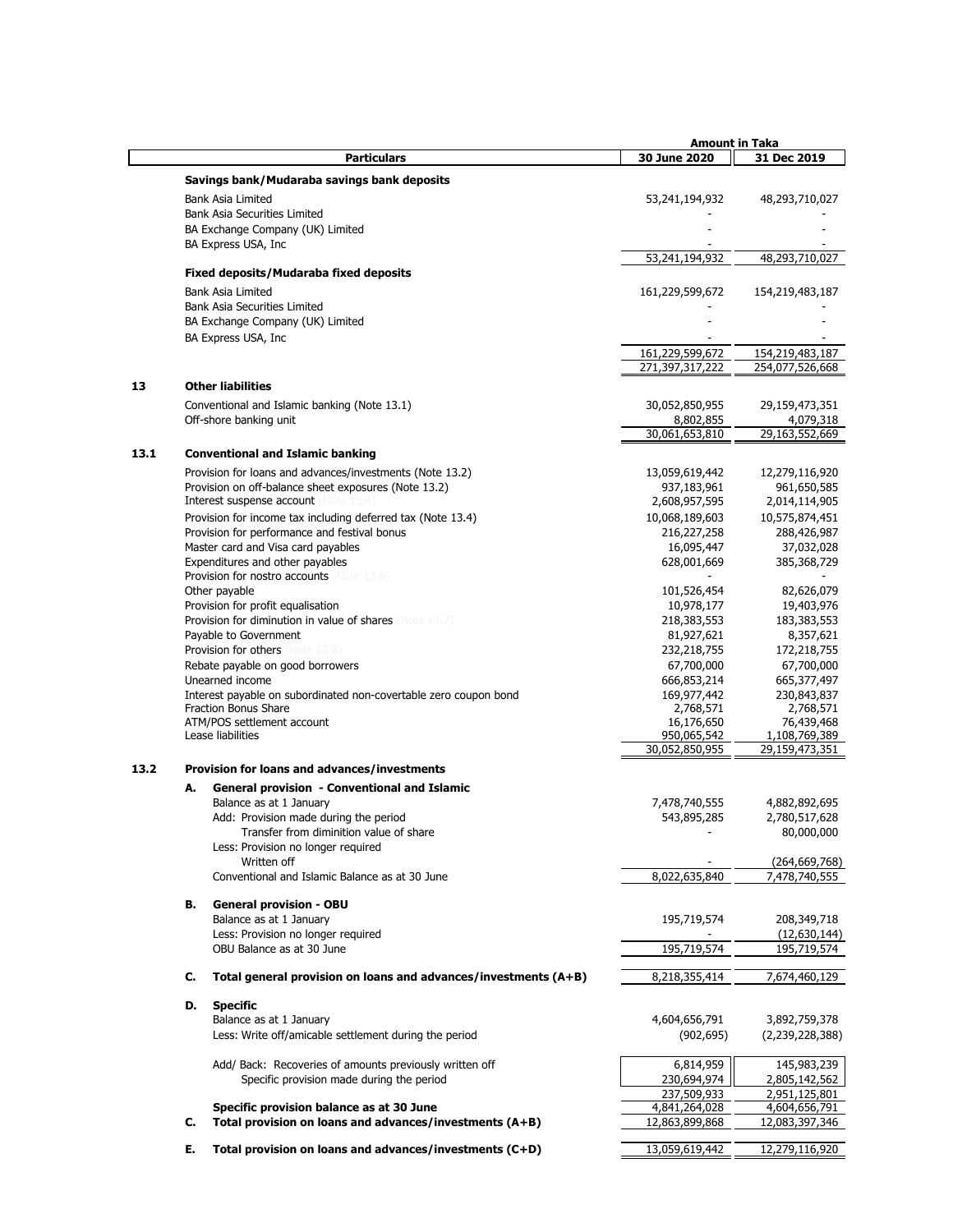| | Particulars | Amount in Taka 30 June 2020 | 31 Dec 2019 |
|---|---|---|---|
| | **Savings bank/Mudaraba savings bank deposits** | | |
| | Bank Asia Limited | 53,241,194,932 | 48,293,710,027 |
| | Bank Asia Securities Limited | - | - |
| | BA Exchange Company (UK) Limited | - | - |
| | BA Express USA, Inc | - | - |
| | | 53,241,194,932 | 48,293,710,027 |
| | **Fixed deposits/Mudaraba fixed deposits** | | |
| | Bank Asia Limited | 161,229,599,672 | 154,219,483,187 |
| | Bank Asia Securities Limited | - | - |
| | BA Exchange Company (UK) Limited | - | - |
| | BA Express USA, Inc | - | - |
| | | 161,229,599,672 | 154,219,483,187 |
| | | 271,397,317,222 | 254,077,526,668 |
| **13** | **Other liabilities** | | |
| | Conventional and Islamic banking (Note 13.1) | 30,052,850,955 | 29,159,473,351 |
| | Off-shore banking unit | 8,802,855 | 4,079,318 |
| | | 30,061,653,810 | 29,163,552,669 |
| **13.1** | **Conventional and Islamic banking** | | |
| | Provision for loans and advances/investments (Note 13.2) | 13,059,619,442 | 12,279,116,920 |
| | Provision on off-balance sheet exposures (Note 13.2) | 937,183,961 | 961,650,585 |
| | Interest suspense account (Note 13.4) | 2,608,957,595 | 2,014,114,905 |
| | Provision for income tax including deferred tax (Note 13.4) | 10,068,189,603 | 10,575,874,451 |
| | Provision for performance and festival bonus | 216,227,258 | 288,426,987 |
| | Master card and Visa card payables | 16,095,447 | 37,032,028 |
| | Expenditures and other payables | 628,001,669 | 385,368,729 |
| | Provision for nostro accounts (Note 13.6) | - | - |
| | Other payable | 101,526,454 | 82,626,079 |
| | Provision for profit equalisation | 10,978,177 | 19,403,976 |
| | Provision for diminution in value of shares (Note 13.7) | 218,383,553 | 183,383,553 |
| | Payable to Government | 81,927,621 | 8,357,621 |
| | Provision for others (Note 13.8) | 232,218,755 | 172,218,755 |
| | Rebate payable on good borrowers | 67,700,000 | 67,700,000 |
| | Unearned income | 666,853,214 | 665,377,497 |
| | Interest payable on subordinated non-covertable zero coupon bond | 169,977,442 | 230,843,837 |
| | Fraction Bonus Share | 2,768,571 | 2,768,571 |
| | ATM/POS settlement account | 16,176,650 | 76,439,468 |
| | Lease liabilities | 950,065,542 | 1,108,769,389 |
| | | 30,052,850,955 | 29,159,473,351 |
| **13.2** | **Provision for loans and advances/investments** | | |
| | **A. General provision - Conventional and Islamic** | | |
| | Balance as at 1 January | 7,478,740,555 | 4,882,892,695 |
| | Add: Provision made during the period | 543,895,285 | 2,780,517,628 |
| | Transfer from diminition value of share | - | 80,000,000 |
| | Less: Provision no longer required | | |
| | Written off | - | (264,669,768) |
| | Conventional and Islamic Balance as at 30 June | 8,022,635,840 | 7,478,740,555 |
| | **B. General provision - OBU** | | |
| | Balance as at 1 January | 195,719,574 | 208,349,718 |
| | Less: Provision no longer required | - | (12,630,144) |
| | OBU Balance as at 30 June | 195,719,574 | 195,719,574 |
| | **C. Total general provision on loans and advances/investments (A+B)** | 8,218,355,414 | 7,674,460,129 |
| | **D. Specific** | | |
| | Balance as at 1 January | 4,604,656,791 | 3,892,759,378 |
| | Less: Write off/amicable settlement during the period | (902,695) | (2,239,228,388) |
| | Add/ Back: Recoveries of amounts previously written off | 6,814,959 | 145,983,239 |
| | Specific provision made during the period | 230,694,974 | 2,805,142,562 |
| | | 237,509,933 | 2,951,125,801 |
| | **Specific provision balance as at 30 June** | 4,841,264,028 | 4,604,656,791 |
| | **C. Total provision on loans and advances/investments (A+B)** | 12,863,899,868 | 12,083,397,346 |
| | **E. Total provision on loans and advances/investments (C+D)** | 13,059,619,442 | 12,279,116,920 |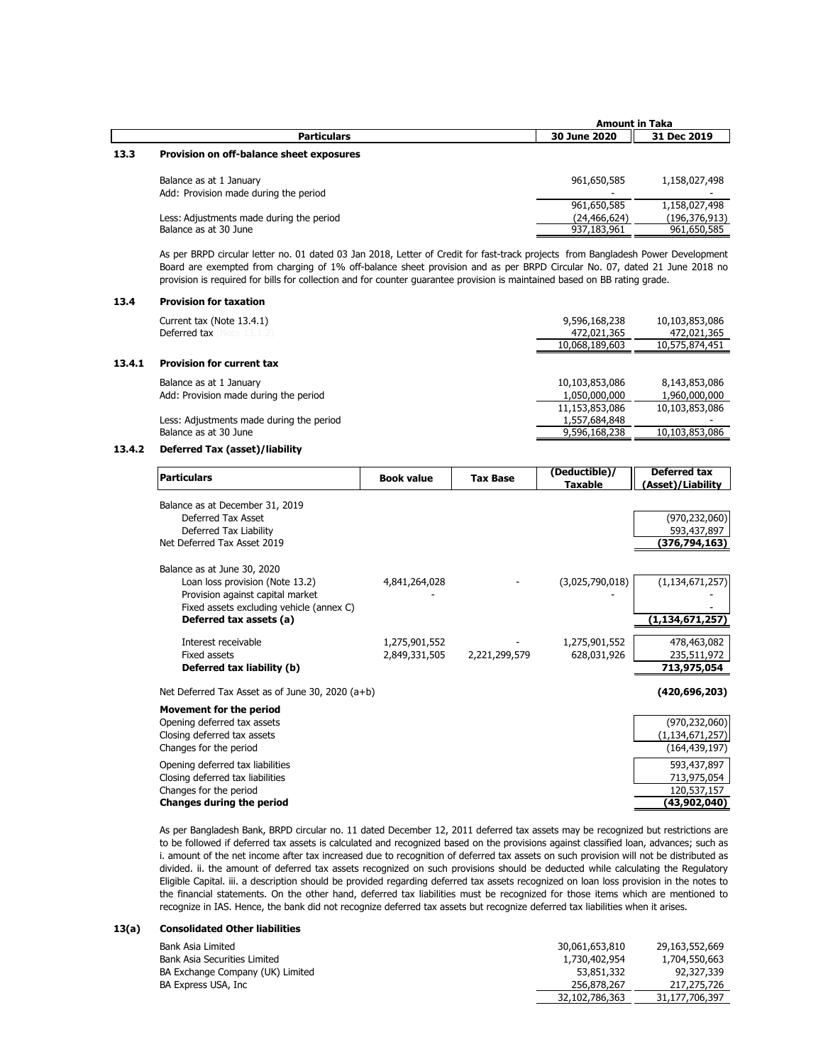| | Particulars | Amount in Taka 30 June 2020 | 31 Dec 2019 |
|---|---|---|---|
| **13.3** | **Provision on off-balance sheet exposures** | | |
| | Balance as at 1 January | 961,650,585 | 1,158,027,498 |
| | Add: Provision made during the period | - | - |
| | | 961,650,585 | 1,158,027,498 |
| | Less: Adjustments made during the period | (24,466,624) | (196,376,913) |
| | Balance as at 30 June | 937,183,961 | 961,650,585 |

As per BRPD circular letter no. 01 dated 03 Jan 2018, Letter of Credit for fast-track projects from Bangladesh Power Development Board are exempted from charging of 1% off-balance sheet provision and as per BRPD Circular No. 07, dated 21 June 2018 no provision is required for bills for collection and for counter guarantee provision is maintained based on BB rating grade.

| | Particulars | 30 June 2020 | 31 Dec 2019 |
|---|---|---|---|
| **13.4** | **Provision for taxation** | | |
| | Current tax (Note 13.4.1) | 9,596,168,238 | 10,103,853,086 |
| | Deferred tax (Note 13.4.2) | 472,021,365 | 472,021,365 |
| | | 10,068,189,603 | 10,575,874,451 |
| **13.4.1** | **Provision for current tax** | | |
| | Balance as at 1 January | 10,103,853,086 | 8,143,853,086 |
| | Add: Provision made during the period | 1,050,000,000 | 1,960,000,000 |
| | | 11,153,853,086 | 10,103,853,086 |
| | Less: Adjustments made during the period | 1,557,684,848 | - |
| | Balance as at 30 June | 9,596,168,238 | 10,103,853,086 |

**13.4.2 Deferred Tax (asset)/liability**

| Particulars | Book value | Tax Base | (Deductible)/ Taxable | Deferred tax (Asset)/Liability |
|---|---|---|---|---|
| Balance as at December 31, 2019 | | | | |
| Deferred Tax Asset | | | | (970,232,060) |
| Deferred Tax Liability | | | | 593,437,897 |
| Net Deferred Tax Asset 2019 | | | | **(376,794,163)** |
| Balance as at June 30, 2020 | | | | |
| Loan loss provision (Note 13.2) | 4,841,264,028 | - | (3,025,790,018) | (1,134,671,257) |
| Provision against capital market | - | | - | - |
| Fixed assets excluding vehicle (annex C) | | | | - |
| **Deferred tax assets (a)** | | | | **(1,134,671,257)** |
| Interest receivable | 1,275,901,552 | - | 1,275,901,552 | 478,463,082 |
| Fixed assets | 2,849,331,505 | 2,221,299,579 | 628,031,926 | 235,511,972 |
| **Deferred tax liability (b)** | | | | **713,975,054** |
| Net Deferred Tax Asset as of June 30, 2020 (a+b) | | | | **(420,696,203)** |
| **Movement for the period** | | | | |
| Opening deferred tax assets | | | | (970,232,060) |
| Closing deferred tax assets | | | | (1,134,671,257) |
| Changes for the period | | | | (164,439,197) |
| Opening deferred tax liabilities | | | | 593,437,897 |
| Closing deferred tax liabilities | | | | 713,975,054 |
| Changes for the period | | | | 120,537,157 |
| **Changes during the period** | | | | **(43,902,040)** |

As per Bangladesh Bank, BRPD circular no. 11 dated December 12, 2011 deferred tax assets may be recognized but restrictions are to be followed if deferred tax assets is calculated and recognized based on the provisions against classified loan, advances; such as i. amount of the net income after tax increased due to recognition of deferred tax assets on such provision will not be distributed as divided. ii. the amount of deferred tax assets recognized on such provisions should be deducted while calculating the Regulatory Eligible Capital. iii. a description should be provided regarding deferred tax assets recognized on loan loss provision in the notes to the financial statements. On the other hand, deferred tax liabilities must be recognized for those items which are mentioned to recognize in IAS. Hence, the bank did not recognize deferred tax assets but recognize deferred tax liabilities when it arises.

| | Particulars | 30 June 2020 | 31 Dec 2019 |
|---|---|---|---|
| **13(a)** | **Consolidated Other liabilities** | | |
| | Bank Asia Limited | 30,061,653,810 | 29,163,552,669 |
| | Bank Asia Securities Limited | 1,730,402,954 | 1,704,550,663 |
| | BA Exchange Company (UK) Limited | 53,851,332 | 92,327,339 |
| | BA Express USA, Inc | 256,878,267 | 217,275,726 |
| | | 32,102,786,363 | 31,177,706,397 |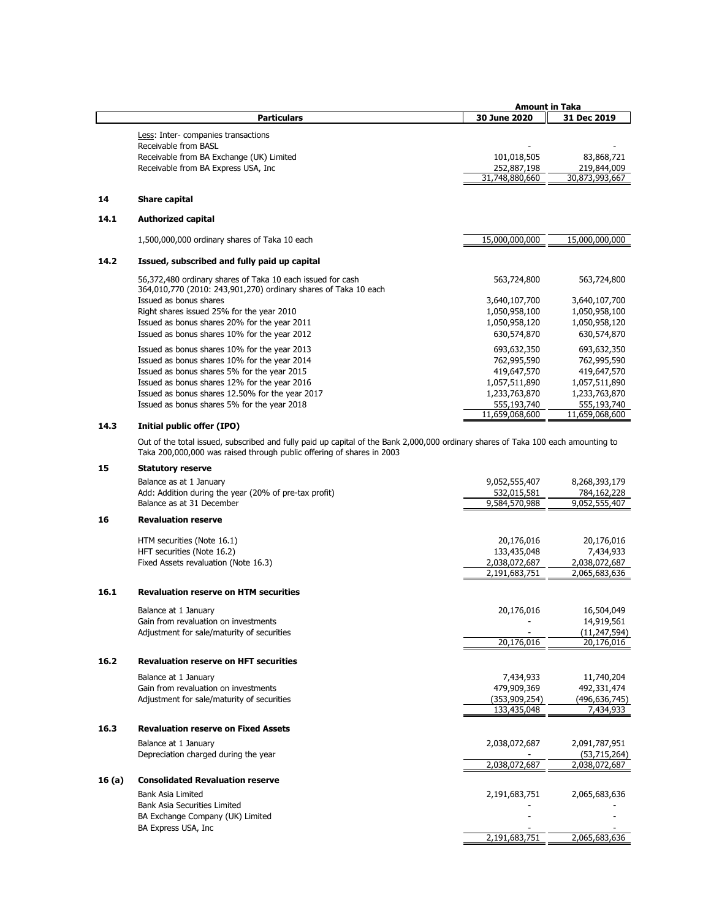| Particulars | 30 June 2020 | 31 Dec 2019 |
|---|---|---|
| | **Amount in Taka** | |
| Less: Inter- companies transactions | | |
| Receivable from BASL | - | - |
| Receivable from BA Exchange (UK) Limited | 101,018,505 | 83,868,721 |
| Receivable from BA Express USA, Inc | 252,887,198 | 219,844,009 |
| | 31,748,880,660 | 30,873,993,667 |

## 14 Share capital

### 14.1 Authorized capital

| Particulars | 30 June 2020 | 31 Dec 2019 |
|---|---|---|
| 1,500,000,000 ordinary shares of Taka 10 each | 15,000,000,000 | 15,000,000,000 |

### 14.2 Issued, subscribed and fully paid up capital

| Particulars | 30 June 2020 | 31 Dec 2019 |
|---|---|---|
| 56,372,480 ordinary shares of Taka 10 each issued for cash | 563,724,800 | 563,724,800 |
| 364,010,770 (2010: 243,901,270) ordinary shares of Taka 10 each Issued as bonus shares | 3,640,107,700 | 3,640,107,700 |
| Right shares issued 25% for the year 2010 | 1,050,958,100 | 1,050,958,100 |
| Issued as bonus shares 20% for the year 2011 | 1,050,958,120 | 1,050,958,120 |
| Issued as bonus shares 10% for the year 2012 | 630,574,870 | 630,574,870 |
| Issued as bonus shares 10% for the year 2013 | 693,632,350 | 693,632,350 |
| Issued as bonus shares 10% for the year 2014 | 762,995,590 | 762,995,590 |
| Issued as bonus shares 5% for the year 2015 | 419,647,570 | 419,647,570 |
| Issued as bonus shares 12% for the year 2016 | 1,057,511,890 | 1,057,511,890 |
| Issued as bonus shares 12.50% for the year 2017 | 1,233,763,870 | 1,233,763,870 |
| Issued as bonus shares 5% for the year 2018 | 555,193,740 | 555,193,740 |
| | 11,659,068,600 | 11,659,068,600 |

### 14.3 Initial public offer (IPO)

Out of the total issued, subscribed and fully paid up capital of the Bank 2,000,000 ordinary shares of Taka 100 each amounting to Taka 200,000,000 was raised through public offering of shares in 2003

## 15 Statutory reserve

| Particulars | 30 June 2020 | 31 Dec 2019 |
|---|---|---|
| Balance as at 1 January | 9,052,555,407 | 8,268,393,179 |
| Add: Addition during the year (20% of pre-tax profit) | 532,015,581 | 784,162,228 |
| Balance as at 31 December | 9,584,570,988 | 9,052,555,407 |

## 16 Revaluation reserve

| Particulars | 30 June 2020 | 31 Dec 2019 |
|---|---|---|
| HTM securities (Note 16.1) | 20,176,016 | 20,176,016 |
| HFT securities (Note 16.2) | 133,435,048 | 7,434,933 |
| Fixed Assets revaluation (Note 16.3) | 2,038,072,687 | 2,038,072,687 |
| | 2,191,683,751 | 2,065,683,636 |

### 16.1 Revaluation reserve on HTM securities

| Particulars | 30 June 2020 | 31 Dec 2019 |
|---|---|---|
| Balance at 1 January | 20,176,016 | 16,504,049 |
| Gain from revaluation on investments | - | 14,919,561 |
| Adjustment for sale/maturity of securities | - | (11,247,594) |
| | 20,176,016 | 20,176,016 |

### 16.2 Revaluation reserve on HFT securities

| Particulars | 30 June 2020 | 31 Dec 2019 |
|---|---|---|
| Balance at 1 January | 7,434,933 | 11,740,204 |
| Gain from revaluation on investments | 479,909,369 | 492,331,474 |
| Adjustment for sale/maturity of securities | (353,909,254) | (496,636,745) |
| | 133,435,048 | 7,434,933 |

### 16.3 Revaluation reserve on Fixed Assets

| Particulars | 30 June 2020 | 31 Dec 2019 |
|---|---|---|
| Balance at 1 January | 2,038,072,687 | 2,091,787,951 |
| Depreciation charged during the year | - | (53,715,264) |
| | 2,038,072,687 | 2,038,072,687 |

## 16 (a) Consolidated Revaluation reserve

| Particulars | 30 June 2020 | 31 Dec 2019 |
|---|---|---|
| Bank Asia Limited | 2,191,683,751 | 2,065,683,636 |
| Bank Asia Securities Limited | - | - |
| BA Exchange Company (UK) Limited | - | - |
| BA Express USA, Inc | - | - |
| | 2,191,683,751 | 2,065,683,636 |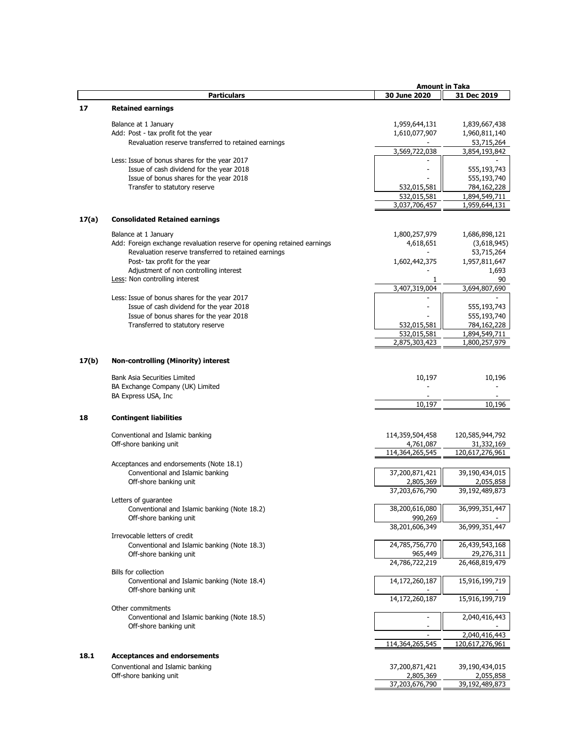| | Particulars | Amount in Taka 30 June 2020 | 31 Dec 2019 |
|---|---|---|---|
| **17** | **Retained earnings** | | |
| | Balance at 1 January | 1,959,644,131 | 1,839,667,438 |
| | Add: Post - tax profit fot the year | 1,610,077,907 | 1,960,811,140 |
| | Revaluation reserve transferred to retained earnings | - | 53,715,264 |
| | | 3,569,722,038 | 3,854,193,842 |
| | Less: Issue of bonus shares for the year 2017 | - | - |
| | Issue of cash dividend for the year 2018 | - | 555,193,743 |
| | Issue of bonus shares for the year 2018 | - | 555,193,740 |
| | Transfer to statutory reserve | 532,015,581 | 784,162,228 |
| | | 532,015,581 | 1,894,549,711 |
| | | 3,037,706,457 | 1,959,644,131 |
| **17(a)** | **Consolidated Retained earnings** | | |
| | Balance at 1 January | 1,800,257,979 | 1,686,898,121 |
| | Add: Foreign exchange revaluation reserve for opening retained earnings | 4,618,651 | (3,618,945) |
| | Revaluation reserve transferred to retained earnings | - | 53,715,264 |
| | Post- tax profit for the year | 1,602,442,375 | 1,957,811,647 |
| | Adjustment of non controlling interest | - | 1,693 |
| | Less: Non controlling interest | 1 | 90 |
| | | 3,407,319,004 | 3,694,807,690 |
| | Less: Issue of bonus shares for the year 2017 | - | - |
| | Issue of cash dividend for the year 2018 | - | 555,193,743 |
| | Issue of bonus shares for the year 2018 | - | 555,193,740 |
| | Transferred to statutory reserve | 532,015,581 | 784,162,228 |
| | | 532,015,581 | 1,894,549,711 |
| | | 2,875,303,423 | 1,800,257,979 |
| **17(b)** | **Non-controlling (Minority) interest** | | |
| | Bank Asia Securities Limited | 10,197 | 10,196 |
| | BA Exchange Company (UK) Limited | - | - |
| | BA Express USA, Inc | - | - |
| | | 10,197 | 10,196 |
| **18** | **Contingent liabilities** | | |
| | Conventional and Islamic banking | 114,359,504,458 | 120,585,944,792 |
| | Off-shore banking unit | 4,761,087 | 31,332,169 |
| | | 114,364,265,545 | 120,617,276,961 |
| | Acceptances and endorsements (Note 18.1) | | |
| | Conventional and Islamic banking | 37,200,871,421 | 39,190,434,015 |
| | Off-shore banking unit | 2,805,369 | 2,055,858 |
| | | 37,203,676,790 | 39,192,489,873 |
| | Letters of guarantee | | |
| | Conventional and Islamic banking (Note 18.2) | 38,200,616,080 | 36,999,351,447 |
| | Off-shore banking unit | 990,269 | - |
| | | 38,201,606,349 | 36,999,351,447 |
| | Irrevocable letters of credit | | |
| | Conventional and Islamic banking (Note 18.3) | 24,785,756,770 | 26,439,543,168 |
| | Off-shore banking unit | 965,449 | 29,276,311 |
| | | 24,786,722,219 | 26,468,819,479 |
| | Bills for collection | | |
| | Conventional and Islamic banking (Note 18.4) | 14,172,260,187 | 15,916,199,719 |
| | Off-shore banking unit | - | - |
| | | 14,172,260,187 | 15,916,199,719 |
| | Other commitments | | |
| | Conventional and Islamic banking (Note 18.5) | - | 2,040,416,443 |
| | Off-shore banking unit | - | - |
| | | - | 2,040,416,443 |
| | | 114,364,265,545 | 120,617,276,961 |
| **18.1** | **Acceptances and endorsements** | | |
| | Conventional and Islamic banking | 37,200,871,421 | 39,190,434,015 |
| | Off-shore banking unit | 2,805,369 | 2,055,858 |
| | | 37,203,676,790 | 39,192,489,873 |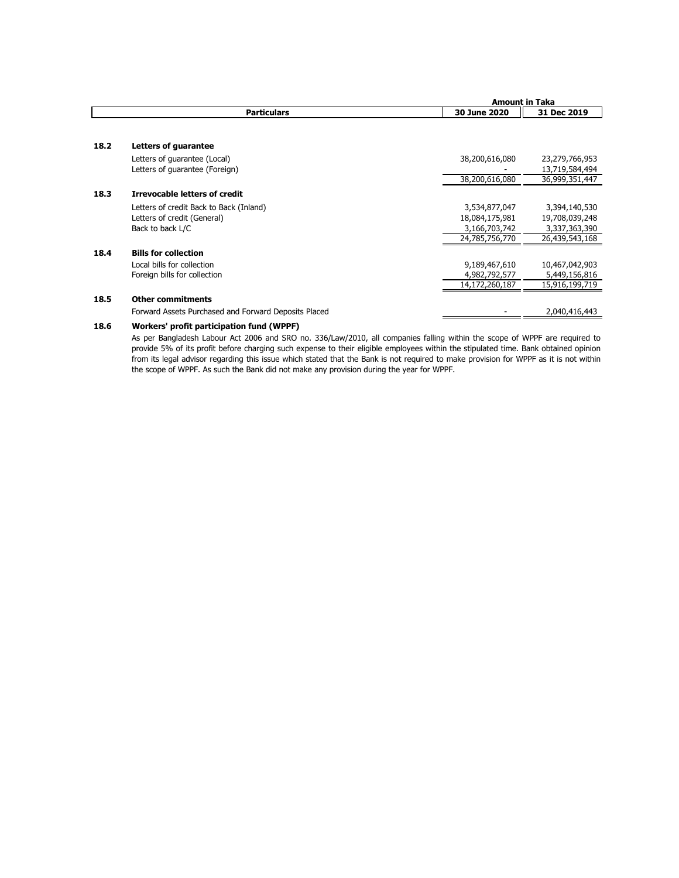| | Particulars | Amount in Taka | |
|---|---|---|---|
| | | 30 June 2020 | 31 Dec 2019 |
| **18.2** | **Letters of guarantee** | | |
| | Letters of guarantee (Local) | 38,200,616,080 | 23,279,766,953 |
| | Letters of guarantee (Foreign) | - | 13,719,584,494 |
| | | 38,200,616,080 | 36,999,351,447 |
| **18.3** | **Irrevocable letters of credit** | | |
| | Letters of credit Back to Back (Inland) | 3,534,877,047 | 3,394,140,530 |
| | Letters of credit (General) | 18,084,175,981 | 19,708,039,248 |
| | Back to back L/C | 3,166,703,742 | 3,337,363,390 |
| | | 24,785,756,770 | 26,439,543,168 |
| **18.4** | **Bills for collection** | | |
| | Local bills for collection | 9,189,467,610 | 10,467,042,903 |
| | Foreign bills for collection | 4,982,792,577 | 5,449,156,816 |
| | | 14,172,260,187 | 15,916,199,719 |
| **18.5** | **Other commitments** | | |
| | Forward Assets Purchased and Forward Deposits Placed | - | 2,040,416,443 |

**18.6 Workers' profit participation fund (WPPF)**

As per Bangladesh Labour Act 2006 and SRO no. 336/Law/2010, all companies falling within the scope of WPPF are required to provide 5% of its profit before charging such expense to their eligible employees within the stipulated time. Bank obtained opinion from its legal advisor regarding this issue which stated that the Bank is not required to make provision for WPPF as it is not within the scope of WPPF. As such the Bank did not make any provision during the year for WPPF.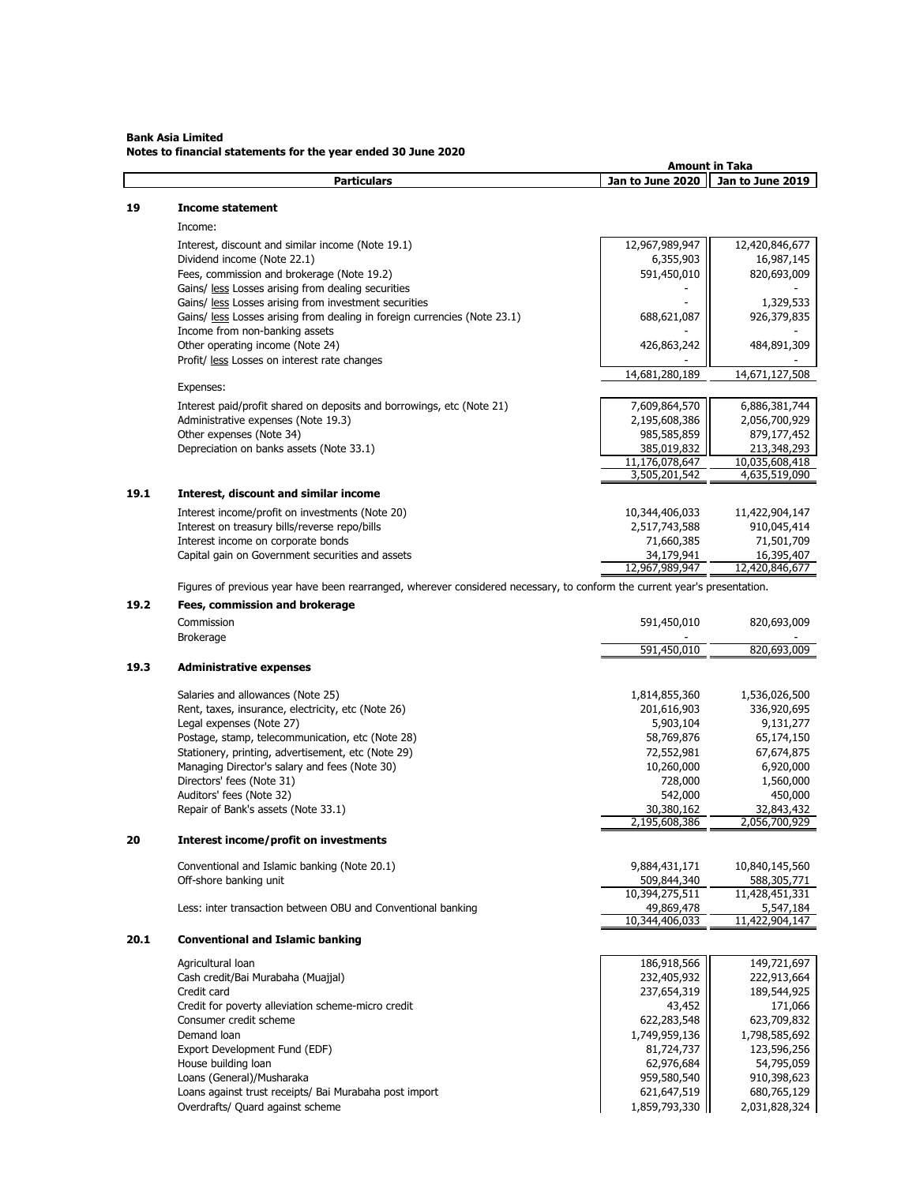**Bank Asia Limited**
**Notes to financial statements for the year ended 30 June 2020**

| | Particulars | Jan to June 2020 | Jan to June 2019 |
|---|---|---|---|
| | | **Amount in Taka** | |
| **19** | **Income statement** | | |
| | Income: | | |
| | Interest, discount and similar income (Note 19.1) | 12,967,989,947 | 12,420,846,677 |
| | Dividend income (Note 22.1) | 6,355,903 | 16,987,145 |
| | Fees, commission and brokerage (Note 19.2) | 591,450,010 | 820,693,009 |
| | Gains/ less Losses arising from dealing securities | - | - |
| | Gains/ less Losses arising from investment securities | - | 1,329,533 |
| | Gains/ less Losses arising from dealing in foreign currencies (Note 23.1) | 688,621,087 | 926,379,835 |
| | Income from non-banking assets | - | - |
| | Other operating income (Note 24) | 426,863,242 | 484,891,309 |
| | Profit/ less Losses on interest rate changes | - | - |
| | | 14,681,280,189 | 14,671,127,508 |
| | Expenses: | | |
| | Interest paid/profit shared on deposits and borrowings, etc (Note 21) | 7,609,864,570 | 6,886,381,744 |
| | Administrative expenses (Note 19.3) | 2,195,608,386 | 2,056,700,929 |
| | Other expenses (Note 34) | 985,585,859 | 879,177,452 |
| | Depreciation on banks assets (Note 33.1) | 385,019,832 | 213,348,293 |
| | | 11,176,078,647 | 10,035,608,418 |
| | | 3,505,201,542 | 4,635,519,090 |
| **19.1** | **Interest, discount and similar income** | | |
| | Interest income/profit on investments (Note 20) | 10,344,406,033 | 11,422,904,147 |
| | Interest on treasury bills/reverse repo/bills | 2,517,743,588 | 910,045,414 |
| | Interest income on corporate bonds | 71,660,385 | 71,501,709 |
| | Capital gain on Government securities and assets | 34,179,941 | 16,395,407 |
| | | 12,967,989,947 | 12,420,846,677 |

Figures of previous year have been rearranged, wherever considered necessary, to conform the current year's presentation.

| | Particulars | Jan to June 2020 | Jan to June 2019 |
|---|---|---|---|
| **19.2** | **Fees, commission and brokerage** | | |
| | Commission | 591,450,010 | 820,693,009 |
| | Brokerage | - | - |
| | | 591,450,010 | 820,693,009 |
| **19.3** | **Administrative expenses** | | |
| | Salaries and allowances (Note 25) | 1,814,855,360 | 1,536,026,500 |
| | Rent, taxes, insurance, electricity, etc (Note 26) | 201,616,903 | 336,920,695 |
| | Legal expenses (Note 27) | 5,903,104 | 9,131,277 |
| | Postage, stamp, telecommunication, etc (Note 28) | 58,769,876 | 65,174,150 |
| | Stationery, printing, advertisement, etc (Note 29) | 72,552,981 | 67,674,875 |
| | Managing Director's salary and fees (Note 30) | 10,260,000 | 6,920,000 |
| | Directors' fees (Note 31) | 728,000 | 1,560,000 |
| | Auditors' fees (Note 32) | 542,000 | 450,000 |
| | Repair of Bank's assets (Note 33.1) | 30,380,162 | 32,843,432 |
| | | 2,195,608,386 | 2,056,700,929 |
| **20** | **Interest income/profit on investments** | | |
| | Conventional and Islamic banking (Note 20.1) | 9,884,431,171 | 10,840,145,560 |
| | Off-shore banking unit | 509,844,340 | 588,305,771 |
| | | 10,394,275,511 | 11,428,451,331 |
| | Less: inter transaction between OBU and Conventional banking | 49,869,478 | 5,547,184 |
| | | 10,344,406,033 | 11,422,904,147 |
| **20.1** | **Conventional and Islamic banking** | | |
| | Agricultural loan | 186,918,566 | 149,721,697 |
| | Cash credit/Bai Murabaha (Muajjal) | 232,405,932 | 222,913,664 |
| | Credit card | 237,654,319 | 189,544,925 |
| | Credit for poverty alleviation scheme-micro credit | 43,452 | 171,066 |
| | Consumer credit scheme | 622,283,548 | 623,709,832 |
| | Demand loan | 1,749,959,136 | 1,798,585,692 |
| | Export Development Fund (EDF) | 81,724,737 | 123,596,256 |
| | House building loan | 62,976,684 | 54,795,059 |
| | Loans (General)/Musharaka | 959,580,540 | 910,398,623 |
| | Loans against trust receipts/ Bai Murabaha post import | 621,647,519 | 680,765,129 |
| | Overdrafts/ Quard against scheme | 1,859,793,330 | 2,031,828,324 |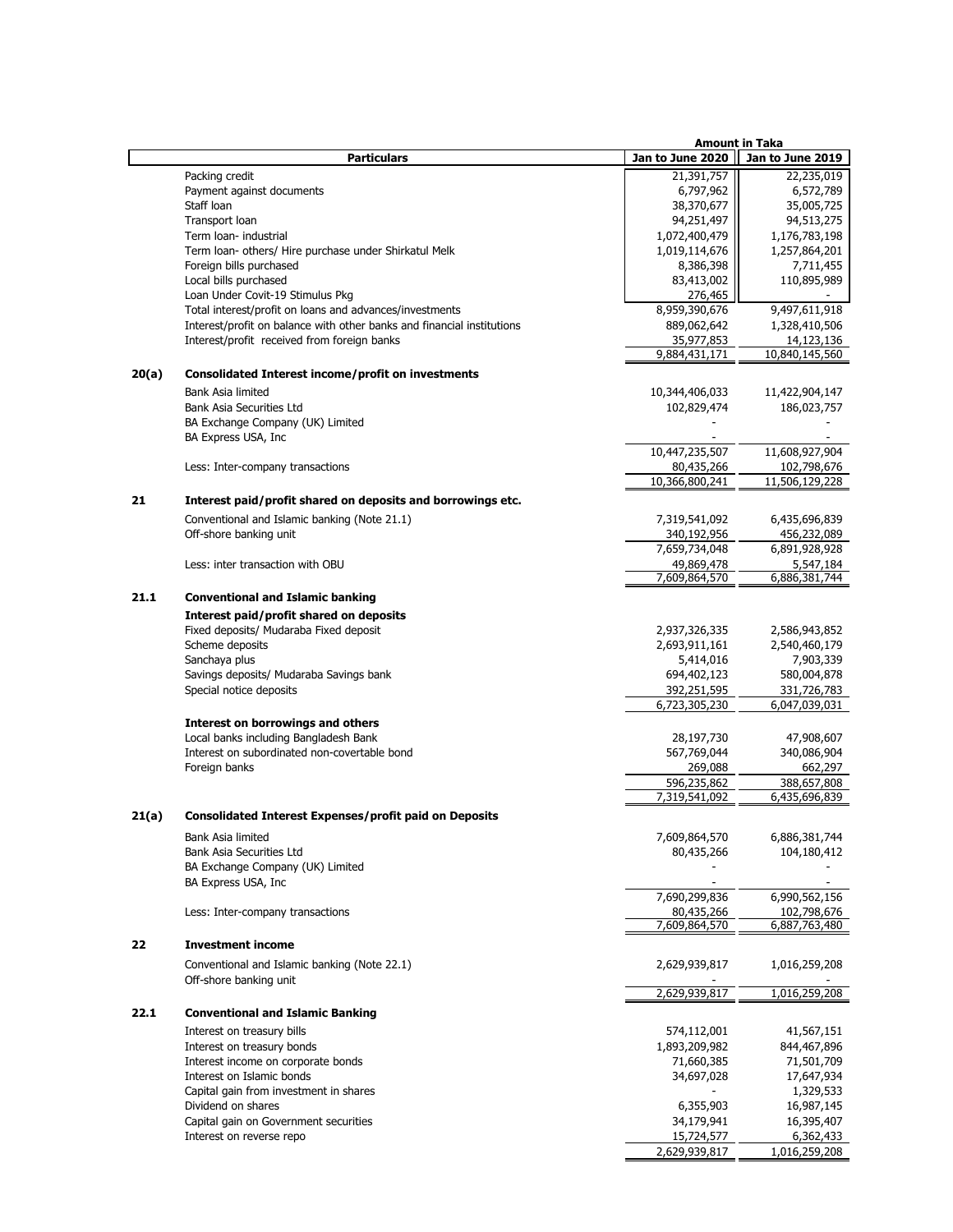| | Particulars | Amount in Taka | |
|---|---|---|---|
| | | Jan to June 2020 | Jan to June 2019 |
| | Packing credit | 21,391,757 | 22,235,019 |
| | Payment against documents | 6,797,962 | 6,572,789 |
| | Staff loan | 38,370,677 | 35,005,725 |
| | Transport loan | 94,251,497 | 94,513,275 |
| | Term loan- industrial | 1,072,400,479 | 1,176,783,198 |
| | Term loan- others/ Hire purchase under Shirkatul Melk | 1,019,114,676 | 1,257,864,201 |
| | Foreign bills purchased | 8,386,398 | 7,711,455 |
| | Local bills purchased | 83,413,002 | 110,895,989 |
| | Loan Under Covit-19 Stimulus Pkg | 276,465 | - |
| | Total interest/profit on loans and advances/investments | 8,959,390,676 | 9,497,611,918 |
| | Interest/profit on balance with other banks and financial institutions | 889,062,642 | 1,328,410,506 |
| | Interest/profit received from foreign banks | 35,977,853 | 14,123,136 |
| | | 9,884,431,171 | 10,840,145,560 |
| **20(a)** | **Consolidated Interest income/profit on investments** | | |
| | Bank Asia limited | 10,344,406,033 | 11,422,904,147 |
| | Bank Asia Securities Ltd | 102,829,474 | 186,023,757 |
| | BA Exchange Company (UK) Limited | - | - |
| | BA Express USA, Inc | - | - |
| | | 10,447,235,507 | 11,608,927,904 |
| | Less: Inter-company transactions | 80,435,266 | 102,798,676 |
| | | 10,366,800,241 | 11,506,129,228 |
| **21** | **Interest paid/profit shared on deposits and borrowings etc.** | | |
| | Conventional and Islamic banking (Note 21.1) | 7,319,541,092 | 6,435,696,839 |
| | Off-shore banking unit | 340,192,956 | 456,232,089 |
| | | 7,659,734,048 | 6,891,928,928 |
| | Less: inter transaction with OBU | 49,869,478 | 5,547,184 |
| | | 7,609,864,570 | 6,886,381,744 |
| **21.1** | **Conventional and Islamic banking** | | |
| | **Interest paid/profit shared on deposits** | | |
| | Fixed deposits/ Mudaraba Fixed deposit | 2,937,326,335 | 2,586,943,852 |
| | Scheme deposits | 2,693,911,161 | 2,540,460,179 |
| | Sanchaya plus | 5,414,016 | 7,903,339 |
| | Savings deposits/ Mudaraba Savings bank | 694,402,123 | 580,004,878 |
| | Special notice deposits | 392,251,595 | 331,726,783 |
| | | 6,723,305,230 | 6,047,039,031 |
| | **Interest on borrowings and others** | | |
| | Local banks including Bangladesh Bank | 28,197,730 | 47,908,607 |
| | Interest on subordinated non-covertable bond | 567,769,044 | 340,086,904 |
| | Foreign banks | 269,088 | 662,297 |
| | | 596,235,862 | 388,657,808 |
| | | 7,319,541,092 | 6,435,696,839 |
| **21(a)** | **Consolidated Interest Expenses/profit paid on Deposits** | | |
| | Bank Asia limited | 7,609,864,570 | 6,886,381,744 |
| | Bank Asia Securities Ltd | 80,435,266 | 104,180,412 |
| | BA Exchange Company (UK) Limited | - | - |
| | BA Express USA, Inc | - | - |
| | | 7,690,299,836 | 6,990,562,156 |
| | Less: Inter-company transactions | 80,435,266 | 102,798,676 |
| | | 7,609,864,570 | 6,887,763,480 |
| **22** | **Investment income** | | |
| | Conventional and Islamic banking (Note 22.1) | 2,629,939,817 | 1,016,259,208 |
| | Off-shore banking unit | - | - |
| | | 2,629,939,817 | 1,016,259,208 |
| **22.1** | **Conventional and Islamic Banking** | | |
| | Interest on treasury bills | 574,112,001 | 41,567,151 |
| | Interest on treasury bonds | 1,893,209,982 | 844,467,896 |
| | Interest income on corporate bonds | 71,660,385 | 71,501,709 |
| | Interest on Islamic bonds | 34,697,028 | 17,647,934 |
| | Capital gain from investment in shares | - | 1,329,533 |
| | Dividend on shares | 6,355,903 | 16,987,145 |
| | Capital gain on Government securities | 34,179,941 | 16,395,407 |
| | Interest on reverse repo | 15,724,577 | 6,362,433 |
| | | 2,629,939,817 | 1,016,259,208 |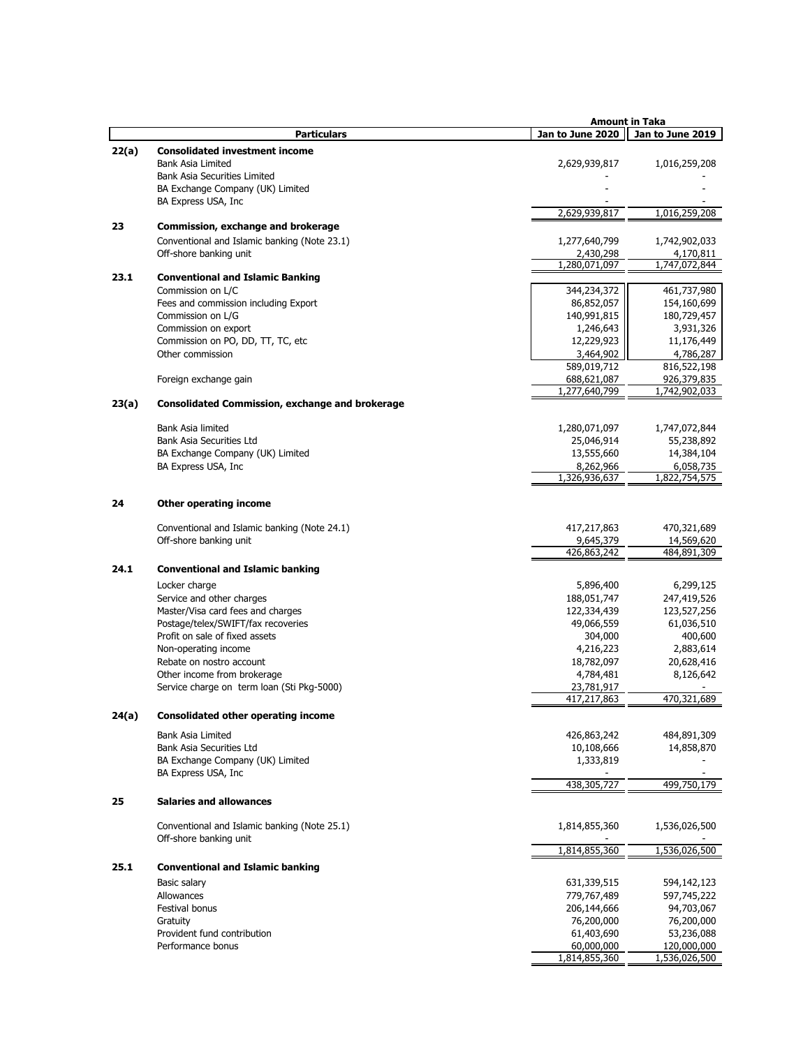| | Particulars | Amount in Taka | |
|---|---|---|---|
| | | Jan to June 2020 | Jan to June 2019 |
| **22(a)** | **Consolidated investment income** | | |
| | Bank Asia Limited | 2,629,939,817 | 1,016,259,208 |
| | Bank Asia Securities Limited | - | - |
| | BA Exchange Company (UK) Limited | - | - |
| | BA Express USA, Inc | - | - |
| | | 2,629,939,817 | 1,016,259,208 |
| **23** | **Commission, exchange and brokerage** | | |
| | Conventional and Islamic banking (Note 23.1) | 1,277,640,799 | 1,742,902,033 |
| | Off-shore banking unit | 2,430,298 | 4,170,811 |
| | | 1,280,071,097 | 1,747,072,844 |
| **23.1** | **Conventional and Islamic Banking** | | |
| | Commission on L/C | 344,234,372 | 461,737,980 |
| | Fees and commission including Export | 86,852,057 | 154,160,699 |
| | Commission on L/G | 140,991,815 | 180,729,457 |
| | Commission on export | 1,246,643 | 3,931,326 |
| | Commission on PO, DD, TT, TC, etc | 12,229,923 | 11,176,449 |
| | Other commission | 3,464,902 | 4,786,287 |
| | | 589,019,712 | 816,522,198 |
| | Foreign exchange gain | 688,621,087 | 926,379,835 |
| | | 1,277,640,799 | 1,742,902,033 |
| **23(a)** | **Consolidated Commission, exchange and brokerage** | | |
| | Bank Asia limited | 1,280,071,097 | 1,747,072,844 |
| | Bank Asia Securities Ltd | 25,046,914 | 55,238,892 |
| | BA Exchange Company (UK) Limited | 13,555,660 | 14,384,104 |
| | BA Express USA, Inc | 8,262,966 | 6,058,735 |
| | | 1,326,936,637 | 1,822,754,575 |
| **24** | **Other operating income** | | |
| | Conventional and Islamic banking (Note 24.1) | 417,217,863 | 470,321,689 |
| | Off-shore banking unit | 9,645,379 | 14,569,620 |
| | | 426,863,242 | 484,891,309 |
| **24.1** | **Conventional and Islamic banking** | | |
| | Locker charge | 5,896,400 | 6,299,125 |
| | Service and other charges | 188,051,747 | 247,419,526 |
| | Master/Visa card fees and charges | 122,334,439 | 123,527,256 |
| | Postage/telex/SWIFT/fax recoveries | 49,066,559 | 61,036,510 |
| | Profit on sale of fixed assets | 304,000 | 400,600 |
| | Non-operating income | 4,216,223 | 2,883,614 |
| | Rebate on nostro account | 18,782,097 | 20,628,416 |
| | Other income from brokerage | 4,784,481 | 8,126,642 |
| | Service charge on term loan (Sti Pkg-5000) | 23,781,917 | - |
| | | 417,217,863 | 470,321,689 |
| **24(a)** | **Consolidated other operating income** | | |
| | Bank Asia Limited | 426,863,242 | 484,891,309 |
| | Bank Asia Securities Ltd | 10,108,666 | 14,858,870 |
| | BA Exchange Company (UK) Limited | 1,333,819 | - |
| | BA Express USA, Inc | - | - |
| | | 438,305,727 | 499,750,179 |
| **25** | **Salaries and allowances** | | |
| | Conventional and Islamic banking (Note 25.1) | 1,814,855,360 | 1,536,026,500 |
| | Off-shore banking unit | - | - |
| | | 1,814,855,360 | 1,536,026,500 |
| **25.1** | **Conventional and Islamic banking** | | |
| | Basic salary | 631,339,515 | 594,142,123 |
| | Allowances | 779,767,489 | 597,745,222 |
| | Festival bonus | 206,144,666 | 94,703,067 |
| | Gratuity | 76,200,000 | 76,200,000 |
| | Provident fund contribution | 61,403,690 | 53,236,088 |
| | Performance bonus | 60,000,000 | 120,000,000 |
| | | 1,814,855,360 | 1,536,026,500 |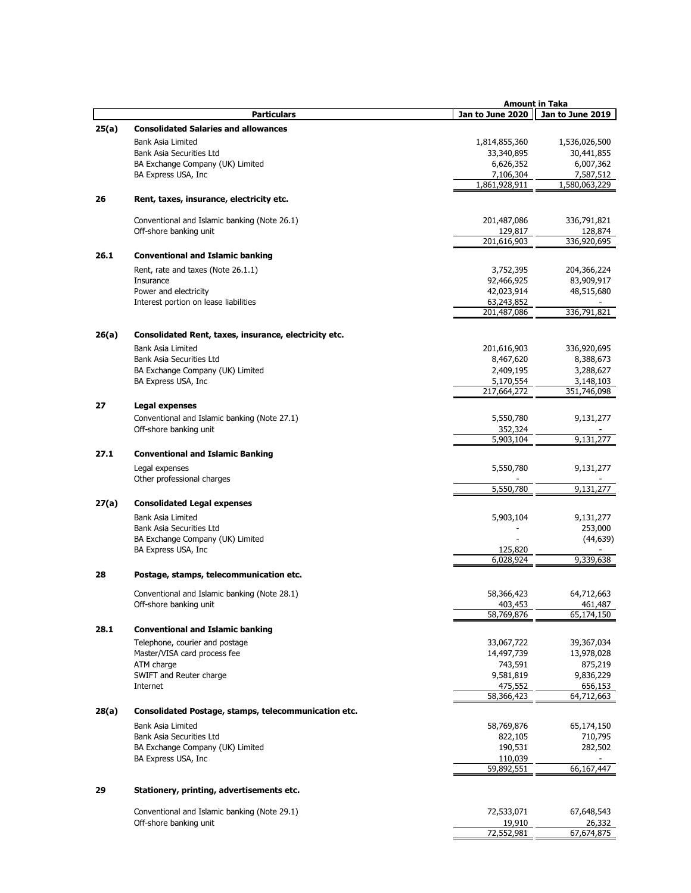| | Particulars | Amount in Taka | |
|---|---|---|---|
| | | Jan to June 2020 | Jan to June 2019 |
| **25(a)** | **Consolidated Salaries and allowances** | | |
| | Bank Asia Limited | 1,814,855,360 | 1,536,026,500 |
| | Bank Asia Securities Ltd | 33,340,895 | 30,441,855 |
| | BA Exchange Company (UK) Limited | 6,626,352 | 6,007,362 |
| | BA Express USA, Inc | 7,106,304 | 7,587,512 |
| | | 1,861,928,911 | 1,580,063,229 |
| **26** | **Rent, taxes, insurance, electricity etc.** | | |
| | Conventional and Islamic banking (Note 26.1) | 201,487,086 | 336,791,821 |
| | Off-shore banking unit | 129,817 | 128,874 |
| | | 201,616,903 | 336,920,695 |
| **26.1** | **Conventional and Islamic banking** | | |
| | Rent, rate and taxes (Note 26.1.1) | 3,752,395 | 204,366,224 |
| | Insurance | 92,466,925 | 83,909,917 |
| | Power and electricity | 42,023,914 | 48,515,680 |
| | Interest portion on lease liabilities | 63,243,852 | - |
| | | 201,487,086 | 336,791,821 |
| **26(a)** | **Consolidated Rent, taxes, insurance, electricity etc.** | | |
| | Bank Asia Limited | 201,616,903 | 336,920,695 |
| | Bank Asia Securities Ltd | 8,467,620 | 8,388,673 |
| | BA Exchange Company (UK) Limited | 2,409,195 | 3,288,627 |
| | BA Express USA, Inc | 5,170,554 | 3,148,103 |
| | | 217,664,272 | 351,746,098 |
| **27** | **Legal expenses** | | |
| | Conventional and Islamic banking (Note 27.1) | 5,550,780 | 9,131,277 |
| | Off-shore banking unit | 352,324 | - |
| | | 5,903,104 | 9,131,277 |
| **27.1** | **Conventional and Islamic Banking** | | |
| | Legal expenses | 5,550,780 | 9,131,277 |
| | Other professional charges | - | - |
| | | 5,550,780 | 9,131,277 |
| **27(a)** | **Consolidated Legal expenses** | | |
| | Bank Asia Limited | 5,903,104 | 9,131,277 |
| | Bank Asia Securities Ltd | - | 253,000 |
| | BA Exchange Company (UK) Limited | - | (44,639) |
| | BA Express USA, Inc | 125,820 | - |
| | | 6,028,924 | 9,339,638 |
| **28** | **Postage, stamps, telecommunication etc.** | | |
| | Conventional and Islamic banking (Note 28.1) | 58,366,423 | 64,712,663 |
| | Off-shore banking unit | 403,453 | 461,487 |
| | | 58,769,876 | 65,174,150 |
| **28.1** | **Conventional and Islamic banking** | | |
| | Telephone, courier and postage | 33,067,722 | 39,367,034 |
| | Master/VISA card process fee | 14,497,739 | 13,978,028 |
| | ATM charge | 743,591 | 875,219 |
| | SWIFT and Reuter charge | 9,581,819 | 9,836,229 |
| | Internet | 475,552 | 656,153 |
| | | 58,366,423 | 64,712,663 |
| **28(a)** | **Consolidated Postage, stamps, telecommunication etc.** | | |
| | Bank Asia Limited | 58,769,876 | 65,174,150 |
| | Bank Asia Securities Ltd | 822,105 | 710,795 |
| | BA Exchange Company (UK) Limited | 190,531 | 282,502 |
| | BA Express USA, Inc | 110,039 | - |
| | | 59,892,551 | 66,167,447 |
| **29** | **Stationery, printing, advertisements etc.** | | |
| | Conventional and Islamic banking (Note 29.1) | 72,533,071 | 67,648,543 |
| | Off-shore banking unit | 19,910 | 26,332 |
| | | 72,552,981 | 67,674,875 |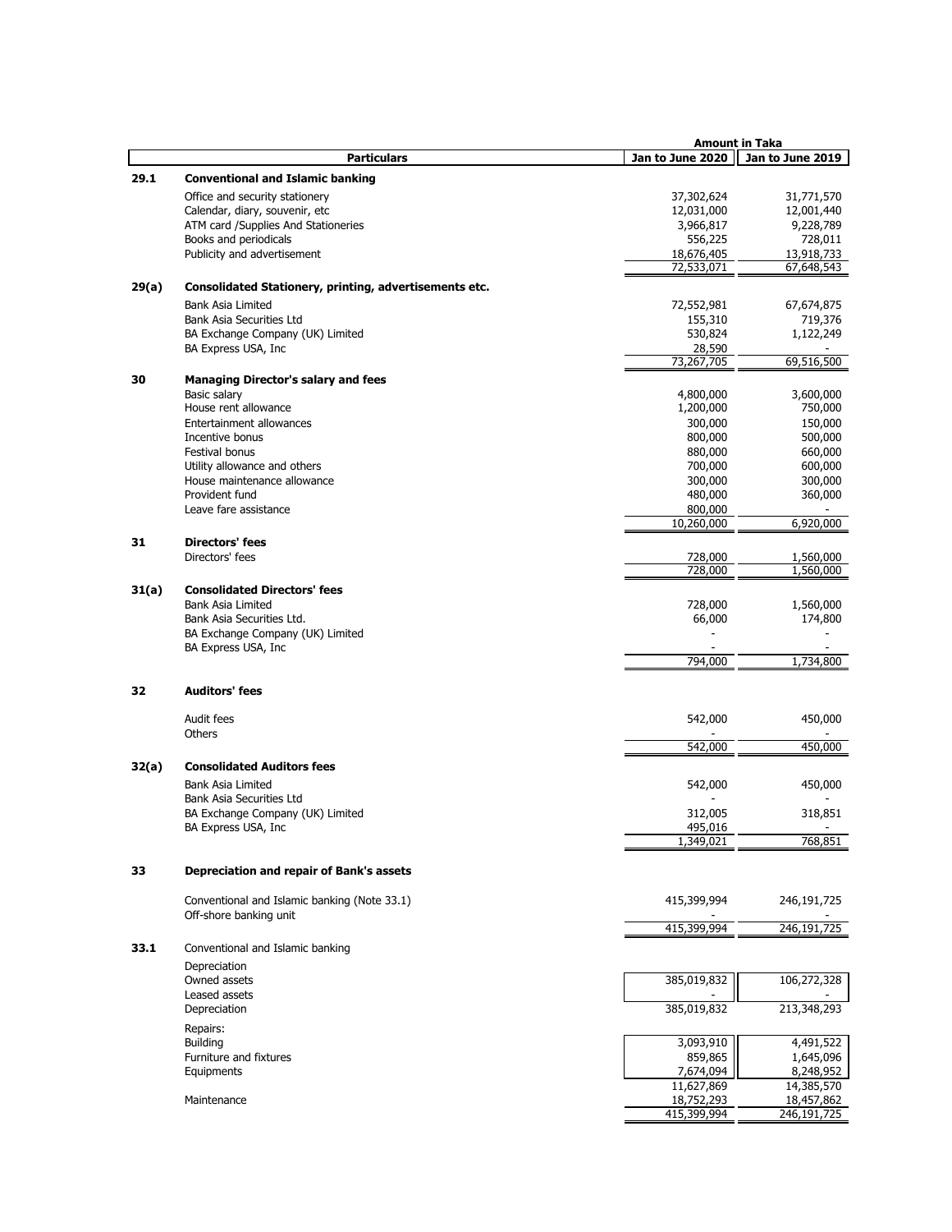| | Particulars | Amount in Taka | |
|---|---|---|---|
| | | Jan to June 2020 | Jan to June 2019 |
| **29.1** | **Conventional and Islamic banking** | | |
| | Office and security stationery | 37,302,624 | 31,771,570 |
| | Calendar, diary, souvenir, etc | 12,031,000 | 12,001,440 |
| | ATM card /Supplies And Stationeries | 3,966,817 | 9,228,789 |
| | Books and periodicals | 556,225 | 728,011 |
| | Publicity and advertisement | 18,676,405 | 13,918,733 |
| | | 72,533,071 | 67,648,543 |
| **29(a)** | **Consolidated Stationery, printing, advertisements etc.** | | |
| | Bank Asia Limited | 72,552,981 | 67,674,875 |
| | Bank Asia Securities Ltd | 155,310 | 719,376 |
| | BA Exchange Company (UK) Limited | 530,824 | 1,122,249 |
| | BA Express USA, Inc | 28,590 | - |
| | | 73,267,705 | 69,516,500 |
| **30** | **Managing Director's salary and fees** | | |
| | Basic salary | 4,800,000 | 3,600,000 |
| | House rent allowance | 1,200,000 | 750,000 |
| | Entertainment allowances | 300,000 | 150,000 |
| | Incentive bonus | 800,000 | 500,000 |
| | Festival bonus | 880,000 | 660,000 |
| | Utility allowance and others | 700,000 | 600,000 |
| | House maintenance allowance | 300,000 | 300,000 |
| | Provident fund | 480,000 | 360,000 |
| | Leave fare assistance | 800,000 | - |
| | | 10,260,000 | 6,920,000 |
| **31** | **Directors' fees** | | |
| | Directors' fees | 728,000 | 1,560,000 |
| | | 728,000 | 1,560,000 |
| **31(a)** | **Consolidated Directors' fees** | | |
| | Bank Asia Limited | 728,000 | 1,560,000 |
| | Bank Asia Securities Ltd. | 66,000 | 174,800 |
| | BA Exchange Company (UK) Limited | - | - |
| | BA Express USA, Inc | - | - |
| | | 794,000 | 1,734,800 |
| **32** | **Auditors' fees** | | |
| | Audit fees | 542,000 | 450,000 |
| | Others | - | - |
| | | 542,000 | 450,000 |
| **32(a)** | **Consolidated Auditors fees** | | |
| | Bank Asia Limited | 542,000 | 450,000 |
| | Bank Asia Securities Ltd | - | - |
| | BA Exchange Company (UK) Limited | 312,005 | 318,851 |
| | BA Express USA, Inc | 495,016 | - |
| | | 1,349,021 | 768,851 |
| **33** | **Depreciation and repair of Bank's assets** | | |
| | Conventional and Islamic banking (Note 33.1) | 415,399,994 | 246,191,725 |
| | Off-shore banking unit | - | - |
| | | 415,399,994 | 246,191,725 |
| **33.1** | Conventional and Islamic banking | | |
| | Depreciation | | |
| | Owned assets | 385,019,832 | 106,272,328 |
| | Leased assets | - | - |
| | Depreciation | 385,019,832 | 213,348,293 |
| | Repairs: | | |
| | Building | 3,093,910 | 4,491,522 |
| | Furniture and fixtures | 859,865 | 1,645,096 |
| | Equipments | 7,674,094 | 8,248,952 |
| | | 11,627,869 | 14,385,570 |
| | Maintenance | 18,752,293 | 18,457,862 |
| | | 415,399,994 | 246,191,725 |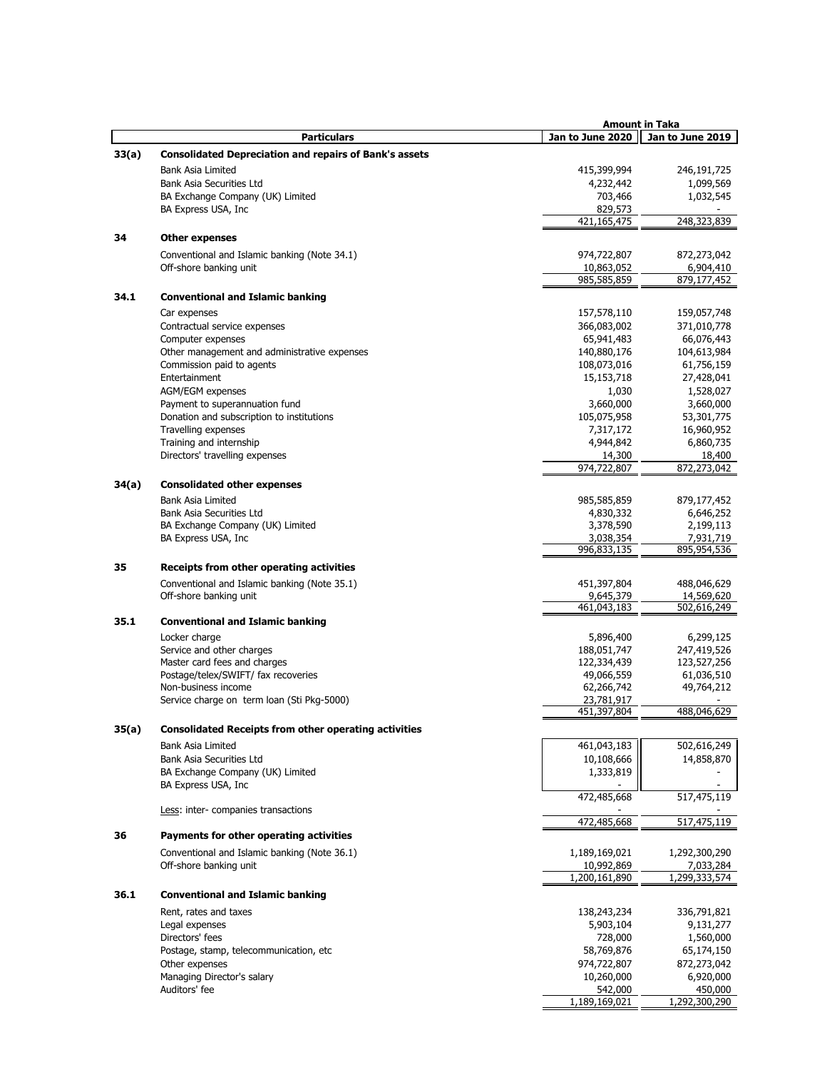| | Particulars | Amount in Taka | |
|---|---|---|---|
| | | Jan to June 2020 | Jan to June 2019 |
| **33(a)** | **Consolidated Depreciation and repairs of Bank's assets** | | |
| | Bank Asia Limited | 415,399,994 | 246,191,725 |
| | Bank Asia Securities Ltd | 4,232,442 | 1,099,569 |
| | BA Exchange Company (UK) Limited | 703,466 | 1,032,545 |
| | BA Express USA, Inc | 829,573 | - |
| | | 421,165,475 | 248,323,839 |
| **34** | **Other expenses** | | |
| | Conventional and Islamic banking (Note 34.1) | 974,722,807 | 872,273,042 |
| | Off-shore banking unit | 10,863,052 | 6,904,410 |
| | | 985,585,859 | 879,177,452 |
| **34.1** | **Conventional and Islamic banking** | | |
| | Car expenses | 157,578,110 | 159,057,748 |
| | Contractual service expenses | 366,083,002 | 371,010,778 |
| | Computer expenses | 65,941,483 | 66,076,443 |
| | Other management and administrative expenses | 140,880,176 | 104,613,984 |
| | Commission paid to agents | 108,073,016 | 61,756,159 |
| | Entertainment | 15,153,718 | 27,428,041 |
| | AGM/EGM expenses | 1,030 | 1,528,027 |
| | Payment to superannuation fund | 3,660,000 | 3,660,000 |
| | Donation and subscription to institutions | 105,075,958 | 53,301,775 |
| | Travelling expenses | 7,317,172 | 16,960,952 |
| | Training and internship | 4,944,842 | 6,860,735 |
| | Directors' travelling expenses | 14,300 | 18,400 |
| | | 974,722,807 | 872,273,042 |
| **34(a)** | **Consolidated other expenses** | | |
| | Bank Asia Limited | 985,585,859 | 879,177,452 |
| | Bank Asia Securities Ltd | 4,830,332 | 6,646,252 |
| | BA Exchange Company (UK) Limited | 3,378,590 | 2,199,113 |
| | BA Express USA, Inc | 3,038,354 | 7,931,719 |
| | | 996,833,135 | 895,954,536 |
| **35** | **Receipts from other operating activities** | | |
| | Conventional and Islamic banking (Note 35.1) | 451,397,804 | 488,046,629 |
| | Off-shore banking unit | 9,645,379 | 14,569,620 |
| | | 461,043,183 | 502,616,249 |
| **35.1** | **Conventional and Islamic banking** | | |
| | Locker charge | 5,896,400 | 6,299,125 |
| | Service and other charges | 188,051,747 | 247,419,526 |
| | Master card fees and charges | 122,334,439 | 123,527,256 |
| | Postage/telex/SWIFT/ fax recoveries | 49,066,559 | 61,036,510 |
| | Non-business income | 62,266,742 | 49,764,212 |
| | Service charge on term loan (Sti Pkg-5000) | 23,781,917 | - |
| | | 451,397,804 | 488,046,629 |
| **35(a)** | **Consolidated Receipts from other operating activities** | | |
| | Bank Asia Limited | 461,043,183 | 502,616,249 |
| | Bank Asia Securities Ltd | 10,108,666 | 14,858,870 |
| | BA Exchange Company (UK) Limited | 1,333,819 | - |
| | BA Express USA, Inc | - | - |
| | | 472,485,668 | 517,475,119 |
| | Less: inter- companies transactions | - | - |
| | | 472,485,668 | 517,475,119 |
| **36** | **Payments for other operating activities** | | |
| | Conventional and Islamic banking (Note 36.1) | 1,189,169,021 | 1,292,300,290 |
| | Off-shore banking unit | 10,992,869 | 7,033,284 |
| | | 1,200,161,890 | 1,299,333,574 |
| **36.1** | **Conventional and Islamic banking** | | |
| | Rent, rates and taxes | 138,243,234 | 336,791,821 |
| | Legal expenses | 5,903,104 | 9,131,277 |
| | Directors' fees | 728,000 | 1,560,000 |
| | Postage, stamp, telecommunication, etc | 58,769,876 | 65,174,150 |
| | Other expenses | 974,722,807 | 872,273,042 |
| | Managing Director's salary | 10,260,000 | 6,920,000 |
| | Auditors' fee | 542,000 | 450,000 |
| | | 1,189,169,021 | 1,292,300,290 |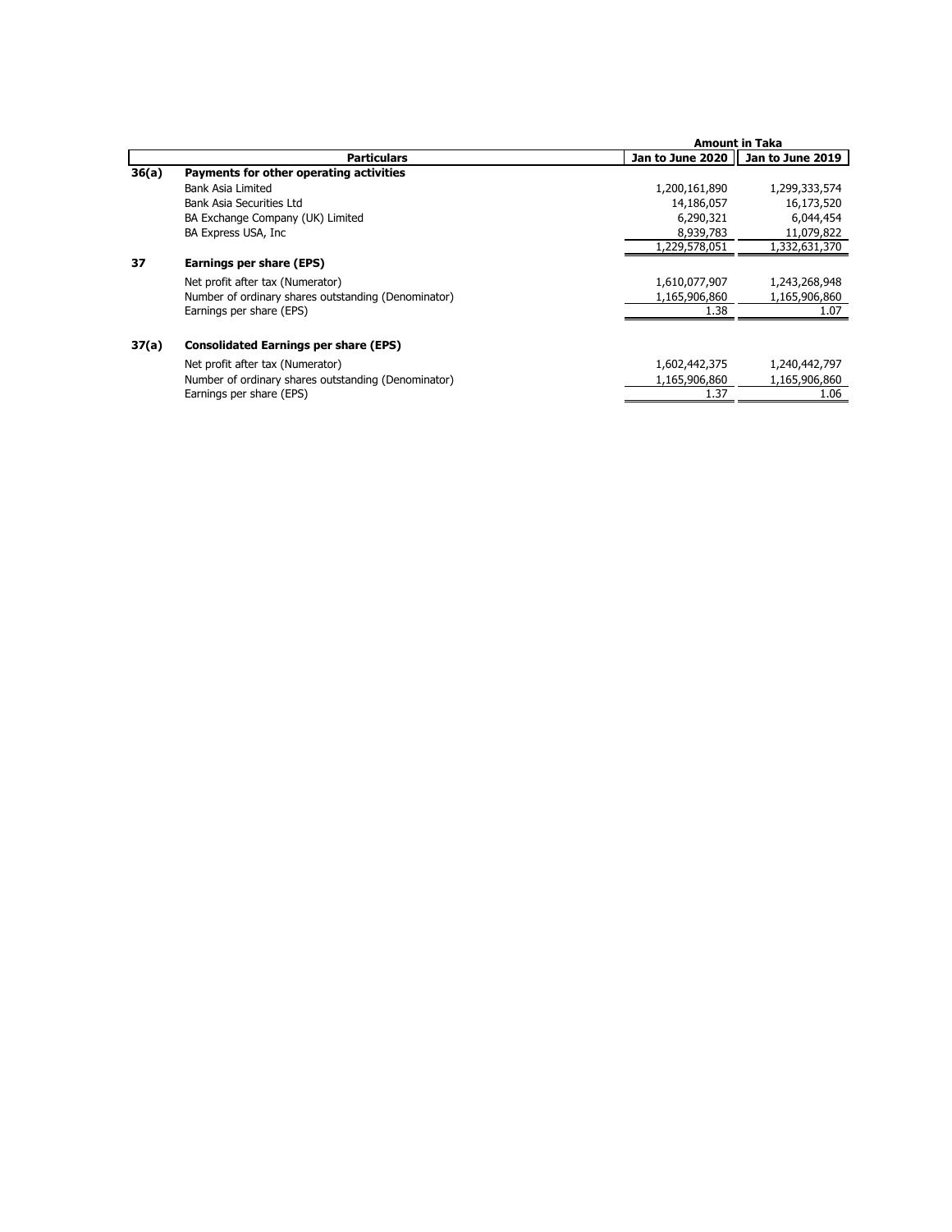| | Particulars | Amount in Taka | |
|---|---|---|---|
| | | Jan to June 2020 | Jan to June 2019 |
| **36(a)** | **Payments for other operating activities** | | |
| | Bank Asia Limited | 1,200,161,890 | 1,299,333,574 |
| | Bank Asia Securities Ltd | 14,186,057 | 16,173,520 |
| | BA Exchange Company (UK) Limited | 6,290,321 | 6,044,454 |
| | BA Express USA, Inc | 8,939,783 | 11,079,822 |
| | | 1,229,578,051 | 1,332,631,370 |
| **37** | **Earnings per share (EPS)** | | |
| | Net profit after tax (Numerator) | 1,610,077,907 | 1,243,268,948 |
| | Number of ordinary shares outstanding (Denominator) | 1,165,906,860 | 1,165,906,860 |
| | Earnings per share (EPS) | 1.38 | 1.07 |
| **37(a)** | **Consolidated Earnings per share (EPS)** | | |
| | Net profit after tax (Numerator) | 1,602,442,375 | 1,240,442,797 |
| | Number of ordinary shares outstanding (Denominator) | 1,165,906,860 | 1,165,906,860 |
| | Earnings per share (EPS) | 1.37 | 1.06 |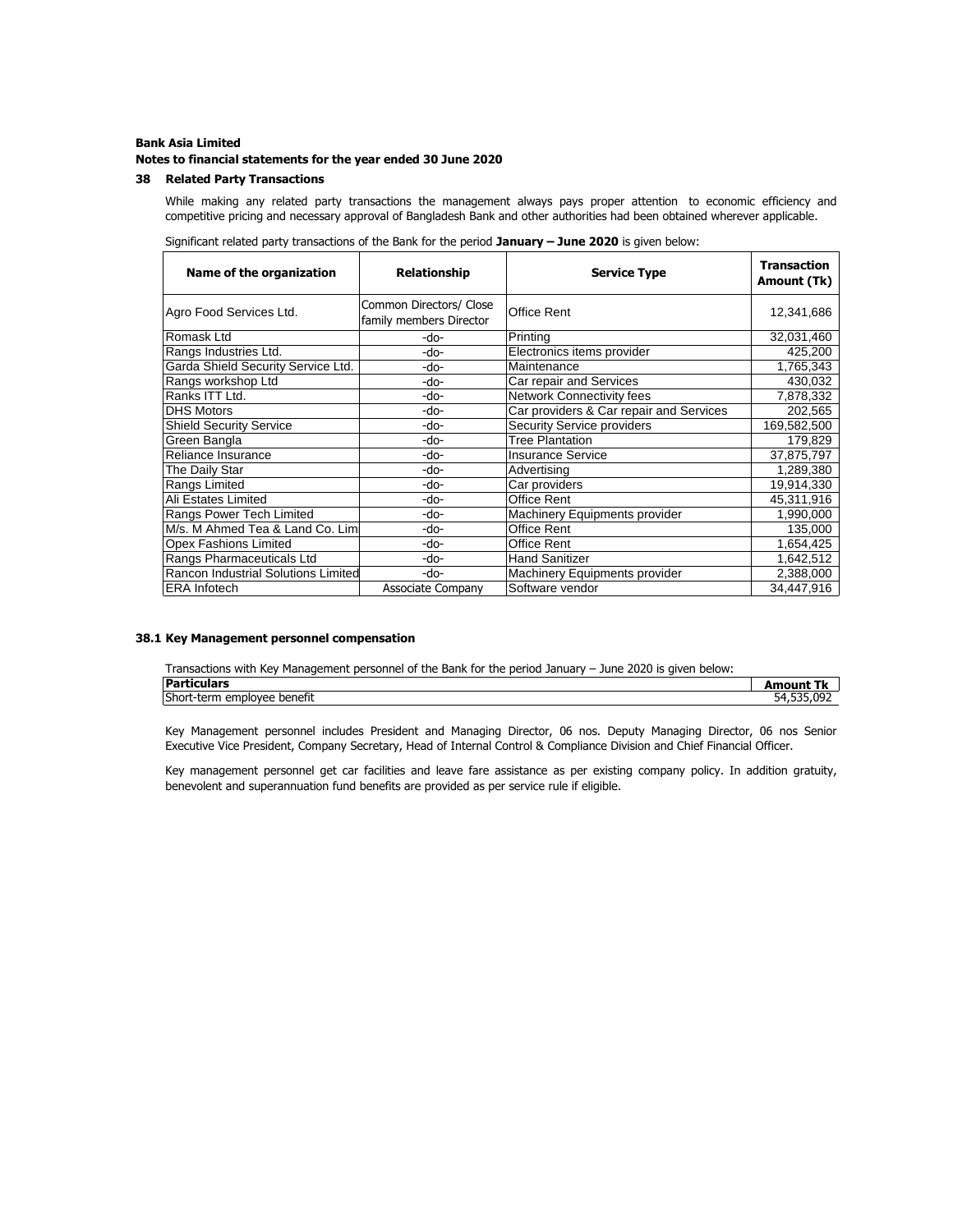**Bank Asia Limited**

**Notes to financial statements for the year ended 30 June 2020**

## 38 Related Party Transactions

While making any related party transactions the management always pays proper attention to economic efficiency and competitive pricing and necessary approval of Bangladesh Bank and other authorities had been obtained wherever applicable.

Significant related party transactions of the Bank for the period **January – June 2020** is given below:

| Name of the organization | Relationship | Service Type | Transaction Amount (Tk) |
|---|---|---|---|
| Agro Food Services Ltd. | Common Directors/ Close family members Director | Office Rent | 12,341,686 |
| Romask Ltd | -do- | Printing | 32,031,460 |
| Rangs Industries Ltd. | -do- | Electronics items provider | 425,200 |
| Garda Shield Security Service Ltd. | -do- | Maintenance | 1,765,343 |
| Rangs workshop Ltd | -do- | Car repair and Services | 430,032 |
| Ranks ITT Ltd. | -do- | Network Connectivity fees | 7,878,332 |
| DHS Motors | -do- | Car providers & Car repair and Services | 202,565 |
| Shield Security Service | -do- | Security Service providers | 169,582,500 |
| Green Bangla | -do- | Tree Plantation | 179,829 |
| Reliance Insurance | -do- | Insurance Service | 37,875,797 |
| The Daily Star | -do- | Advertising | 1,289,380 |
| Rangs Limited | -do- | Car providers | 19,914,330 |
| Ali Estates Limited | -do- | Office Rent | 45,311,916 |
| Rangs Power Tech Limited | -do- | Machinery Equipments provider | 1,990,000 |
| M/s. M Ahmed Tea & Land Co. Lim | -do- | Office Rent | 135,000 |
| Opex Fashions Limited | -do- | Office Rent | 1,654,425 |
| Rangs Pharmaceuticals Ltd | -do- | Hand Sanitizer | 1,642,512 |
| Rancon Industrial Solutions Limited | -do- | Machinery Equipments provider | 2,388,000 |
| ERA Infotech | Associate Company | Software vendor | 34,447,916 |

### 38.1 Key Management personnel compensation

Transactions with Key Management personnel of the Bank for the period January – June 2020 is given below:

| Particulars | Amount Tk |
|---|---|
| Short-term employee benefit | 54,535,092 |

Key Management personnel includes President and Managing Director, 06 nos. Deputy Managing Director, 06 nos Senior Executive Vice President, Company Secretary, Head of Internal Control & Compliance Division and Chief Financial Officer.

Key management personnel get car facilities and leave fare assistance as per existing company policy. In addition gratuity, benevolent and superannuation fund benefits are provided as per service rule if eligible.